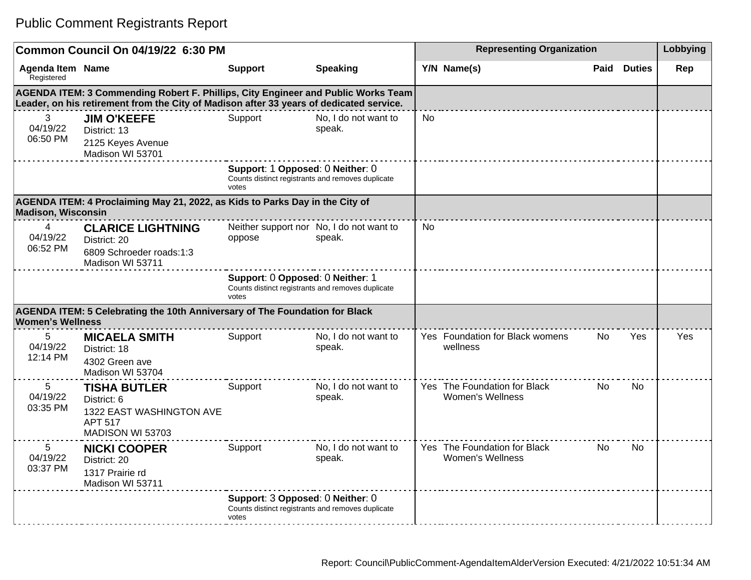# Public Comment Registrants Report

| Common Council On 04/19/22 6:30 PM | | | | Representing Organization | | | | Lobbying |
|---|---|---|---|---|---|---|---|---|
| **Agenda Item** Registered | **Name** | **Support** | **Speaking** | **Y/N** | **Name(s)** | **Paid** | **Duties** | **Rep** |
| **AGENDA ITEM: 3 Commending Robert F. Phillips, City Engineer and Public Works Team Leader, on his retirement from the City of Madison after 33 years of dedicated service.** | | | | | | | | |
| 3 04/19/22 06:50 PM | **JIM O'KEEFE** District: 13 2125 Keyes Avenue Madison WI 53701 | Support | No, I do not want to speak. | No | | | | |
| | | **Support**: 1 **Opposed**: 0 **Neither**: 0 Counts distinct registrants and removes duplicate votes | | | | | | |
| **AGENDA ITEM: 4 Proclaiming May 21, 2022, as Kids to Parks Day in the City of Madison, Wisconsin** | | | | | | | | |
| 4 04/19/22 06:52 PM | **CLARICE LIGHTNING** District: 20 6809 Schroeder roads:1:3 Madison WI 53711 | Neither support nor oppose | No, I do not want to speak. | No | | | | |
| | | **Support**: 0 **Opposed**: 0 **Neither**: 1 Counts distinct registrants and removes duplicate votes | | | | | | |
| **AGENDA ITEM: 5 Celebrating the 10th Anniversary of The Foundation for Black Women's Wellness** | | | | | | | | |
| 5 04/19/22 12:14 PM | **MICAELA SMITH** District: 18 4302 Green ave Madison WI 53704 | Support | No, I do not want to speak. | Yes | Foundation for Black womens wellness | No | Yes | Yes |
| 5 04/19/22 03:35 PM | **TISHA BUTLER** District: 6 1322 EAST WASHINGTON AVE APT 517 MADISON WI 53703 | Support | No, I do not want to speak. | Yes | The Foundation for Black Women's Wellness | No | No | |
| 5 04/19/22 03:37 PM | **NICKI COOPER** District: 20 1317 Prairie rd Madison WI 53711 | Support | No, I do not want to speak. | Yes | The Foundation for Black Women's Wellness | No | No | |
| | | **Support**: 3 **Opposed**: 0 **Neither**: 0 Counts distinct registrants and removes duplicate votes | | | | | | |

Report: Council\PublicComment-AgendaItemAlderVersion Executed: 4/21/2022 10:51:34 AM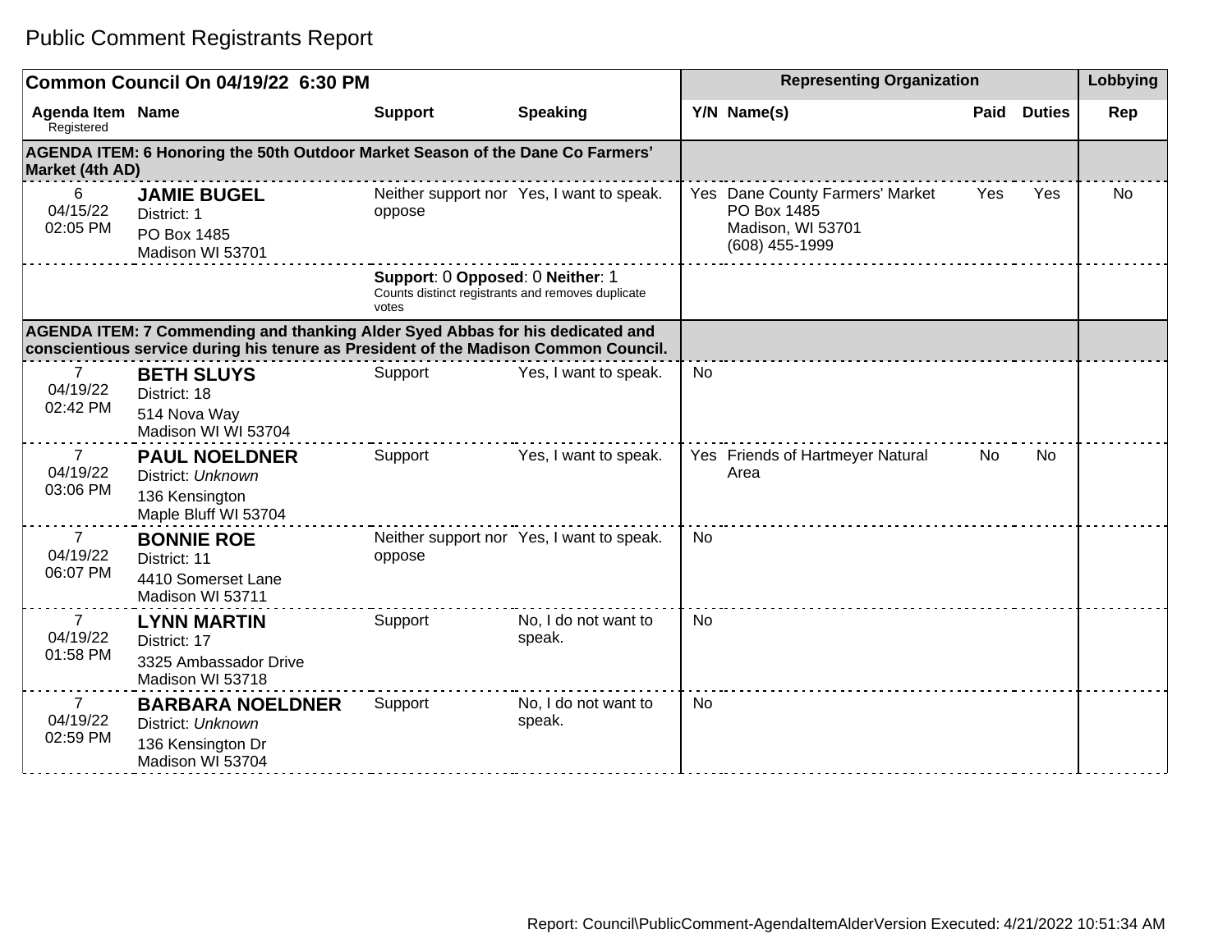# Public Comment Registrants Report

| Common Council On 04/19/22 6:30 PM | | | | Representing Organization | | | | Lobbying |
|---|---|---|---|---|---|---|---|---|
| Agenda Item Registered | Name | Support | Speaking | Y/N | Name(s) | Paid | Duties | Rep |
| **AGENDA ITEM: 6 Honoring the 50th Outdoor Market Season of the Dane Co Farmers' Market (4th AD)** | | | | | | | | |
| 6<br>04/15/22<br>02:05 PM | **JAMIE BUGEL**<br>District: 1<br>PO Box 1485<br>Madison WI 53701 | Neither support nor oppose | Yes, I want to speak. | Yes | Dane County Farmers' Market<br>PO Box 1485<br>Madison, WI 53701<br>(608) 455-1999 | Yes | Yes | No |
| | | **Support**: 0 **Opposed**: 0 **Neither**: 1<br>Counts distinct registrants and removes duplicate votes | | | | | | |
| **AGENDA ITEM: 7 Commending and thanking Alder Syed Abbas for his dedicated and conscientious service during his tenure as President of the Madison Common Council.** | | | | | | | | |
| 7<br>04/19/22<br>02:42 PM | **BETH SLUYS**<br>District: 18<br>514 Nova Way<br>Madison WI WI 53704 | Support | Yes, I want to speak. | No | | | | |
| 7<br>04/19/22<br>03:06 PM | **PAUL NOELDNER**<br>District: *Unknown*<br>136 Kensington<br>Maple Bluff WI 53704 | Support | Yes, I want to speak. | Yes | Friends of Hartmeyer Natural Area | No | No | |
| 7<br>04/19/22<br>06:07 PM | **BONNIE ROE**<br>District: 11<br>4410 Somerset Lane<br>Madison WI 53711 | Neither support nor oppose | Yes, I want to speak. | No | | | | |
| 7<br>04/19/22<br>01:58 PM | **LYNN MARTIN**<br>District: 17<br>3325 Ambassador Drive<br>Madison WI 53718 | Support | No, I do not want to speak. | No | | | | |
| 7<br>04/19/22<br>02:59 PM | **BARBARA NOELDNER**<br>District: *Unknown*<br>136 Kensington Dr<br>Madison WI 53704 | Support | No, I do not want to speak. | No | | | | |

Report: Council\PublicComment-AgendaItemAlderVersion Executed: 4/21/2022 10:51:34 AM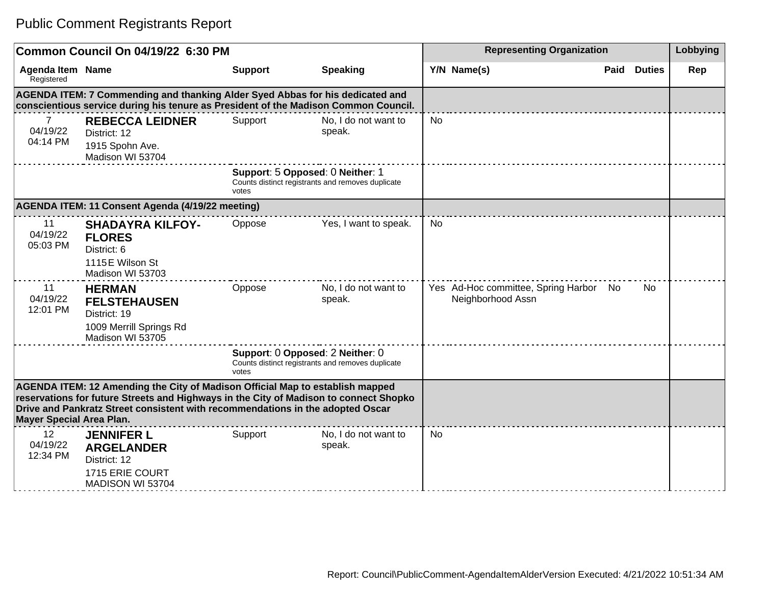# Public Comment Registrants Report

| Common Council On 04/19/22 6:30 PM | | | | Representing Organization | | | | Lobbying |
|---|---|---|---|---|---|---|---|---|
| Agenda Item Registered | Name | Support | Speaking | Y/N | Name(s) | Paid | Duties | Rep |
| **AGENDA ITEM: 7 Commending and thanking Alder Syed Abbas for his dedicated and conscientious service during his tenure as President of the Madison Common Council.** | | | | | | | | |
| 7 04/19/22 04:14 PM | **REBECCA LEIDNER** District: 12 1915 Spohn Ave. Madison WI 53704 | Support | No, I do not want to speak. | No | | | | |
| | | **Support**: 5 **Opposed**: 0 **Neither**: 1 Counts distinct registrants and removes duplicate votes | | | | | | |
| **AGENDA ITEM: 11 Consent Agenda (4/19/22 meeting)** | | | | | | | | |
| 11 04/19/22 05:03 PM | **SHADAYRA KILFOY-FLORES** District: 6 1115 E Wilson St Madison WI 53703 | Oppose | Yes, I want to speak. | No | | | | |
| 11 04/19/22 12:01 PM | **HERMAN FELSTEHAUSEN** District: 19 1009 Merrill Springs Rd Madison WI 53705 | Oppose | No, I do not want to speak. | Yes | Ad-Hoc committee, Spring Harbor Neighborhood Assn | No | No | |
| | | **Support**: 0 **Opposed**: 2 **Neither**: 0 Counts distinct registrants and removes duplicate votes | | | | | | |
| **AGENDA ITEM: 12 Amending the City of Madison Official Map to establish mapped reservations for future Streets and Highways in the City of Madison to connect Shopko Drive and Pankratz Street consistent with recommendations in the adopted Oscar Mayer Special Area Plan.** | | | | | | | | |
| 12 04/19/22 12:34 PM | **JENNIFER L ARGELANDER** District: 12 1715 ERIE COURT MADISON WI 53704 | Support | No, I do not want to speak. | No | | | | |

Report: Council\PublicComment-AgendaItemAlderVersion Executed: 4/21/2022 10:51:34 AM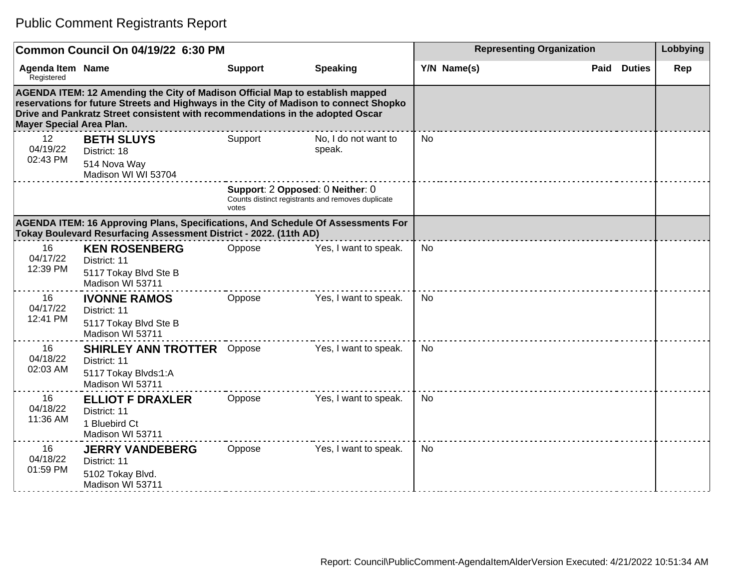# Public Comment Registrants Report

| Common Council On 04/19/22 6:30 PM | | | | Representing Organization | | | Lobbying |
|---|---|---|---|---|---|---|---|
| **Agenda Item** Registered | **Name** | **Support** | **Speaking** | **Y/N Name(s)** | **Paid** | **Duties** | **Rep** |
| **AGENDA ITEM: 12 Amending the City of Madison Official Map to establish mapped reservations for future Streets and Highways in the City of Madison to connect Shopko Drive and Pankratz Street consistent with recommendations in the adopted Oscar Mayer Special Area Plan.** | | | | | | | |
| 12 04/19/22 02:43 PM | **BETH SLUYS** District: 18 514 Nova Way Madison WI WI 53704 | Support | No, I do not want to speak. | No | | | |
| | | **Support**: 2 **Opposed**: 0 **Neither**: 0 Counts distinct registrants and removes duplicate votes | | | | | |
| **AGENDA ITEM: 16 Approving Plans, Specifications, And Schedule Of Assessments For Tokay Boulevard Resurfacing Assessment District - 2022. (11th AD)** | | | | | | | |
| 16 04/17/22 12:39 PM | **KEN ROSENBERG** District: 11 5117 Tokay Blvd Ste B Madison WI 53711 | Oppose | Yes, I want to speak. | No | | | |
| 16 04/17/22 12:41 PM | **IVONNE RAMOS** District: 11 5117 Tokay Blvd Ste B Madison WI 53711 | Oppose | Yes, I want to speak. | No | | | |
| 16 04/18/22 02:03 AM | **SHIRLEY ANN TROTTER** District: 11 5117 Tokay Blvds:1:A Madison WI 53711 | Oppose | Yes, I want to speak. | No | | | |
| 16 04/18/22 11:36 AM | **ELLIOT F DRAXLER** District: 11 1 Bluebird Ct Madison WI 53711 | Oppose | Yes, I want to speak. | No | | | |
| 16 04/18/22 01:59 PM | **JERRY VANDEBERG** District: 11 5102 Tokay Blvd. Madison WI 53711 | Oppose | Yes, I want to speak. | No | | | |

Report: Council\PublicComment-AgendaItemAlderVersion Executed: 4/21/2022 10:51:34 AM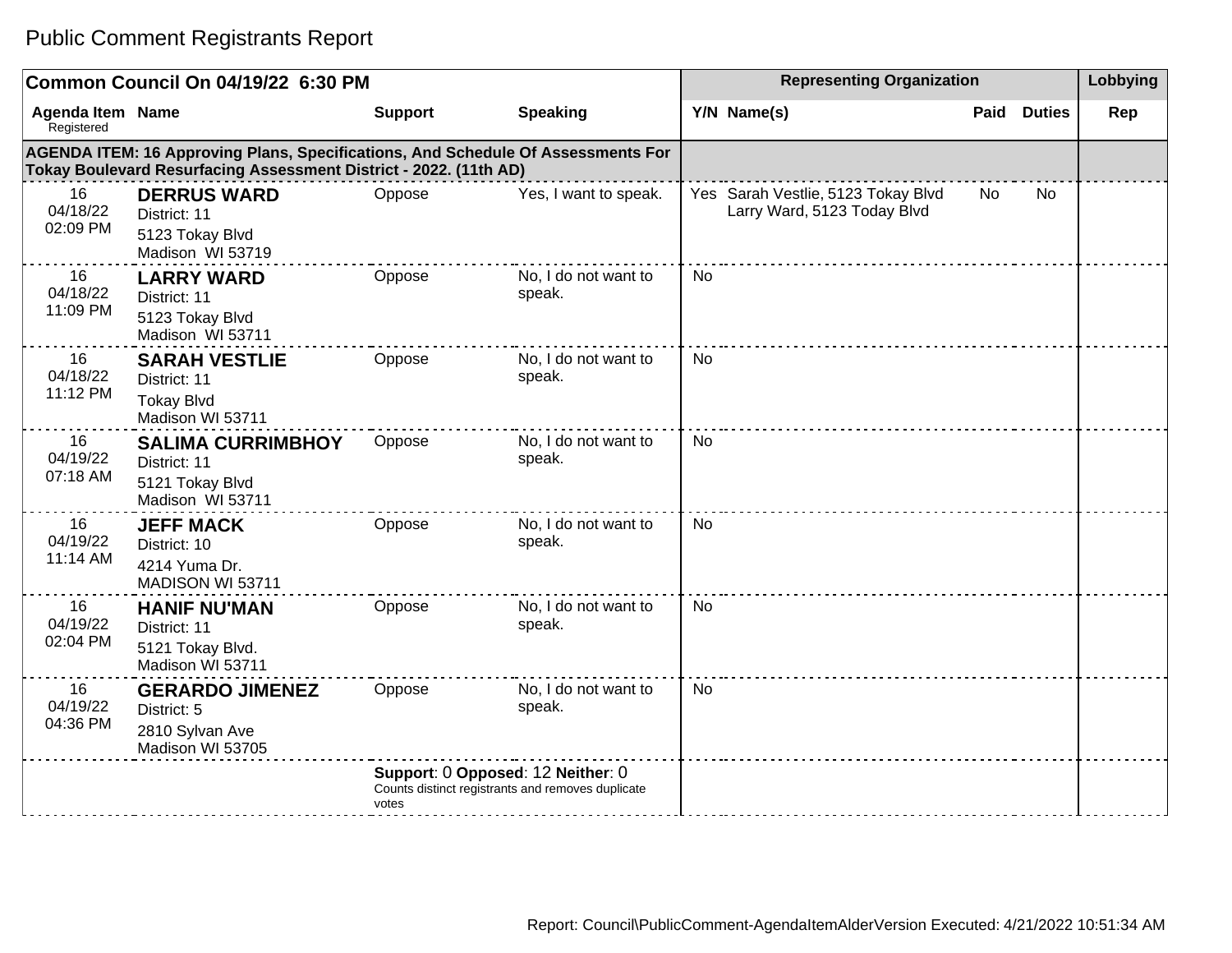# Public Comment Registrants Report

| Common Council On 04/19/22 6:30 PM | | | | Representing Organization | | | | Lobbying |
|---|---|---|---|---|---|---|---|---|
| **Agenda Item** Registered | **Name** | **Support** | **Speaking** | **Y/N** | **Name(s)** | **Paid** | **Duties** | **Rep** |
| **AGENDA ITEM: 16 Approving Plans, Specifications, And Schedule Of Assessments For Tokay Boulevard Resurfacing Assessment District - 2022. (11th AD)** | | | | | | | | |
| 16 04/18/22 02:09 PM | **DERRUS WARD** District: 11 5123 Tokay Blvd Madison WI 53719 | Oppose | Yes, I want to speak. | Yes | Sarah Vestlie, 5123 Tokay Blvd Larry Ward, 5123 Today Blvd | No | No | |
| 16 04/18/22 11:09 PM | **LARRY WARD** District: 11 5123 Tokay Blvd Madison WI 53711 | Oppose | No, I do not want to speak. | No | | | | |
| 16 04/18/22 11:12 PM | **SARAH VESTLIE** District: 11 Tokay Blvd Madison WI 53711 | Oppose | No, I do not want to speak. | No | | | | |
| 16 04/19/22 07:18 AM | **SALIMA CURRIMBHOY** District: 11 5121 Tokay Blvd Madison WI 53711 | Oppose | No, I do not want to speak. | No | | | | |
| 16 04/19/22 11:14 AM | **JEFF MACK** District: 10 4214 Yuma Dr. MADISON WI 53711 | Oppose | No, I do not want to speak. | No | | | | |
| 16 04/19/22 02:04 PM | **HANIF NU'MAN** District: 11 5121 Tokay Blvd. Madison WI 53711 | Oppose | No, I do not want to speak. | No | | | | |
| 16 04/19/22 04:36 PM | **GERARDO JIMENEZ** District: 5 2810 Sylvan Ave Madison WI 53705 | Oppose | No, I do not want to speak. | No | | | | |
| | | **Support**: 0 **Opposed**: 12 **Neither**: 0 Counts distinct registrants and removes duplicate votes | | | | | | |

Report: Council\PublicComment-AgendaItemAlderVersion Executed: 4/21/2022 10:51:34 AM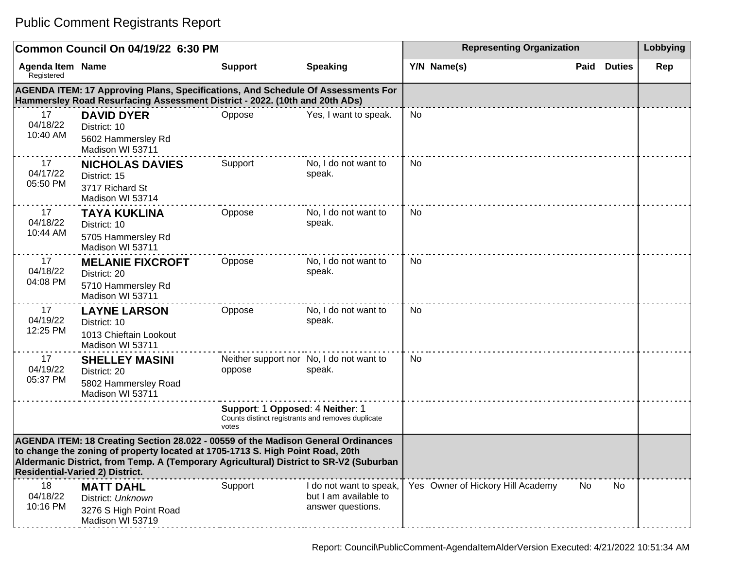# Public Comment Registrants Report

| Common Council On 04/19/22 6:30 PM | | | | Representing Organization | | | | Lobbying |
|---|---|---|---|---|---|---|---|---|
| **Agenda Item** Registered | **Name** | **Support** | **Speaking** | **Y/N** | **Name(s)** | **Paid** | **Duties** | **Rep** |
| **AGENDA ITEM: 17 Approving Plans, Specifications, And Schedule Of Assessments For Hammersley Road Resurfacing Assessment District - 2022. (10th and 20th ADs)** | | | | | | | | |
| 17 04/18/22 10:40 AM | **DAVID DYER** District: 10 5602 Hammersley Rd Madison WI 53711 | Oppose | Yes, I want to speak. | No | | | | |
| 17 04/17/22 05:50 PM | **NICHOLAS DAVIES** District: 15 3717 Richard St Madison WI 53714 | Support | No, I do not want to speak. | No | | | | |
| 17 04/18/22 10:44 AM | **TAYA KUKLINA** District: 10 5705 Hammersley Rd Madison WI 53711 | Oppose | No, I do not want to speak. | No | | | | |
| 17 04/18/22 04:08 PM | **MELANIE FIXCROFT** District: 20 5710 Hammersley Rd Madison WI 53711 | Oppose | No, I do not want to speak. | No | | | | |
| 17 04/19/22 12:25 PM | **LAYNE LARSON** District: 10 1013 Chieftain Lookout Madison WI 53711 | Oppose | No, I do not want to speak. | No | | | | |
| 17 04/19/22 05:37 PM | **SHELLEY MASINI** District: 20 5802 Hammersley Road Madison WI 53711 | Neither support nor oppose | No, I do not want to speak. | No | | | | |
| | | **Support**: 1 **Opposed**: 4 **Neither**: 1 Counts distinct registrants and removes duplicate votes | | | | | | |
| **AGENDA ITEM: 18 Creating Section 28.022 - 00559 of the Madison General Ordinances to change the zoning of property located at 1705-1713 S. High Point Road, 20th Aldermanic District, from Temp. A (Temporary Agricultural) District to SR-V2 (Suburban Residential-Varied 2) District.** | | | | | | | | |
| 18 04/18/22 10:16 PM | **MATT DAHL** District: *Unknown* 3276 S High Point Road Madison WI 53719 | Support | I do not want to speak, but I am available to answer questions. | Yes | Owner of Hickory Hill Academy | No | No | |

Report: Council\PublicComment-AgendaItemAlderVersion Executed: 4/21/2022 10:51:34 AM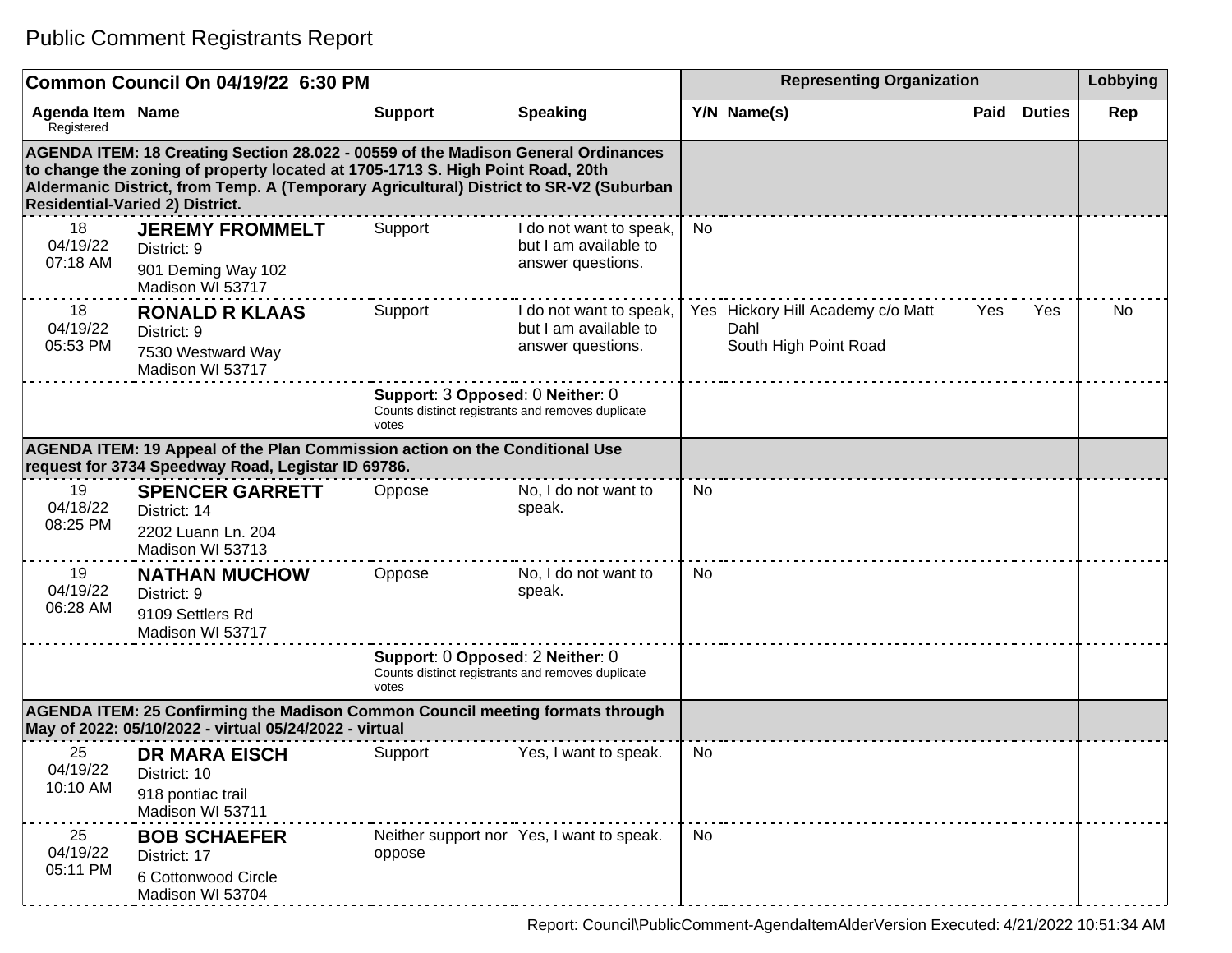# Public Comment Registrants Report

| Common Council On 04/19/22 6:30 PM | | | | Representing Organization | | | | Lobbying |
|---|---|---|---|---|---|---|---|---|
| Agenda Item Registered | Name | Support | Speaking | Y/N | Name(s) | Paid | Duties | Rep |
| **AGENDA ITEM: 18 Creating Section 28.022 - 00559 of the Madison General Ordinances to change the zoning of property located at 1705-1713 S. High Point Road, 20th Aldermanic District, from Temp. A (Temporary Agricultural) District to SR-V2 (Suburban Residential-Varied 2) District.** | | | | | | | | |
| 18 04/19/22 07:18 AM | **JEREMY FROMMELT** District: 9 901 Deming Way 102 Madison WI 53717 | Support | I do not want to speak, but I am available to answer questions. | No | | | | |
| 18 04/19/22 05:53 PM | **RONALD R KLAAS** District: 9 7530 Westward Way Madison WI 53717 | Support | I do not want to speak, but I am available to answer questions. | Yes | Hickory Hill Academy c/o Matt Dahl South High Point Road | Yes | Yes | No |
| | | **Support**: 3 **Opposed**: 0 **Neither**: 0 Counts distinct registrants and removes duplicate votes | | | | | | |
| **AGENDA ITEM: 19 Appeal of the Plan Commission action on the Conditional Use request for 3734 Speedway Road, Legistar ID 69786.** | | | | | | | | |
| 19 04/18/22 08:25 PM | **SPENCER GARRETT** District: 14 2202 Luann Ln. 204 Madison WI 53713 | Oppose | No, I do not want to speak. | No | | | | |
| 19 04/19/22 06:28 AM | **NATHAN MUCHOW** District: 9 9109 Settlers Rd Madison WI 53717 | Oppose | No, I do not want to speak. | No | | | | |
| | | **Support**: 0 **Opposed**: 2 **Neither**: 0 Counts distinct registrants and removes duplicate votes | | | | | | |
| **AGENDA ITEM: 25 Confirming the Madison Common Council meeting formats through May of 2022: 05/10/2022 - virtual 05/24/2022 - virtual** | | | | | | | | |
| 25 04/19/22 10:10 AM | **DR MARA EISCH** District: 10 918 pontiac trail Madison WI 53711 | Support | Yes, I want to speak. | No | | | | |
| 25 04/19/22 05:11 PM | **BOB SCHAEFER** District: 17 6 Cottonwood Circle Madison WI 53704 | Neither support nor oppose | Yes, I want to speak. | No | | | | |

Report: Council\PublicComment-AgendaItemAlderVersion Executed: 4/21/2022 10:51:34 AM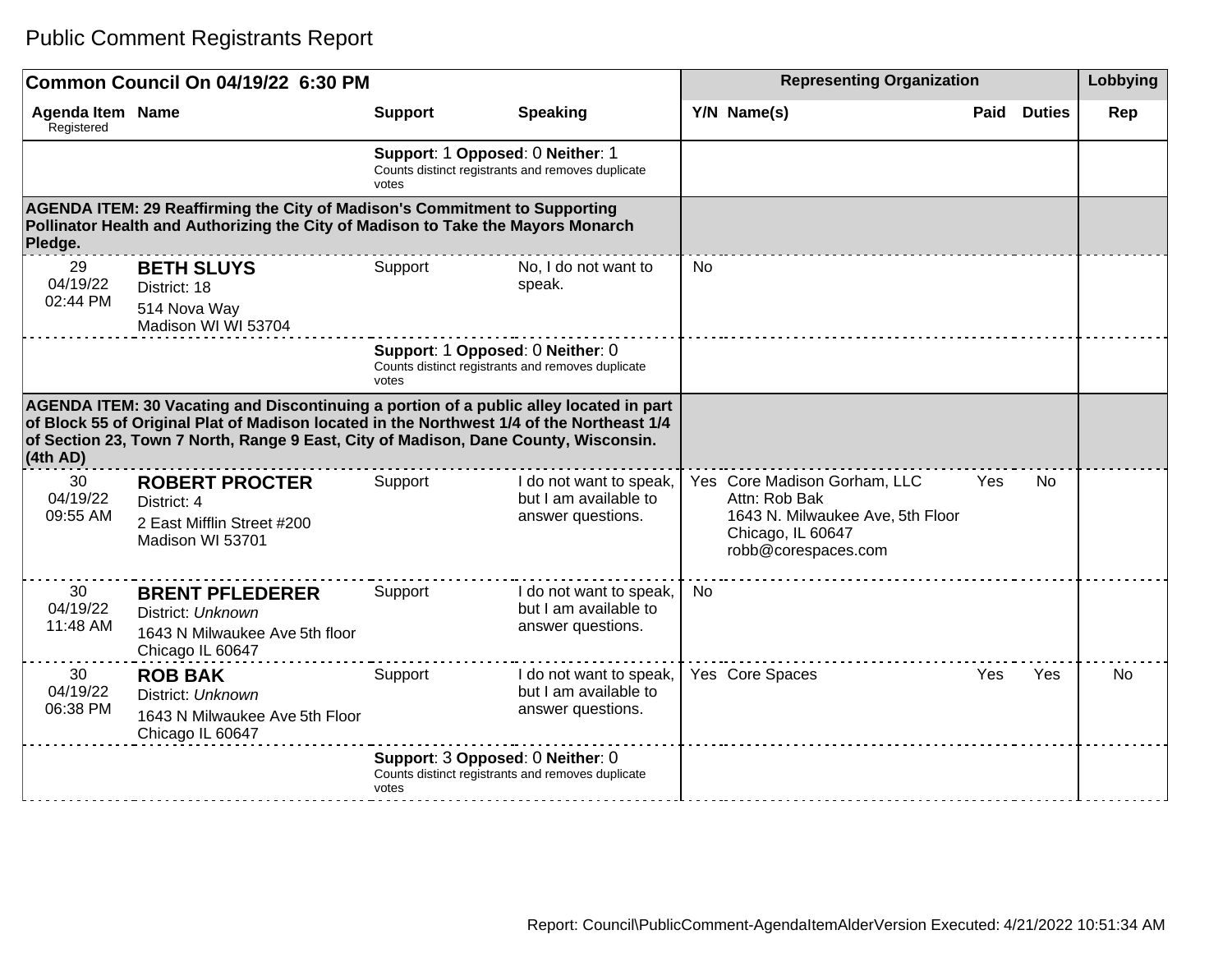# Public Comment Registrants Report

| Common Council On 04/19/22 6:30 PM | | | | Representing Organization | | | | Lobbying |
|---|---|---|---|---|---|---|---|---|
| **Agenda Item** Registered | **Name** | **Support** | **Speaking** | **Y/N** | **Name(s)** | **Paid** | **Duties** | **Rep** |
| | | **Support**: 1 **Opposed**: 0 **Neither**: 1 Counts distinct registrants and removes duplicate votes | | | | | | |
| **AGENDA ITEM: 29 Reaffirming the City of Madison's Commitment to Supporting Pollinator Health and Authorizing the City of Madison to Take the Mayors Monarch Pledge.** | | | | | | | | |
| 29 04/19/22 02:44 PM | **BETH SLUYS** District: 18 514 Nova Way Madison WI WI 53704 | Support | No, I do not want to speak. | No | | | | |
| | | **Support**: 1 **Opposed**: 0 **Neither**: 0 Counts distinct registrants and removes duplicate votes | | | | | | |
| **AGENDA ITEM: 30 Vacating and Discontinuing a portion of a public alley located in part of Block 55 of Original Plat of Madison located in the Northwest 1/4 of the Northeast 1/4 of Section 23, Town 7 North, Range 9 East, City of Madison, Dane County, Wisconsin. (4th AD)** | | | | | | | | |
| 30 04/19/22 09:55 AM | **ROBERT PROCTER** District: 4 2 East Mifflin Street #200 Madison WI 53701 | Support | I do not want to speak, but I am available to answer questions. | Yes | Core Madison Gorham, LLC Attn: Rob Bak 1643 N. Milwaukee Ave, 5th Floor Chicago, IL 60647 robb@corespaces.com | Yes | No | |
| 30 04/19/22 11:48 AM | **BRENT PFLEDERER** District: *Unknown* 1643 N Milwaukee Ave 5th floor Chicago IL 60647 | Support | I do not want to speak, but I am available to answer questions. | No | | | | |
| 30 04/19/22 06:38 PM | **ROB BAK** District: *Unknown* 1643 N Milwaukee Ave 5th Floor Chicago IL 60647 | Support | I do not want to speak, but I am available to answer questions. | Yes | Core Spaces | Yes | Yes | No |
| | | **Support**: 3 **Opposed**: 0 **Neither**: 0 Counts distinct registrants and removes duplicate votes | | | | | | |

Report: Council\PublicComment-AgendaItemAlderVersion Executed: 4/21/2022 10:51:34 AM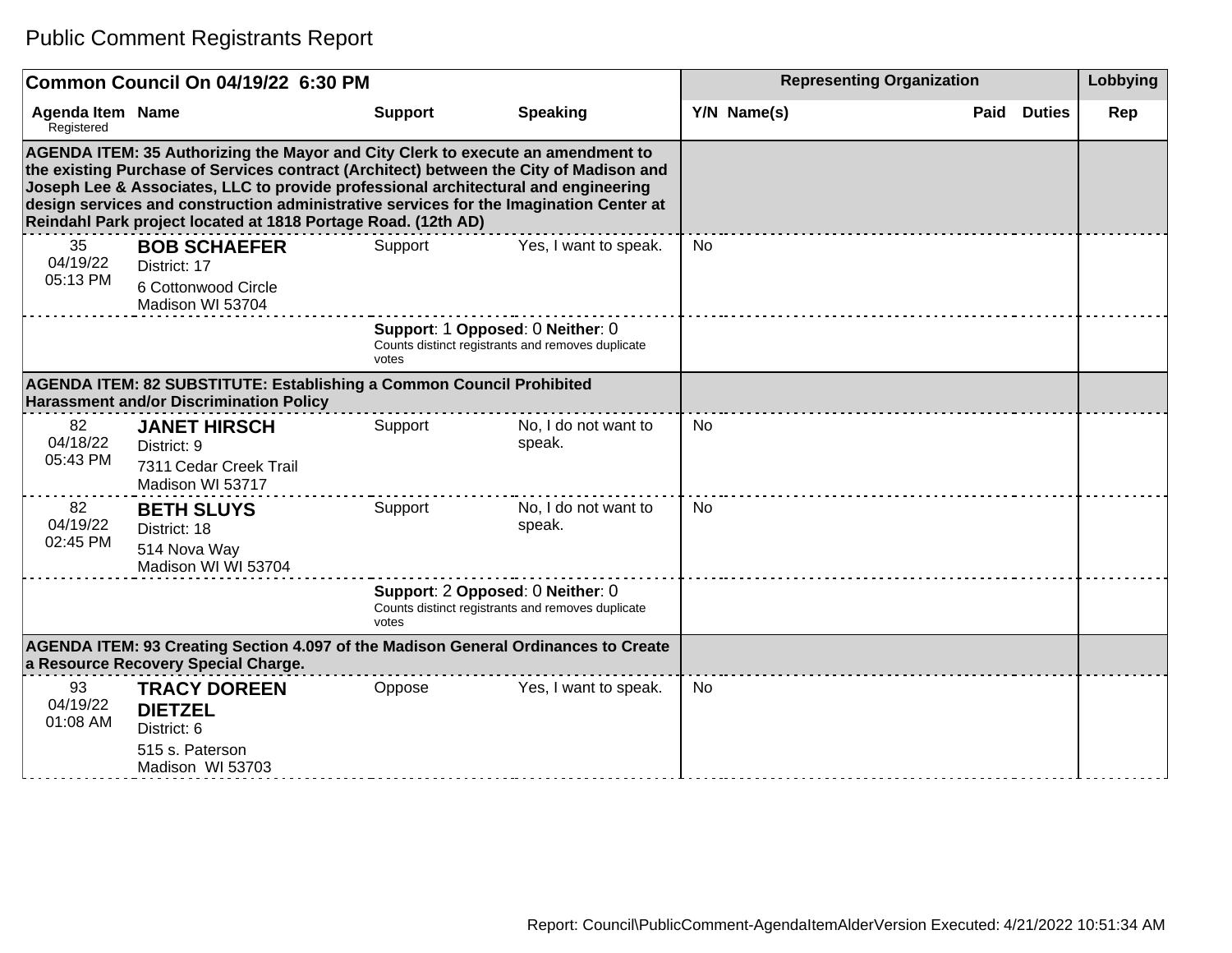# Public Comment Registrants Report

| Common Council On 04/19/22 6:30 PM | | | | Representing Organization | | | | Lobbying |
|---|---|---|---|---|---|---|---|---|
| **Agenda Item** Registered | **Name** | **Support** | **Speaking** | **Y/N** | **Name(s)** | **Paid** | **Duties** | **Rep** |
| **AGENDA ITEM: 35 Authorizing the Mayor and City Clerk to execute an amendment to the existing Purchase of Services contract (Architect) between the City of Madison and Joseph Lee & Associates, LLC to provide professional architectural and engineering design services and construction administrative services for the Imagination Center at Reindahl Park project located at 1818 Portage Road. (12th AD)** | | | | | | | | |
| 35 04/19/22 05:13 PM | **BOB SCHAEFER** District: 17 6 Cottonwood Circle Madison WI 53704 | Support | Yes, I want to speak. | No | | | | |
| | | **Support**: 1 **Opposed**: 0 **Neither**: 0 Counts distinct registrants and removes duplicate votes | | | | | | |
| **AGENDA ITEM: 82 SUBSTITUTE: Establishing a Common Council Prohibited Harassment and/or Discrimination Policy** | | | | | | | | |
| 82 04/18/22 05:43 PM | **JANET HIRSCH** District: 9 7311 Cedar Creek Trail Madison WI 53717 | Support | No, I do not want to speak. | No | | | | |
| 82 04/19/22 02:45 PM | **BETH SLUYS** District: 18 514 Nova Way Madison WI WI 53704 | Support | No, I do not want to speak. | No | | | | |
| | | **Support**: 2 **Opposed**: 0 **Neither**: 0 Counts distinct registrants and removes duplicate votes | | | | | | |
| **AGENDA ITEM: 93 Creating Section 4.097 of the Madison General Ordinances to Create a Resource Recovery Special Charge.** | | | | | | | | |
| 93 04/19/22 01:08 AM | **TRACY DOREEN DIETZEL** District: 6 515 s. Paterson Madison WI 53703 | Oppose | Yes, I want to speak. | No | | | | |

Report: Council\PublicComment-AgendaItemAlderVersion Executed: 4/21/2022 10:51:34 AM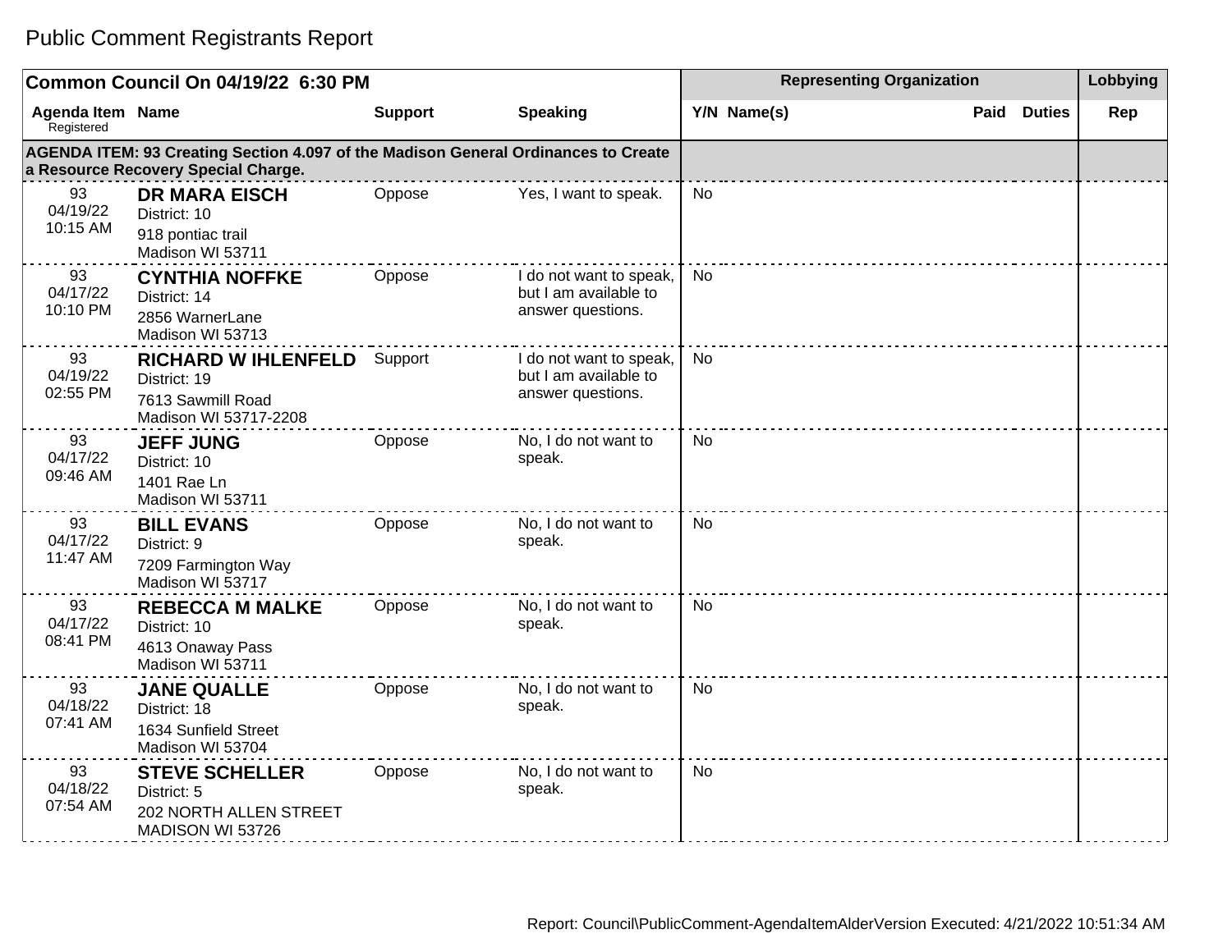# Public Comment Registrants Report

| Common Council On 04/19/22 6:30 PM | | | | Representing Organization | | | | Lobbying |
|---|---|---|---|---|---|---|---|---|
| Agenda Item Registered | Name | Support | Speaking | Y/N | Name(s) | Paid | Duties | Rep |
| **AGENDA ITEM: 93 Creating Section 4.097 of the Madison General Ordinances to Create a Resource Recovery Special Charge.** | | | | | | | | |
| 93 04/19/22 10:15 AM | **DR MARA EISCH** District: 10 918 pontiac trail Madison WI 53711 | Oppose | Yes, I want to speak. | No | | | | |
| 93 04/17/22 10:10 PM | **CYNTHIA NOFFKE** District: 14 2856 WarnerLane Madison WI 53713 | Oppose | I do not want to speak, but I am available to answer questions. | No | | | | |
| 93 04/19/22 02:55 PM | **RICHARD W IHLENFELD** District: 19 7613 Sawmill Road Madison WI 53717-2208 | Support | I do not want to speak, but I am available to answer questions. | No | | | | |
| 93 04/17/22 09:46 AM | **JEFF JUNG** District: 10 1401 Rae Ln Madison WI 53711 | Oppose | No, I do not want to speak. | No | | | | |
| 93 04/17/22 11:47 AM | **BILL EVANS** District: 9 7209 Farmington Way Madison WI 53717 | Oppose | No, I do not want to speak. | No | | | | |
| 93 04/17/22 08:41 PM | **REBECCA M MALKE** District: 10 4613 Onaway Pass Madison WI 53711 | Oppose | No, I do not want to speak. | No | | | | |
| 93 04/18/22 07:41 AM | **JANE QUALLE** District: 18 1634 Sunfield Street Madison WI 53704 | Oppose | No, I do not want to speak. | No | | | | |
| 93 04/18/22 07:54 AM | **STEVE SCHELLER** District: 5 202 NORTH ALLEN STREET MADISON WI 53726 | Oppose | No, I do not want to speak. | No | | | | |

Report: Council\PublicComment-AgendaItemAlderVersion Executed: 4/21/2022 10:51:34 AM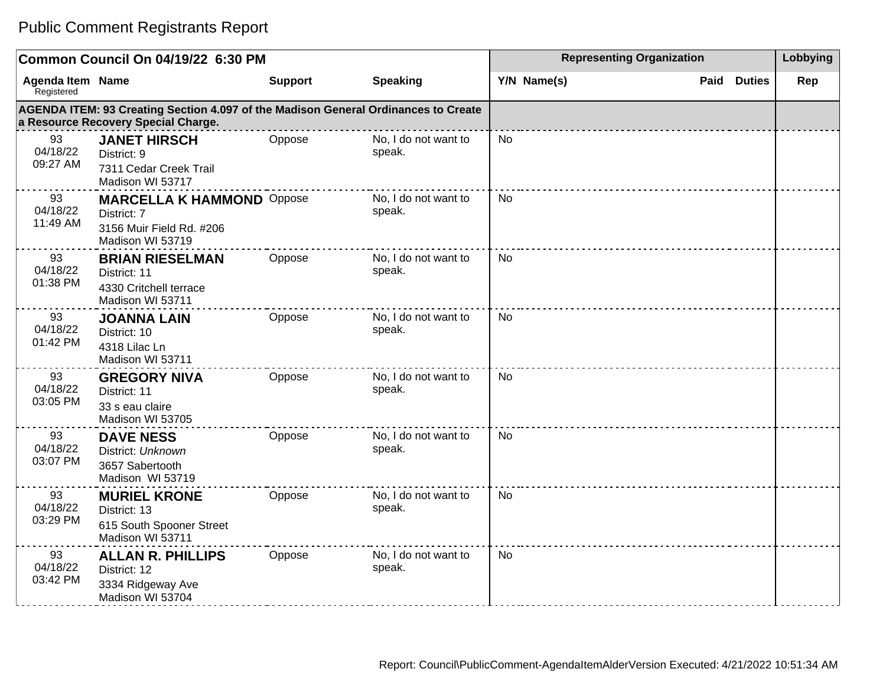# Public Comment Registrants Report

| Common Council On 04/19/22 6:30 PM | | | | Representing Organization | | | | Lobbying |
|---|---|---|---|---|---|---|---|---|
| Agenda Item Registered | Name | Support | Speaking | Y/N | Name(s) | Paid | Duties | Rep |
| **AGENDA ITEM: 93 Creating Section 4.097 of the Madison General Ordinances to Create a Resource Recovery Special Charge.** | | | | | | | | |
| 93 04/18/22 09:27 AM | **JANET HIRSCH** District: 9 7311 Cedar Creek Trail Madison WI 53717 | Oppose | No, I do not want to speak. | No | | | | |
| 93 04/18/22 11:49 AM | **MARCELLA K HAMMOND** District: 7 3156 Muir Field Rd. #206 Madison WI 53719 | Oppose | No, I do not want to speak. | No | | | | |
| 93 04/18/22 01:38 PM | **BRIAN RIESELMAN** District: 11 4330 Critchell terrace Madison WI 53711 | Oppose | No, I do not want to speak. | No | | | | |
| 93 04/18/22 01:42 PM | **JOANNA LAIN** District: 10 4318 Lilac Ln Madison WI 53711 | Oppose | No, I do not want to speak. | No | | | | |
| 93 04/18/22 03:05 PM | **GREGORY NIVA** District: 11 33 s eau claire Madison WI 53705 | Oppose | No, I do not want to speak. | No | | | | |
| 93 04/18/22 03:07 PM | **DAVE NESS** District: *Unknown* 3657 Sabertooth Madison WI 53719 | Oppose | No, I do not want to speak. | No | | | | |
| 93 04/18/22 03:29 PM | **MURIEL KRONE** District: 13 615 South Spooner Street Madison WI 53711 | Oppose | No, I do not want to speak. | No | | | | |
| 93 04/18/22 03:42 PM | **ALLAN R. PHILLIPS** District: 12 3334 Ridgeway Ave Madison WI 53704 | Oppose | No, I do not want to speak. | No | | | | |

Report: Council\PublicComment-AgendaItemAlderVersion Executed: 4/21/2022 10:51:34 AM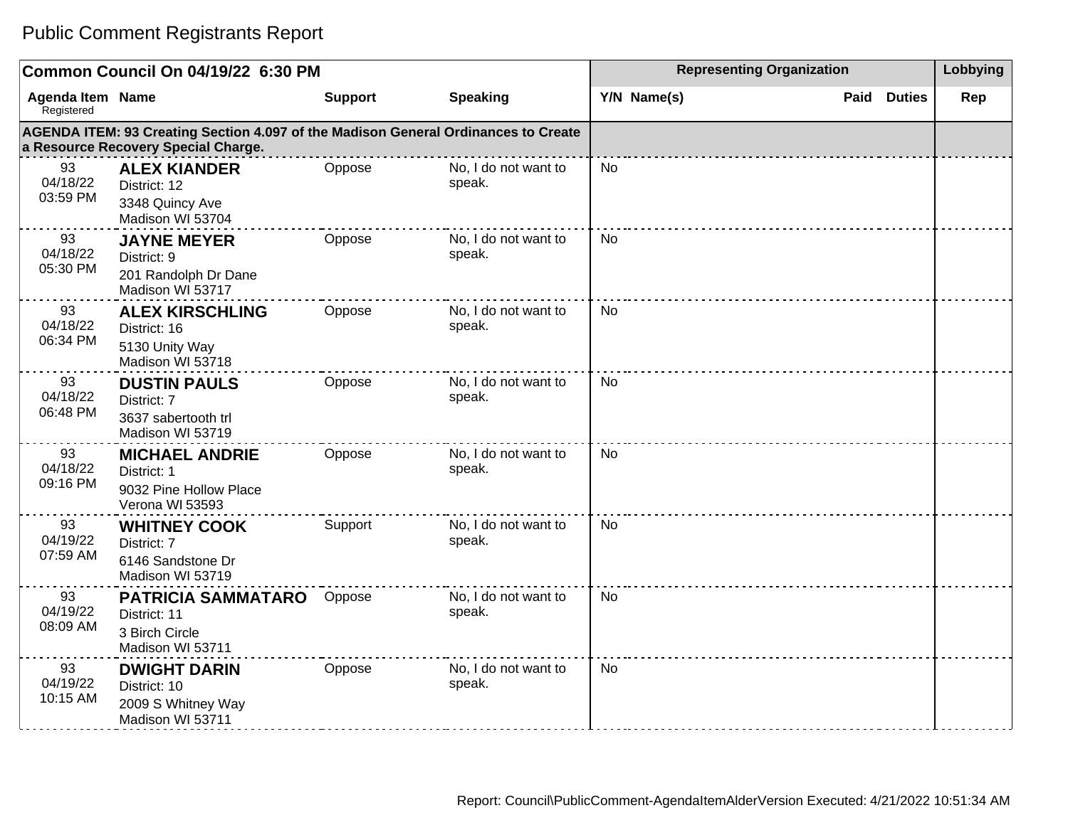# Public Comment Registrants Report

| Common Council On 04/19/22 6:30 PM | | | | Representing Organization | | | | Lobbying |
|---|---|---|---|---|---|---|---|---|
| Agenda Item Registered | Name | Support | Speaking | Y/N | Name(s) | Paid | Duties | Rep |
| **AGENDA ITEM: 93 Creating Section 4.097 of the Madison General Ordinances to Create a Resource Recovery Special Charge.** | | | | | | | | |
| 93 04/18/22 03:59 PM | **ALEX KIANDER** District: 12 3348 Quincy Ave Madison WI 53704 | Oppose | No, I do not want to speak. | No | | | | |
| 93 04/18/22 05:30 PM | **JAYNE MEYER** District: 9 201 Randolph Dr Dane Madison WI 53717 | Oppose | No, I do not want to speak. | No | | | | |
| 93 04/18/22 06:34 PM | **ALEX KIRSCHLING** District: 16 5130 Unity Way Madison WI 53718 | Oppose | No, I do not want to speak. | No | | | | |
| 93 04/18/22 06:48 PM | **DUSTIN PAULS** District: 7 3637 sabertooth trl Madison WI 53719 | Oppose | No, I do not want to speak. | No | | | | |
| 93 04/18/22 09:16 PM | **MICHAEL ANDRIE** District: 1 9032 Pine Hollow Place Verona WI 53593 | Oppose | No, I do not want to speak. | No | | | | |
| 93 04/19/22 07:59 AM | **WHITNEY COOK** District: 7 6146 Sandstone Dr Madison WI 53719 | Support | No, I do not want to speak. | No | | | | |
| 93 04/19/22 08:09 AM | **PATRICIA SAMMATARO** District: 11 3 Birch Circle Madison WI 53711 | Oppose | No, I do not want to speak. | No | | | | |
| 93 04/19/22 10:15 AM | **DWIGHT DARIN** District: 10 2009 S Whitney Way Madison WI 53711 | Oppose | No, I do not want to speak. | No | | | | |

Report: Council\PublicComment-AgendaItemAlderVersion Executed: 4/21/2022 10:51:34 AM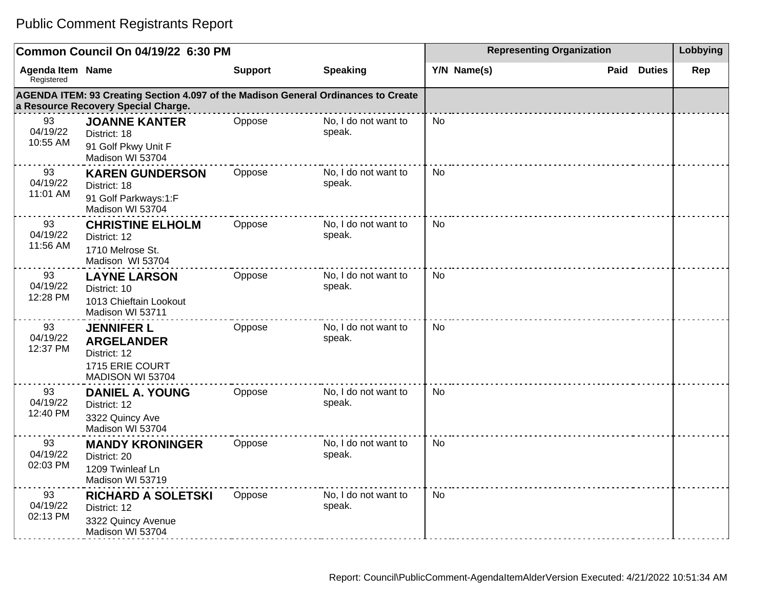# Public Comment Registrants Report

| Common Council On 04/19/22 6:30 PM | | | | Representing Organization | | | | Lobbying |
|---|---|---|---|---|---|---|---|---|
| Agenda Item Registered | Name | Support | Speaking | Y/N | Name(s) | Paid | Duties | Rep |
| **AGENDA ITEM: 93 Creating Section 4.097 of the Madison General Ordinances to Create a Resource Recovery Special Charge.** | | | | | | | | |
| 93 04/19/22 10:55 AM | **JOANNE KANTER** District: 18 91 Golf Pkwy Unit F Madison WI 53704 | Oppose | No, I do not want to speak. | No | | | | |
| 93 04/19/22 11:01 AM | **KAREN GUNDERSON** District: 18 91 Golf Parkways:1:F Madison WI 53704 | Oppose | No, I do not want to speak. | No | | | | |
| 93 04/19/22 11:56 AM | **CHRISTINE ELHOLM** District: 12 1710 Melrose St. Madison WI 53704 | Oppose | No, I do not want to speak. | No | | | | |
| 93 04/19/22 12:28 PM | **LAYNE LARSON** District: 10 1013 Chieftain Lookout Madison WI 53711 | Oppose | No, I do not want to speak. | No | | | | |
| 93 04/19/22 12:37 PM | **JENNIFER L ARGELANDER** District: 12 1715 ERIE COURT MADISON WI 53704 | Oppose | No, I do not want to speak. | No | | | | |
| 93 04/19/22 12:40 PM | **DANIEL A. YOUNG** District: 12 3322 Quincy Ave Madison WI 53704 | Oppose | No, I do not want to speak. | No | | | | |
| 93 04/19/22 02:03 PM | **MANDY KRONINGER** District: 20 1209 Twinleaf Ln Madison WI 53719 | Oppose | No, I do not want to speak. | No | | | | |
| 93 04/19/22 02:13 PM | **RICHARD A SOLETSKI** District: 12 3322 Quincy Avenue Madison WI 53704 | Oppose | No, I do not want to speak. | No | | | | |

Report: Council\PublicComment-AgendaItemAlderVersion Executed: 4/21/2022 10:51:34 AM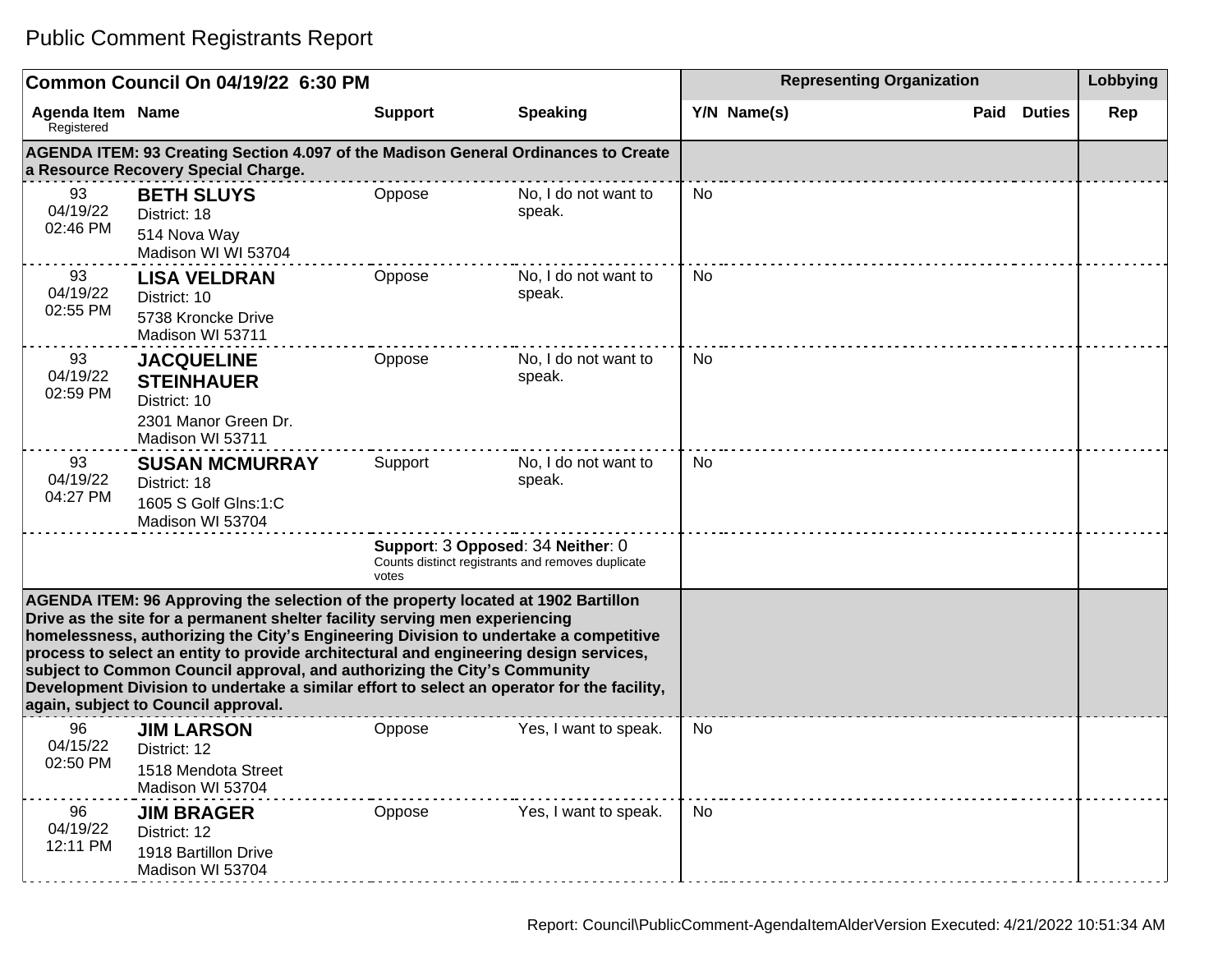# Public Comment Registrants Report

| Common Council On 04/19/22 6:30 PM | | | | Representing Organization | | | | Lobbying |
|---|---|---|---|---|---|---|---|---|
| Agenda Item Registered | Name | Support | Speaking | Y/N | Name(s) | Paid | Duties | Rep |
| **AGENDA ITEM: 93 Creating Section 4.097 of the Madison General Ordinances to Create a Resource Recovery Special Charge.** | | | | | | | | |
| 93 04/19/22 02:46 PM | **BETH SLUYS** District: 18 514 Nova Way Madison WI WI 53704 | Oppose | No, I do not want to speak. | No | | | | |
| 93 04/19/22 02:55 PM | **LISA VELDRAN** District: 10 5738 Kroncke Drive Madison WI 53711 | Oppose | No, I do not want to speak. | No | | | | |
| 93 04/19/22 02:59 PM | **JACQUELINE STEINHAUER** District: 10 2301 Manor Green Dr. Madison WI 53711 | Oppose | No, I do not want to speak. | No | | | | |
| 93 04/19/22 04:27 PM | **SUSAN MCMURRAY** District: 18 1605 S Golf Glns:1:C Madison WI 53704 | Support | No, I do not want to speak. | No | | | | |
| | | **Support**: 3 **Opposed**: 34 **Neither**: 0 Counts distinct registrants and removes duplicate votes | | | | | | |
| **AGENDA ITEM: 96 Approving the selection of the property located at 1902 Bartillon Drive as the site for a permanent shelter facility serving men experiencing homelessness, authorizing the City's Engineering Division to undertake a competitive process to select an entity to provide architectural and engineering design services, subject to Common Council approval, and authorizing the City's Community Development Division to undertake a similar effort to select an operator for the facility, again, subject to Council approval.** | | | | | | | | |
| 96 04/15/22 02:50 PM | **JIM LARSON** District: 12 1518 Mendota Street Madison WI 53704 | Oppose | Yes, I want to speak. | No | | | | |
| 96 04/19/22 12:11 PM | **JIM BRAGER** District: 12 1918 Bartillon Drive Madison WI 53704 | Oppose | Yes, I want to speak. | No | | | | |

Report: Council\PublicComment-AgendaItemAlderVersion Executed: 4/21/2022 10:51:34 AM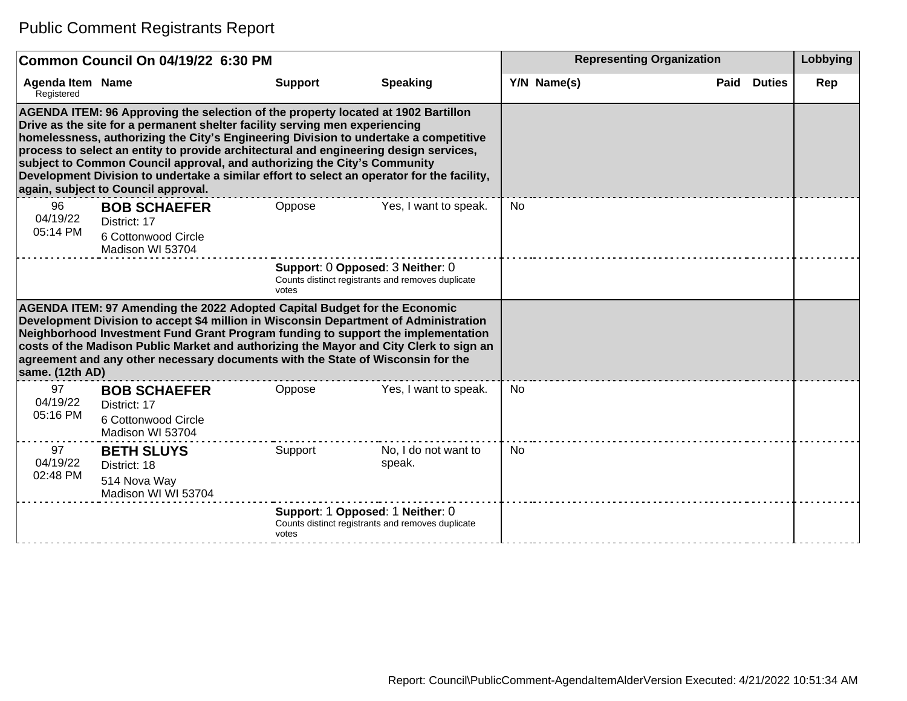# Public Comment Registrants Report

| Common Council On 04/19/22 6:30 PM | | | | Representing Organization | | | | Lobbying |
|---|---|---|---|---|---|---|---|---|
| Agenda Item Registered | Name | Support | Speaking | Y/N | Name(s) | Paid | Duties | Rep |
| **AGENDA ITEM: 96 Approving the selection of the property located at 1902 Bartillon Drive as the site for a permanent shelter facility serving men experiencing homelessness, authorizing the City's Engineering Division to undertake a competitive process to select an entity to provide architectural and engineering design services, subject to Common Council approval, and authorizing the City's Community Development Division to undertake a similar effort to select an operator for the facility, again, subject to Council approval.** | | | | | | | | |
| 96 04/19/22 05:14 PM | **BOB SCHAEFER** District: 17 6 Cottonwood Circle Madison WI 53704 | Oppose | Yes, I want to speak. | No | | | | |
| | | **Support**: 0 **Opposed**: 3 **Neither**: 0 Counts distinct registrants and removes duplicate votes | | | | | | |
| **AGENDA ITEM: 97 Amending the 2022 Adopted Capital Budget for the Economic Development Division to accept $4 million in Wisconsin Department of Administration Neighborhood Investment Fund Grant Program funding to support the implementation costs of the Madison Public Market and authorizing the Mayor and City Clerk to sign an agreement and any other necessary documents with the State of Wisconsin for the same. (12th AD)** | | | | | | | | |
| 97 04/19/22 05:16 PM | **BOB SCHAEFER** District: 17 6 Cottonwood Circle Madison WI 53704 | Oppose | Yes, I want to speak. | No | | | | |
| 97 04/19/22 02:48 PM | **BETH SLUYS** District: 18 514 Nova Way Madison WI WI 53704 | Support | No, I do not want to speak. | No | | | | |
| | | **Support**: 1 **Opposed**: 1 **Neither**: 0 Counts distinct registrants and removes duplicate votes | | | | | | |

Report: Council\PublicComment-AgendaItemAlderVersion Executed: 4/21/2022 10:51:34 AM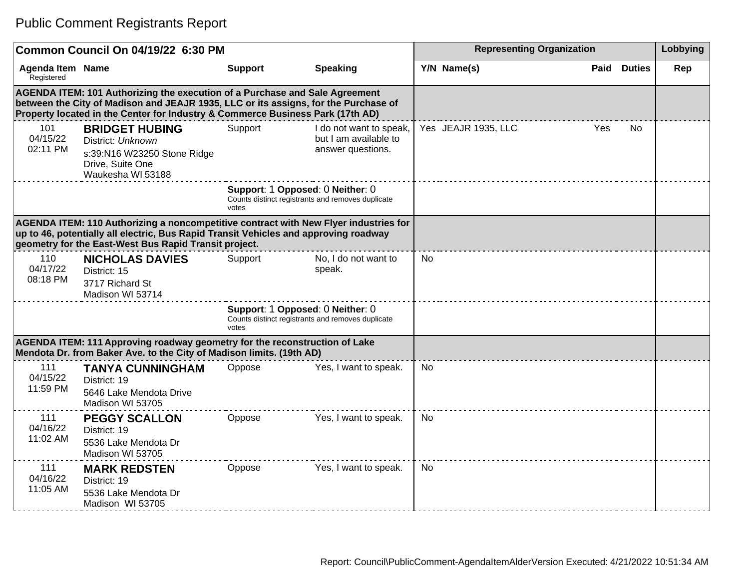# Public Comment Registrants Report

| Common Council On 04/19/22 6:30 PM | | | | Representing Organization | | | | Lobbying |
|---|---|---|---|---|---|---|---|---|
| Agenda Item Registered | Name | Support | Speaking | Y/N | Name(s) | Paid | Duties | Rep |
| **AGENDA ITEM: 101 Authorizing the execution of a Purchase and Sale Agreement between the City of Madison and JEAJR 1935, LLC or its assigns, for the Purchase of Property located in the Center for Industry & Commerce Business Park (17th AD)** | | | | | | | | |
| 101 04/15/22 02:11 PM | **BRIDGET HUBING** District: *Unknown* s:39:N16 W23250 Stone Ridge Drive, Suite One Waukesha WI 53188 | Support | I do not want to speak, but I am available to answer questions. | Yes | JEAJR 1935, LLC | Yes | No | |
| | | **Support**: 1 **Opposed**: 0 **Neither**: 0 Counts distinct registrants and removes duplicate votes | | | | | | |
| **AGENDA ITEM: 110 Authorizing a noncompetitive contract with New Flyer industries for up to 46, potentially all electric, Bus Rapid Transit Vehicles and approving roadway geometry for the East-West Bus Rapid Transit project.** | | | | | | | | |
| 110 04/17/22 08:18 PM | **NICHOLAS DAVIES** District: 15 3717 Richard St Madison WI 53714 | Support | No, I do not want to speak. | No | | | | |
| | | **Support**: 1 **Opposed**: 0 **Neither**: 0 Counts distinct registrants and removes duplicate votes | | | | | | |
| **AGENDA ITEM: 111 Approving roadway geometry for the reconstruction of Lake Mendota Dr. from Baker Ave. to the City of Madison limits. (19th AD)** | | | | | | | | |
| 111 04/15/22 11:59 PM | **TANYA CUNNINGHAM** District: 19 5646 Lake Mendota Drive Madison WI 53705 | Oppose | Yes, I want to speak. | No | | | | |
| 111 04/16/22 11:02 AM | **PEGGY SCALLON** District: 19 5536 Lake Mendota Dr Madison WI 53705 | Oppose | Yes, I want to speak. | No | | | | |
| 111 04/16/22 11:05 AM | **MARK REDSTEN** District: 19 5536 Lake Mendota Dr Madison WI 53705 | Oppose | Yes, I want to speak. | No | | | | |

Report: Council\PublicComment-AgendaItemAlderVersion Executed: 4/21/2022 10:51:34 AM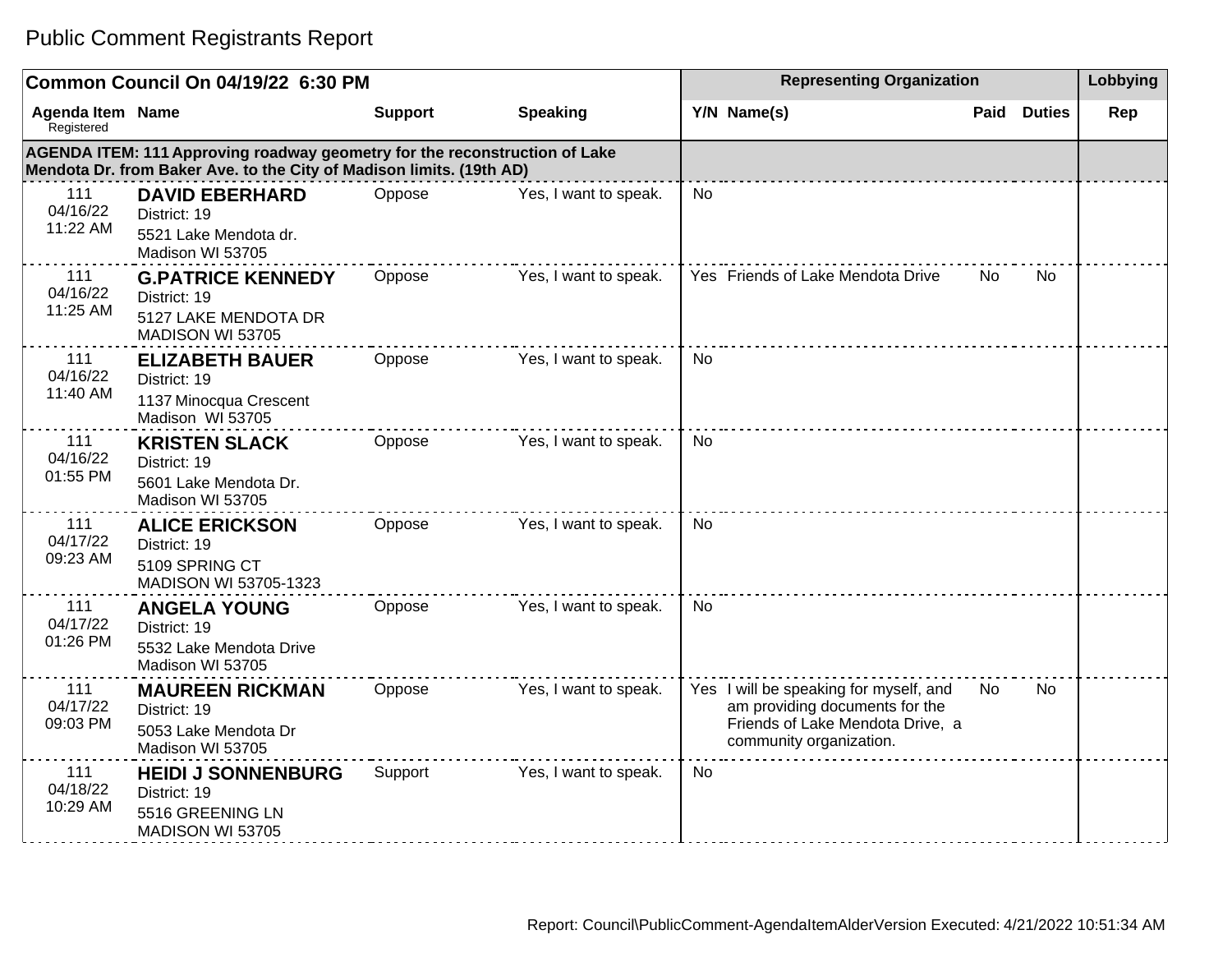# Public Comment Registrants Report

| Common Council On 04/19/22 6:30 PM | | | | Representing Organization | | | | Lobbying |
|---|---|---|---|---|---|---|---|---|
| Agenda Item Registered | Name | Support | Speaking | Y/N | Name(s) | Paid | Duties | Rep |
| **AGENDA ITEM: 111 Approving roadway geometry for the reconstruction of Lake Mendota Dr. from Baker Ave. to the City of Madison limits. (19th AD)** | | | | | | | | |
| 111 04/16/22 11:22 AM | **DAVID EBERHARD** District: 19 5521 Lake Mendota dr. Madison WI 53705 | Oppose | Yes, I want to speak. | No | | | | |
| 111 04/16/22 11:25 AM | **G.PATRICE KENNEDY** District: 19 5127 LAKE MENDOTA DR MADISON WI 53705 | Oppose | Yes, I want to speak. | Yes | Friends of Lake Mendota Drive | No | No | |
| 111 04/16/22 11:40 AM | **ELIZABETH BAUER** District: 19 1137 Minocqua Crescent Madison WI 53705 | Oppose | Yes, I want to speak. | No | | | | |
| 111 04/16/22 01:55 PM | **KRISTEN SLACK** District: 19 5601 Lake Mendota Dr. Madison WI 53705 | Oppose | Yes, I want to speak. | No | | | | |
| 111 04/17/22 09:23 AM | **ALICE ERICKSON** District: 19 5109 SPRING CT MADISON WI 53705-1323 | Oppose | Yes, I want to speak. | No | | | | |
| 111 04/17/22 01:26 PM | **ANGELA YOUNG** District: 19 5532 Lake Mendota Drive Madison WI 53705 | Oppose | Yes, I want to speak. | No | | | | |
| 111 04/17/22 09:03 PM | **MAUREEN RICKMAN** District: 19 5053 Lake Mendota Dr Madison WI 53705 | Oppose | Yes, I want to speak. | Yes | I will be speaking for myself, and am providing documents for the Friends of Lake Mendota Drive, a community organization. | No | No | |
| 111 04/18/22 10:29 AM | **HEIDI J SONNENBURG** District: 19 5516 GREENING LN MADISON WI 53705 | Support | Yes, I want to speak. | No | | | | |

Report: Council\PublicComment-AgendaItemAlderVersion Executed: 4/21/2022 10:51:34 AM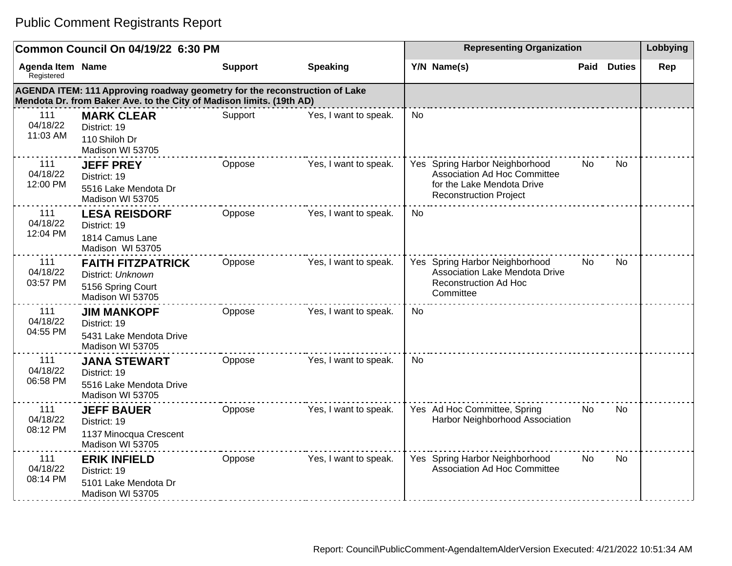# Public Comment Registrants Report

| Common Council On 04/19/22 6:30 PM | | | | Representing Organization | | | | Lobbying |
|---|---|---|---|---|---|---|---|---|
| **Agenda Item** Registered | **Name** | **Support** | **Speaking** | **Y/N** | **Name(s)** | **Paid** | **Duties** | **Rep** |
| **AGENDA ITEM: 111 Approving roadway geometry for the reconstruction of Lake Mendota Dr. from Baker Ave. to the City of Madison limits. (19th AD)** | | | | | | | | |
| 111 04/18/22 11:03 AM | **MARK CLEAR** District: 19 110 Shiloh Dr Madison WI 53705 | Support | Yes, I want to speak. | No | | | | |
| 111 04/18/22 12:00 PM | **JEFF PREY** District: 19 5516 Lake Mendota Dr Madison WI 53705 | Oppose | Yes, I want to speak. | Yes | Spring Harbor Neighborhood Association Ad Hoc Committee for the Lake Mendota Drive Reconstruction Project | No | No | |
| 111 04/18/22 12:04 PM | **LESA REISDORF** District: 19 1814 Camus Lane Madison WI 53705 | Oppose | Yes, I want to speak. | No | | | | |
| 111 04/18/22 03:57 PM | **FAITH FITZPATRICK** District: *Unknown* 5156 Spring Court Madison WI 53705 | Oppose | Yes, I want to speak. | Yes | Spring Harbor Neighborhood Association Lake Mendota Drive Reconstruction Ad Hoc Committee | No | No | |
| 111 04/18/22 04:55 PM | **JIM MANKOPF** District: 19 5431 Lake Mendota Drive Madison WI 53705 | Oppose | Yes, I want to speak. | No | | | | |
| 111 04/18/22 06:58 PM | **JANA STEWART** District: 19 5516 Lake Mendota Drive Madison WI 53705 | Oppose | Yes, I want to speak. | No | | | | |
| 111 04/18/22 08:12 PM | **JEFF BAUER** District: 19 1137 Minocqua Crescent Madison WI 53705 | Oppose | Yes, I want to speak. | Yes | Ad Hoc Committee, Spring Harbor Neighborhood Association | No | No | |
| 111 04/18/22 08:14 PM | **ERIK INFIELD** District: 19 5101 Lake Mendota Dr Madison WI 53705 | Oppose | Yes, I want to speak. | Yes | Spring Harbor Neighborhood Association Ad Hoc Committee | No | No | |

Report: Council\PublicComment-AgendaItemAlderVersion Executed: 4/21/2022 10:51:34 AM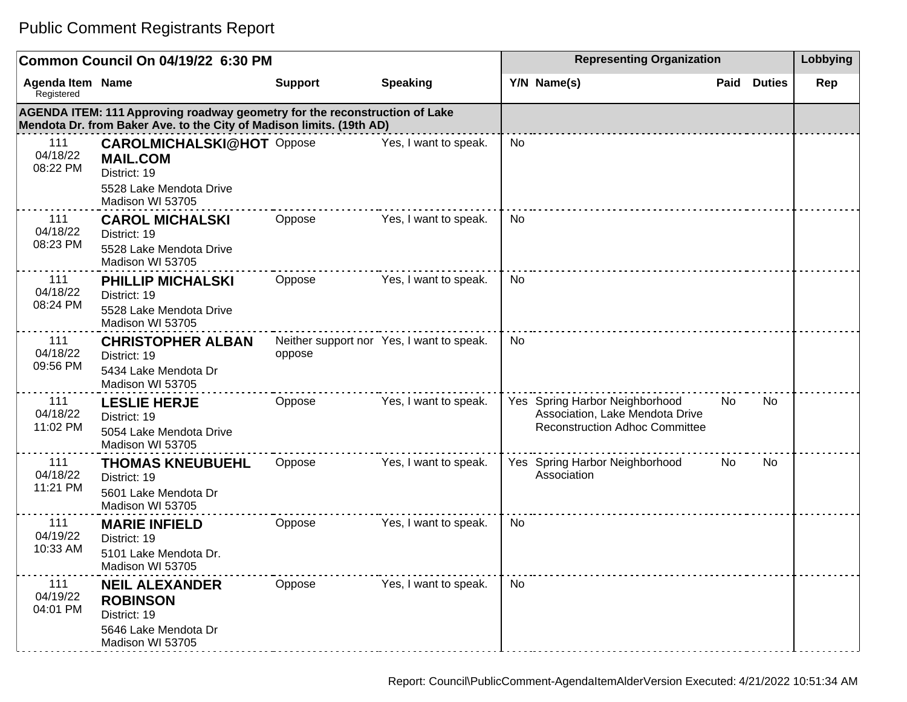# Public Comment Registrants Report

| Common Council On 04/19/22 6:30 PM | | | | Representing Organization | | | | Lobbying |
|---|---|---|---|---|---|---|---|---|
| Agenda Item Registered | Name | Support | Speaking | Y/N | Name(s) | Paid | Duties | Rep |
| **AGENDA ITEM: 111 Approving roadway geometry for the reconstruction of Lake Mendota Dr. from Baker Ave. to the City of Madison limits. (19th AD)** | | | | | | | | |
| 111 04/18/22 08:22 PM | **CAROLMICHALSKI@HOTMAIL.COM** District: 19 5528 Lake Mendota Drive Madison WI 53705 | Oppose | Yes, I want to speak. | No | | | | |
| 111 04/18/22 08:23 PM | **CAROL MICHALSKI** District: 19 5528 Lake Mendota Drive Madison WI 53705 | Oppose | Yes, I want to speak. | No | | | | |
| 111 04/18/22 08:24 PM | **PHILLIP MICHALSKI** District: 19 5528 Lake Mendota Drive Madison WI 53705 | Oppose | Yes, I want to speak. | No | | | | |
| 111 04/18/22 09:56 PM | **CHRISTOPHER ALBAN** District: 19 5434 Lake Mendota Dr Madison WI 53705 | Neither support nor oppose | Yes, I want to speak. | No | | | | |
| 111 04/18/22 11:02 PM | **LESLIE HERJE** District: 19 5054 Lake Mendota Drive Madison WI 53705 | Oppose | Yes, I want to speak. | Yes | Spring Harbor Neighborhood Association, Lake Mendota Drive Reconstruction Adhoc Committee | No | No | |
| 111 04/18/22 11:21 PM | **THOMAS KNEUBUEHL** District: 19 5601 Lake Mendota Dr Madison WI 53705 | Oppose | Yes, I want to speak. | Yes | Spring Harbor Neighborhood Association | No | No | |
| 111 04/19/22 10:33 AM | **MARIE INFIELD** District: 19 5101 Lake Mendota Dr. Madison WI 53705 | Oppose | Yes, I want to speak. | No | | | | |
| 111 04/19/22 04:01 PM | **NEIL ALEXANDER ROBINSON** District: 19 5646 Lake Mendota Dr Madison WI 53705 | Oppose | Yes, I want to speak. | No | | | | |

Report: Council\PublicComment-AgendaItemAlderVersion Executed: 4/21/2022 10:51:34 AM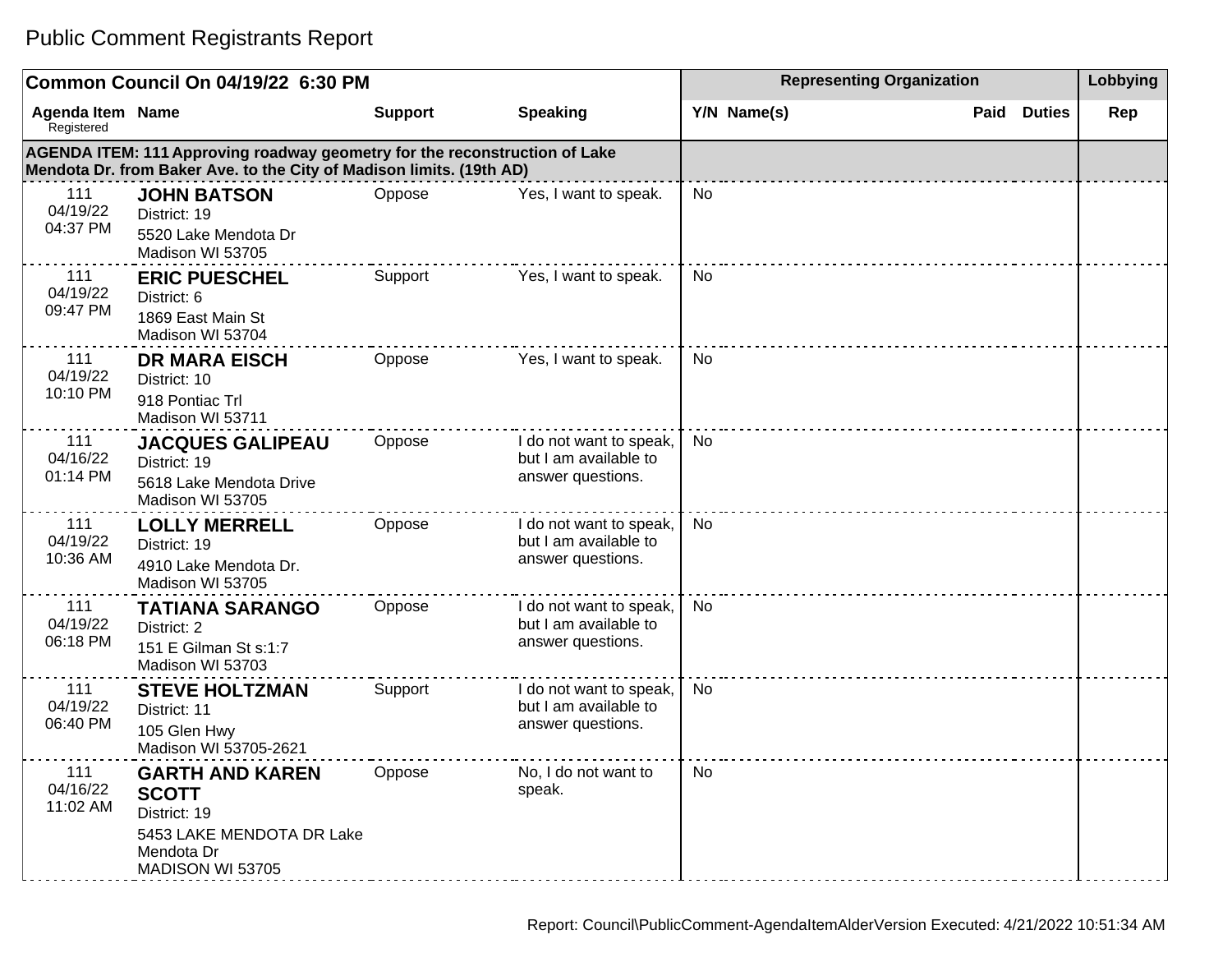# Public Comment Registrants Report

| Common Council On 04/19/22 6:30 PM | | | | Representing Organization | | | | Lobbying |
|---|---|---|---|---|---|---|---|---|
| Agenda Item Registered | Name | Support | Speaking | Y/N | Name(s) | Paid | Duties | Rep |
| **AGENDA ITEM: 111 Approving roadway geometry for the reconstruction of Lake Mendota Dr. from Baker Ave. to the City of Madison limits. (19th AD)** | | | | | | | | |
| 111 04/19/22 04:37 PM | **JOHN BATSON** District: 19 5520 Lake Mendota Dr Madison WI 53705 | Oppose | Yes, I want to speak. | No | | | | |
| 111 04/19/22 09:47 PM | **ERIC PUESCHEL** District: 6 1869 East Main St Madison WI 53704 | Support | Yes, I want to speak. | No | | | | |
| 111 04/19/22 10:10 PM | **DR MARA EISCH** District: 10 918 Pontiac Trl Madison WI 53711 | Oppose | Yes, I want to speak. | No | | | | |
| 111 04/16/22 01:14 PM | **JACQUES GALIPEAU** District: 19 5618 Lake Mendota Drive Madison WI 53705 | Oppose | I do not want to speak, but I am available to answer questions. | No | | | | |
| 111 04/19/22 10:36 AM | **LOLLY MERRELL** District: 19 4910 Lake Mendota Dr. Madison WI 53705 | Oppose | I do not want to speak, but I am available to answer questions. | No | | | | |
| 111 04/19/22 06:18 PM | **TATIANA SARANGO** District: 2 151 E Gilman St s:1:7 Madison WI 53703 | Oppose | I do not want to speak, but I am available to answer questions. | No | | | | |
| 111 04/19/22 06:40 PM | **STEVE HOLTZMAN** District: 11 105 Glen Hwy Madison WI 53705-2621 | Support | I do not want to speak, but I am available to answer questions. | No | | | | |
| 111 04/16/22 11:02 AM | **GARTH AND KAREN SCOTT** District: 19 5453 LAKE MENDOTA DR Lake Mendota Dr MADISON WI 53705 | Oppose | No, I do not want to speak. | No | | | | |

Report: Council\PublicComment-AgendaItemAlderVersion Executed: 4/21/2022 10:51:34 AM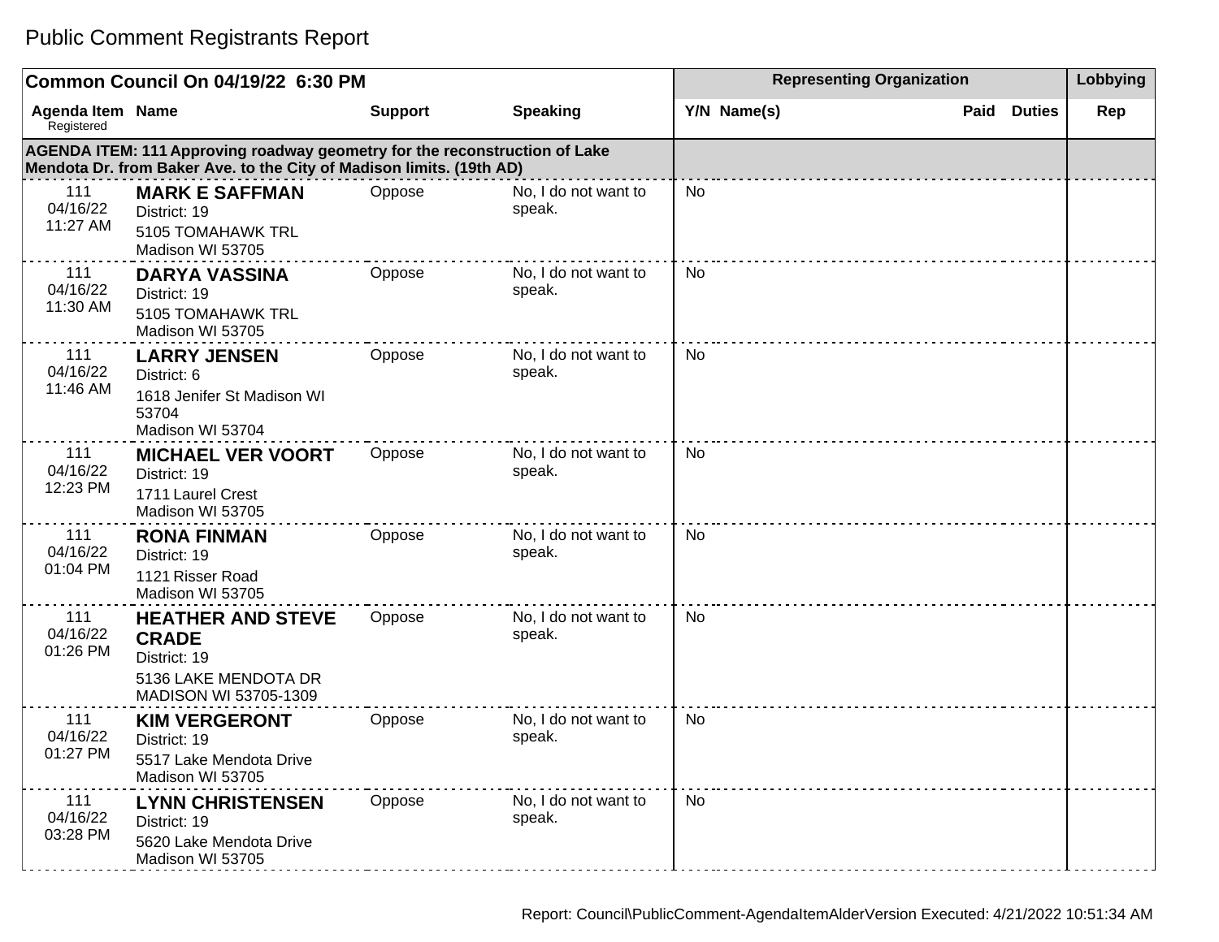# Public Comment Registrants Report

| Common Council On 04/19/22 6:30 PM | | | | Representing Organization | | | | Lobbying |
|---|---|---|---|---|---|---|---|---|
| Agenda Item Registered | Name | Support | Speaking | Y/N | Name(s) | Paid | Duties | Rep |
| **AGENDA ITEM: 111 Approving roadway geometry for the reconstruction of Lake Mendota Dr. from Baker Ave. to the City of Madison limits. (19th AD)** | | | | | | | | |
| 111 04/16/22 11:27 AM | **MARK E SAFFMAN** District: 19 5105 TOMAHAWK TRL Madison WI 53705 | Oppose | No, I do not want to speak. | No | | | | |
| 111 04/16/22 11:30 AM | **DARYA VASSINA** District: 19 5105 TOMAHAWK TRL Madison WI 53705 | Oppose | No, I do not want to speak. | No | | | | |
| 111 04/16/22 11:46 AM | **LARRY JENSEN** District: 6 1618 Jenifer St Madison WI 53704 Madison WI 53704 | Oppose | No, I do not want to speak. | No | | | | |
| 111 04/16/22 12:23 PM | **MICHAEL VER VOORT** District: 19 1711 Laurel Crest Madison WI 53705 | Oppose | No, I do not want to speak. | No | | | | |
| 111 04/16/22 01:04 PM | **RONA FINMAN** District: 19 1121 Risser Road Madison WI 53705 | Oppose | No, I do not want to speak. | No | | | | |
| 111 04/16/22 01:26 PM | **HEATHER AND STEVE CRADE** District: 19 5136 LAKE MENDOTA DR MADISON WI 53705-1309 | Oppose | No, I do not want to speak. | No | | | | |
| 111 04/16/22 01:27 PM | **KIM VERGERONT** District: 19 5517 Lake Mendota Drive Madison WI 53705 | Oppose | No, I do not want to speak. | No | | | | |
| 111 04/16/22 03:28 PM | **LYNN CHRISTENSEN** District: 19 5620 Lake Mendota Drive Madison WI 53705 | Oppose | No, I do not want to speak. | No | | | | |

Report: Council\PublicComment-AgendaItemAlderVersion Executed: 4/21/2022 10:51:34 AM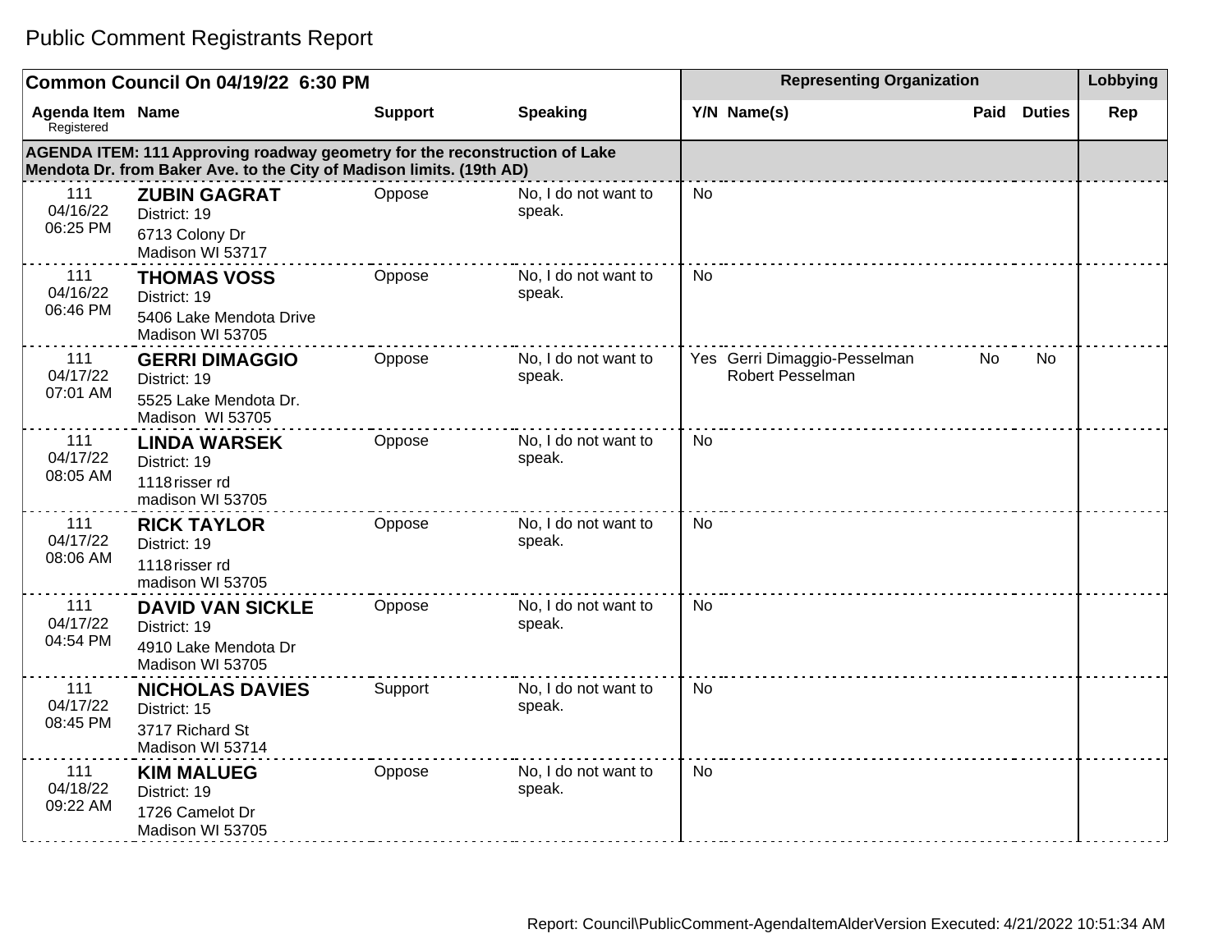# Public Comment Registrants Report

| Common Council On 04/19/22 6:30 PM | | | | Representing Organization | | | | Lobbying |
|---|---|---|---|---|---|---|---|---|
| Agenda Item Registered | Name | Support | Speaking | Y/N | Name(s) | Paid | Duties | Rep |
| **AGENDA ITEM: 111 Approving roadway geometry for the reconstruction of Lake Mendota Dr. from Baker Ave. to the City of Madison limits. (19th AD)** | | | | | | | | |
| 111 04/16/22 06:25 PM | **ZUBIN GAGRAT** District: 19 6713 Colony Dr Madison WI 53717 | Oppose | No, I do not want to speak. | No | | | | |
| 111 04/16/22 06:46 PM | **THOMAS VOSS** District: 19 5406 Lake Mendota Drive Madison WI 53705 | Oppose | No, I do not want to speak. | No | | | | |
| 111 04/17/22 07:01 AM | **GERRI DIMAGGIO** District: 19 5525 Lake Mendota Dr. Madison WI 53705 | Oppose | No, I do not want to speak. | Yes | Gerri Dimaggio-Pesselman Robert Pesselman | No | No | |
| 111 04/17/22 08:05 AM | **LINDA WARSEK** District: 19 1118 risser rd madison WI 53705 | Oppose | No, I do not want to speak. | No | | | | |
| 111 04/17/22 08:06 AM | **RICK TAYLOR** District: 19 1118 risser rd madison WI 53705 | Oppose | No, I do not want to speak. | No | | | | |
| 111 04/17/22 04:54 PM | **DAVID VAN SICKLE** District: 19 4910 Lake Mendota Dr Madison WI 53705 | Oppose | No, I do not want to speak. | No | | | | |
| 111 04/17/22 08:45 PM | **NICHOLAS DAVIES** District: 15 3717 Richard St Madison WI 53714 | Support | No, I do not want to speak. | No | | | | |
| 111 04/18/22 09:22 AM | **KIM MALUEG** District: 19 1726 Camelot Dr Madison WI 53705 | Oppose | No, I do not want to speak. | No | | | | |

Report: Council\PublicComment-AgendaItemAlderVersion Executed: 4/21/2022 10:51:34 AM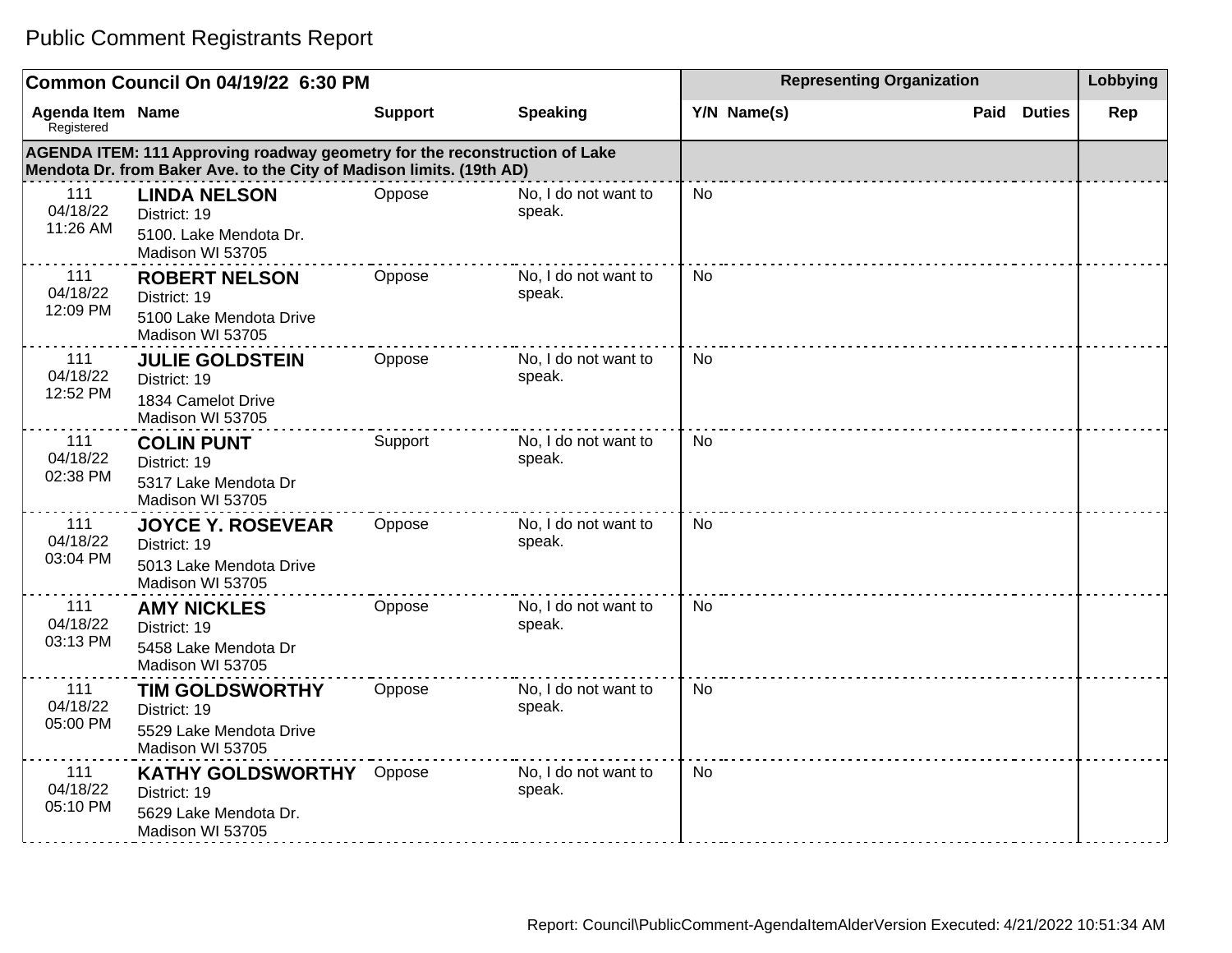# Public Comment Registrants Report

| Common Council On 04/19/22 6:30 PM | | | | Representing Organization | | | | Lobbying |
|---|---|---|---|---|---|---|---|---|
| Agenda Item Registered | Name | Support | Speaking | Y/N | Name(s) | Paid | Duties | Rep |
| **AGENDA ITEM: 111 Approving roadway geometry for the reconstruction of Lake Mendota Dr. from Baker Ave. to the City of Madison limits. (19th AD)** | | | | | | | | |
| 111 04/18/22 11:26 AM | **LINDA NELSON** District: 19 5100. Lake Mendota Dr. Madison WI 53705 | Oppose | No, I do not want to speak. | No | | | | |
| 111 04/18/22 12:09 PM | **ROBERT NELSON** District: 19 5100 Lake Mendota Drive Madison WI 53705 | Oppose | No, I do not want to speak. | No | | | | |
| 111 04/18/22 12:52 PM | **JULIE GOLDSTEIN** District: 19 1834 Camelot Drive Madison WI 53705 | Oppose | No, I do not want to speak. | No | | | | |
| 111 04/18/22 02:38 PM | **COLIN PUNT** District: 19 5317 Lake Mendota Dr Madison WI 53705 | Support | No, I do not want to speak. | No | | | | |
| 111 04/18/22 03:04 PM | **JOYCE Y. ROSEVEAR** District: 19 5013 Lake Mendota Drive Madison WI 53705 | Oppose | No, I do not want to speak. | No | | | | |
| 111 04/18/22 03:13 PM | **AMY NICKLES** District: 19 5458 Lake Mendota Dr Madison WI 53705 | Oppose | No, I do not want to speak. | No | | | | |
| 111 04/18/22 05:00 PM | **TIM GOLDSWORTHY** District: 19 5529 Lake Mendota Drive Madison WI 53705 | Oppose | No, I do not want to speak. | No | | | | |
| 111 04/18/22 05:10 PM | **KATHY GOLDSWORTHY** District: 19 5629 Lake Mendota Dr. Madison WI 53705 | Oppose | No, I do not want to speak. | No | | | | |

Report: Council\PublicComment-AgendaItemAlderVersion Executed: 4/21/2022 10:51:34 AM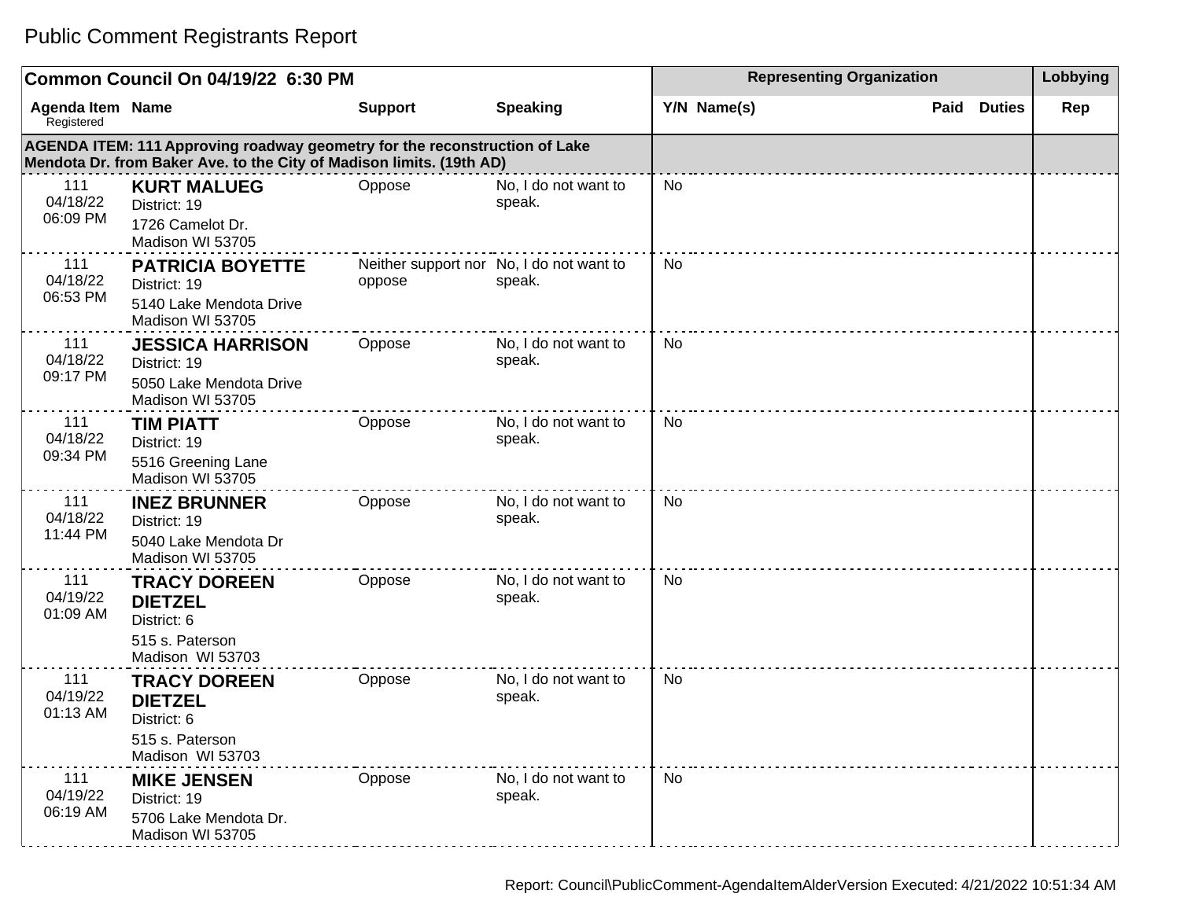# Public Comment Registrants Report

| Common Council On 04/19/22 6:30 PM | | | | Representing Organization | | | | Lobbying |
|---|---|---|---|---|---|---|---|---|
| Agenda Item Registered | Name | Support | Speaking | Y/N | Name(s) | Paid | Duties | Rep |
| **AGENDA ITEM: 111 Approving roadway geometry for the reconstruction of Lake Mendota Dr. from Baker Ave. to the City of Madison limits. (19th AD)** | | | | | | | | |
| 111 04/18/22 06:09 PM | **KURT MALUEG** District: 19 1726 Camelot Dr. Madison WI 53705 | Oppose | No, I do not want to speak. | No | | | | |
| 111 04/18/22 06:53 PM | **PATRICIA BOYETTE** District: 19 5140 Lake Mendota Drive Madison WI 53705 | Neither support nor oppose | No, I do not want to speak. | No | | | | |
| 111 04/18/22 09:17 PM | **JESSICA HARRISON** District: 19 5050 Lake Mendota Drive Madison WI 53705 | Oppose | No, I do not want to speak. | No | | | | |
| 111 04/18/22 09:34 PM | **TIM PIATT** District: 19 5516 Greening Lane Madison WI 53705 | Oppose | No, I do not want to speak. | No | | | | |
| 111 04/18/22 11:44 PM | **INEZ BRUNNER** District: 19 5040 Lake Mendota Dr Madison WI 53705 | Oppose | No, I do not want to speak. | No | | | | |
| 111 04/19/22 01:09 AM | **TRACY DOREEN DIETZEL** District: 6 515 s. Paterson Madison WI 53703 | Oppose | No, I do not want to speak. | No | | | | |
| 111 04/19/22 01:13 AM | **TRACY DOREEN DIETZEL** District: 6 515 s. Paterson Madison WI 53703 | Oppose | No, I do not want to speak. | No | | | | |
| 111 04/19/22 06:19 AM | **MIKE JENSEN** District: 19 5706 Lake Mendota Dr. Madison WI 53705 | Oppose | No, I do not want to speak. | No | | | | |

Report: Council\PublicComment-AgendaItemAlderVersion Executed: 4/21/2022 10:51:34 AM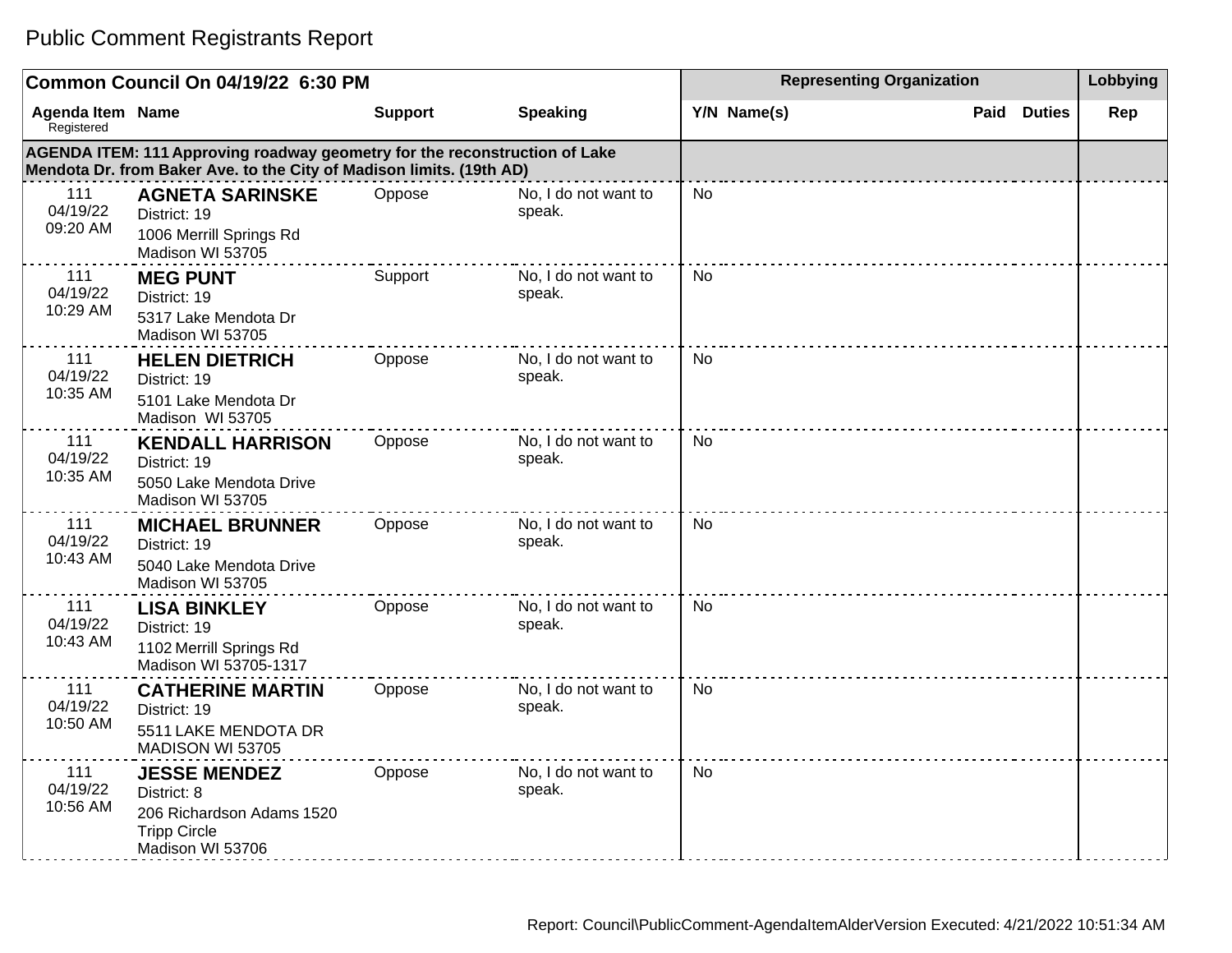# Public Comment Registrants Report

| Common Council On 04/19/22 6:30 PM | | | | Representing Organization | | | | Lobbying |
|---|---|---|---|---|---|---|---|---|
| Agenda Item Registered | Name | Support | Speaking | Y/N | Name(s) | Paid | Duties | Rep |
| **AGENDA ITEM: 111 Approving roadway geometry for the reconstruction of Lake Mendota Dr. from Baker Ave. to the City of Madison limits. (19th AD)** | | | | | | | | |
| 111 04/19/22 09:20 AM | **AGNETA SARINSKE** District: 19 1006 Merrill Springs Rd Madison WI 53705 | Oppose | No, I do not want to speak. | No | | | | |
| 111 04/19/22 10:29 AM | **MEG PUNT** District: 19 5317 Lake Mendota Dr Madison WI 53705 | Support | No, I do not want to speak. | No | | | | |
| 111 04/19/22 10:35 AM | **HELEN DIETRICH** District: 19 5101 Lake Mendota Dr Madison WI 53705 | Oppose | No, I do not want to speak. | No | | | | |
| 111 04/19/22 10:35 AM | **KENDALL HARRISON** District: 19 5050 Lake Mendota Drive Madison WI 53705 | Oppose | No, I do not want to speak. | No | | | | |
| 111 04/19/22 10:43 AM | **MICHAEL BRUNNER** District: 19 5040 Lake Mendota Drive Madison WI 53705 | Oppose | No, I do not want to speak. | No | | | | |
| 111 04/19/22 10:43 AM | **LISA BINKLEY** District: 19 1102 Merrill Springs Rd Madison WI 53705-1317 | Oppose | No, I do not want to speak. | No | | | | |
| 111 04/19/22 10:50 AM | **CATHERINE MARTIN** District: 19 5511 LAKE MENDOTA DR MADISON WI 53705 | Oppose | No, I do not want to speak. | No | | | | |
| 111 04/19/22 10:56 AM | **JESSE MENDEZ** District: 8 206 Richardson Adams 1520 Tripp Circle Madison WI 53706 | Oppose | No, I do not want to speak. | No | | | | |

Report: Council\PublicComment-AgendaItemAlderVersion Executed: 4/21/2022 10:51:34 AM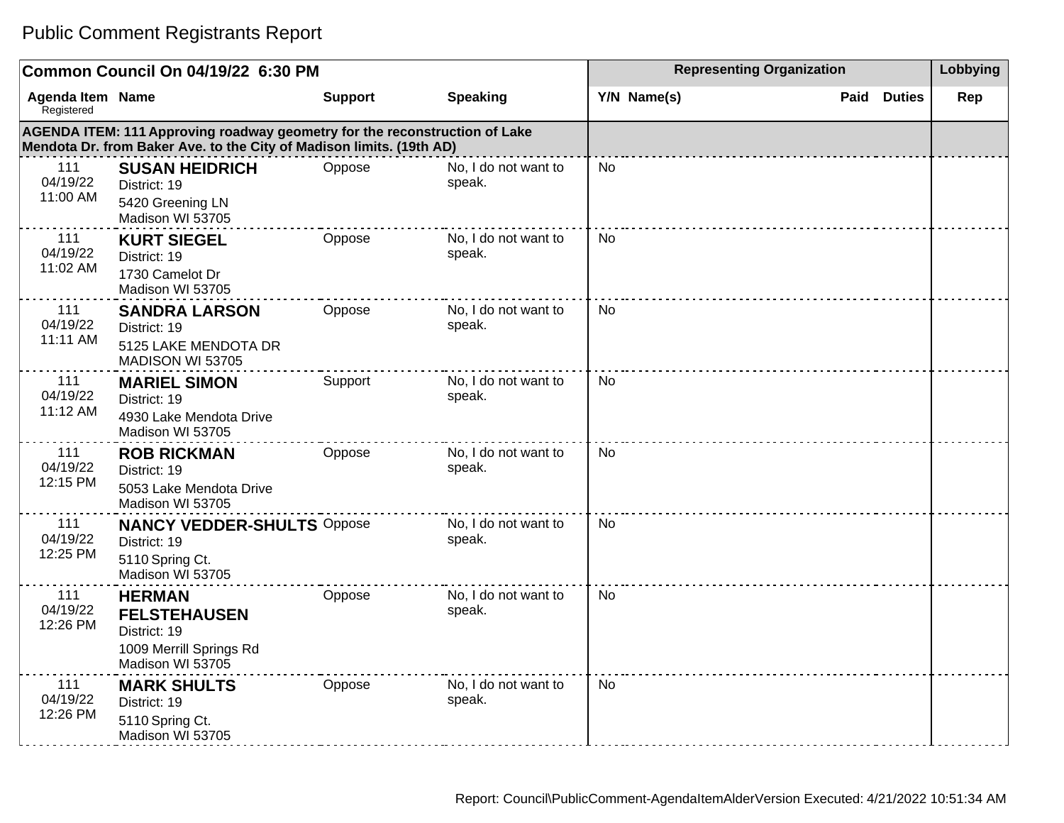# Public Comment Registrants Report

| Common Council On 04/19/22 6:30 PM | | | | Representing Organization | | | Lobbying |
|---|---|---|---|---|---|---|---|
| Agenda Item Registered | Name | Support | Speaking | Y/N Name(s) | Paid | Duties | Rep |
| **AGENDA ITEM: 111 Approving roadway geometry for the reconstruction of Lake Mendota Dr. from Baker Ave. to the City of Madison limits. (19th AD)** | | | | | | | |
| 111 04/19/22 11:00 AM | **SUSAN HEIDRICH** District: 19 5420 Greening LN Madison WI 53705 | Oppose | No, I do not want to speak. | No | | | |
| 111 04/19/22 11:02 AM | **KURT SIEGEL** District: 19 1730 Camelot Dr Madison WI 53705 | Oppose | No, I do not want to speak. | No | | | |
| 111 04/19/22 11:11 AM | **SANDRA LARSON** District: 19 5125 LAKE MENDOTA DR MADISON WI 53705 | Oppose | No, I do not want to speak. | No | | | |
| 111 04/19/22 11:12 AM | **MARIEL SIMON** District: 19 4930 Lake Mendota Drive Madison WI 53705 | Support | No, I do not want to speak. | No | | | |
| 111 04/19/22 12:15 PM | **ROB RICKMAN** District: 19 5053 Lake Mendota Drive Madison WI 53705 | Oppose | No, I do not want to speak. | No | | | |
| 111 04/19/22 12:25 PM | **NANCY VEDDER-SHULTS** District: 19 5110 Spring Ct. Madison WI 53705 | Oppose | No, I do not want to speak. | No | | | |
| 111 04/19/22 12:26 PM | **HERMAN FELSTEHAUSEN** District: 19 1009 Merrill Springs Rd Madison WI 53705 | Oppose | No, I do not want to speak. | No | | | |
| 111 04/19/22 12:26 PM | **MARK SHULTS** District: 19 5110 Spring Ct. Madison WI 53705 | Oppose | No, I do not want to speak. | No | | | |

Report: Council\PublicComment-AgendaItemAlderVersion Executed: 4/21/2022 10:51:34 AM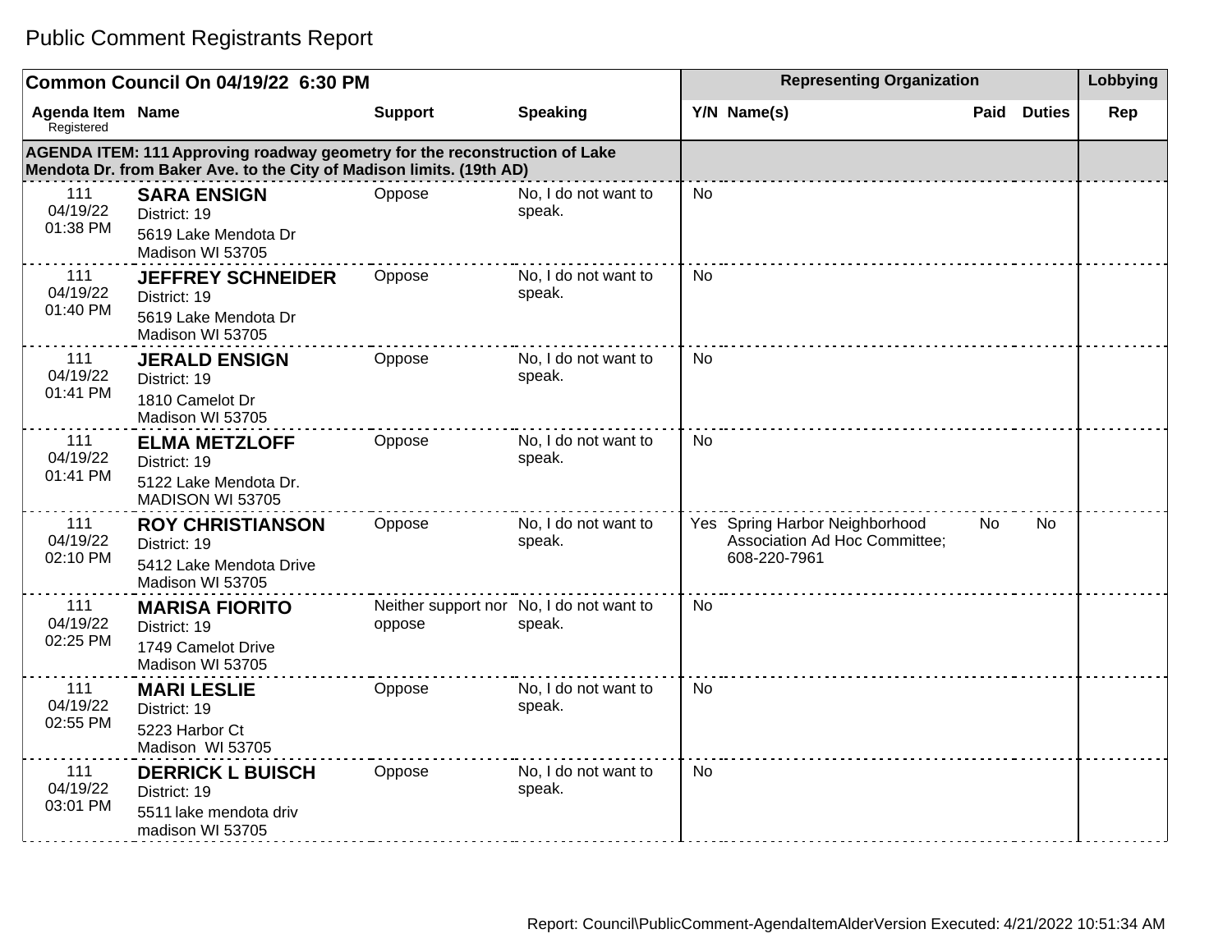# Public Comment Registrants Report

| Common Council On 04/19/22 6:30 PM | | | | Representing Organization | | | | Lobbying |
|---|---|---|---|---|---|---|---|---|
| Agenda Item Registered | Name | Support | Speaking | Y/N | Name(s) | Paid | Duties | Rep |
| **AGENDA ITEM: 111 Approving roadway geometry for the reconstruction of Lake Mendota Dr. from Baker Ave. to the City of Madison limits. (19th AD)** | | | | | | | | |
| 111<br>04/19/22<br>01:38 PM | **SARA ENSIGN**<br>District: 19<br>5619 Lake Mendota Dr<br>Madison WI 53705 | Oppose | No, I do not want to speak. | No | | | | |
| 111<br>04/19/22<br>01:40 PM | **JEFFREY SCHNEIDER**<br>District: 19<br>5619 Lake Mendota Dr<br>Madison WI 53705 | Oppose | No, I do not want to speak. | No | | | | |
| 111<br>04/19/22<br>01:41 PM | **JERALD ENSIGN**<br>District: 19<br>1810 Camelot Dr<br>Madison WI 53705 | Oppose | No, I do not want to speak. | No | | | | |
| 111<br>04/19/22<br>01:41 PM | **ELMA METZLOFF**<br>District: 19<br>5122 Lake Mendota Dr.<br>MADISON WI 53705 | Oppose | No, I do not want to speak. | No | | | | |
| 111<br>04/19/22<br>02:10 PM | **ROY CHRISTIANSON**<br>District: 19<br>5412 Lake Mendota Drive<br>Madison WI 53705 | Oppose | No, I do not want to speak. | Yes | Spring Harbor Neighborhood Association Ad Hoc Committee; 608-220-7961 | No | No | |
| 111<br>04/19/22<br>02:25 PM | **MARISA FIORITO**<br>District: 19<br>1749 Camelot Drive<br>Madison WI 53705 | Neither support nor oppose | No, I do not want to speak. | No | | | | |
| 111<br>04/19/22<br>02:55 PM | **MARI LESLIE**<br>District: 19<br>5223 Harbor Ct<br>Madison WI 53705 | Oppose | No, I do not want to speak. | No | | | | |
| 111<br>04/19/22<br>03:01 PM | **DERRICK L BUISCH**<br>District: 19<br>5511 lake mendota driv<br>madison WI 53705 | Oppose | No, I do not want to speak. | No | | | | |

Report: Council\PublicComment-AgendaItemAlderVersion Executed: 4/21/2022 10:51:34 AM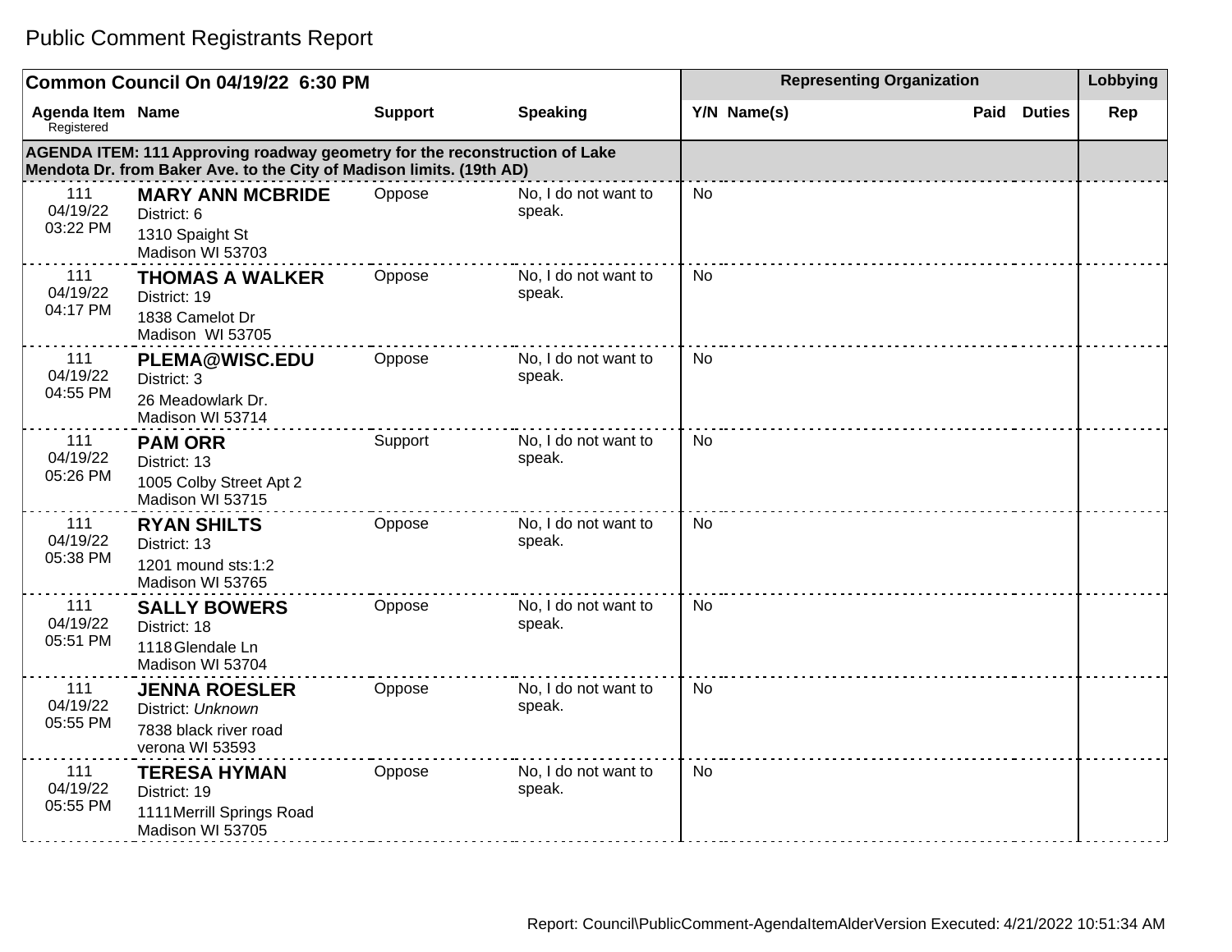# Public Comment Registrants Report

| Common Council On 04/19/22 6:30 PM | | | | Representing Organization | | | | Lobbying |
|---|---|---|---|---|---|---|---|---|
| Agenda Item Registered | Name | Support | Speaking | Y/N | Name(s) | Paid | Duties | Rep |
| **AGENDA ITEM: 111 Approving roadway geometry for the reconstruction of Lake Mendota Dr. from Baker Ave. to the City of Madison limits. (19th AD)** | | | | | | | | |
| 111 04/19/22 03:22 PM | **MARY ANN MCBRIDE** District: 6 1310 Spaight St Madison WI 53703 | Oppose | No, I do not want to speak. | No | | | | |
| 111 04/19/22 04:17 PM | **THOMAS A WALKER** District: 19 1838 Camelot Dr Madison WI 53705 | Oppose | No, I do not want to speak. | No | | | | |
| 111 04/19/22 04:55 PM | **PLEMA@WISC.EDU** District: 3 26 Meadowlark Dr. Madison WI 53714 | Oppose | No, I do not want to speak. | No | | | | |
| 111 04/19/22 05:26 PM | **PAM ORR** District: 13 1005 Colby Street Apt 2 Madison WI 53715 | Support | No, I do not want to speak. | No | | | | |
| 111 04/19/22 05:38 PM | **RYAN SHILTS** District: 13 1201 mound sts:1:2 Madison WI 53765 | Oppose | No, I do not want to speak. | No | | | | |
| 111 04/19/22 05:51 PM | **SALLY BOWERS** District: 18 1118 Glendale Ln Madison WI 53704 | Oppose | No, I do not want to speak. | No | | | | |
| 111 04/19/22 05:55 PM | **JENNA ROESLER** District: *Unknown* 7838 black river road verona WI 53593 | Oppose | No, I do not want to speak. | No | | | | |
| 111 04/19/22 05:55 PM | **TERESA HYMAN** District: 19 1111 Merrill Springs Road Madison WI 53705 | Oppose | No, I do not want to speak. | No | | | | |

Report: Council\PublicComment-AgendaItemAlderVersion Executed: 4/21/2022 10:51:34 AM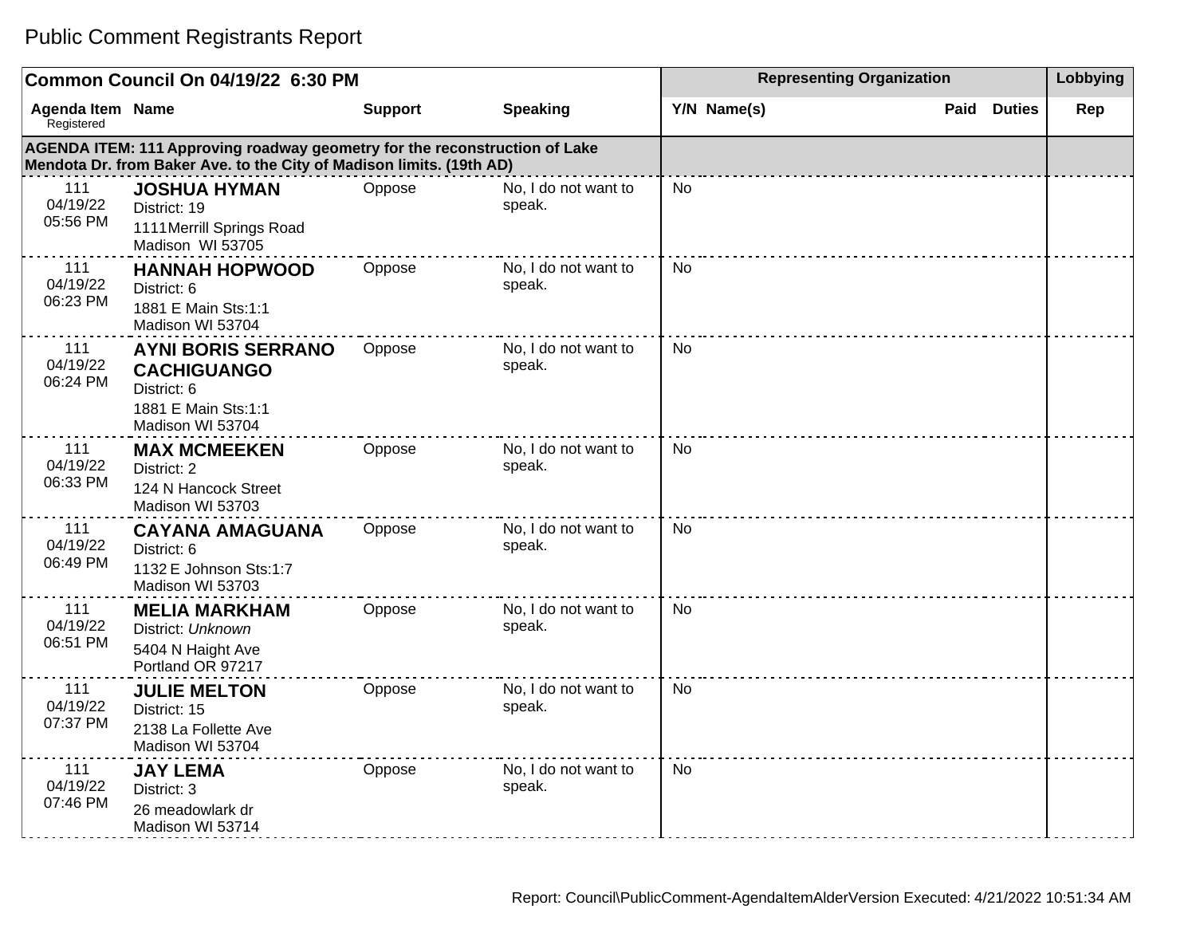# Public Comment Registrants Report

| Common Council On 04/19/22 6:30 PM | | | | Representing Organization | | | | Lobbying |
|---|---|---|---|---|---|---|---|---|
| Agenda Item Registered | Name | Support | Speaking | Y/N | Name(s) | Paid | Duties | Rep |
| **AGENDA ITEM: 111 Approving roadway geometry for the reconstruction of Lake Mendota Dr. from Baker Ave. to the City of Madison limits. (19th AD)** | | | | | | | | |
| 111 04/19/22 05:56 PM | **JOSHUA HYMAN** District: 19 1111Merrill Springs Road Madison WI 53705 | Oppose | No, I do not want to speak. | No | | | | |
| 111 04/19/22 06:23 PM | **HANNAH HOPWOOD** District: 6 1881 E Main Sts:1:1 Madison WI 53704 | Oppose | No, I do not want to speak. | No | | | | |
| 111 04/19/22 06:24 PM | **AYNI BORIS SERRANO CACHIGUANGO** District: 6 1881 E Main Sts:1:1 Madison WI 53704 | Oppose | No, I do not want to speak. | No | | | | |
| 111 04/19/22 06:33 PM | **MAX MCMEEKEN** District: 2 124 N Hancock Street Madison WI 53703 | Oppose | No, I do not want to speak. | No | | | | |
| 111 04/19/22 06:49 PM | **CAYANA AMAGUANA** District: 6 1132 E Johnson Sts:1:7 Madison WI 53703 | Oppose | No, I do not want to speak. | No | | | | |
| 111 04/19/22 06:51 PM | **MELIA MARKHAM** District: *Unknown* 5404 N Haight Ave Portland OR 97217 | Oppose | No, I do not want to speak. | No | | | | |
| 111 04/19/22 07:37 PM | **JULIE MELTON** District: 15 2138 La Follette Ave Madison WI 53704 | Oppose | No, I do not want to speak. | No | | | | |
| 111 04/19/22 07:46 PM | **JAY LEMA** District: 3 26 meadowlark dr Madison WI 53714 | Oppose | No, I do not want to speak. | No | | | | |

Report: Council\PublicComment-AgendaItemAlderVersion Executed: 4/21/2022 10:51:34 AM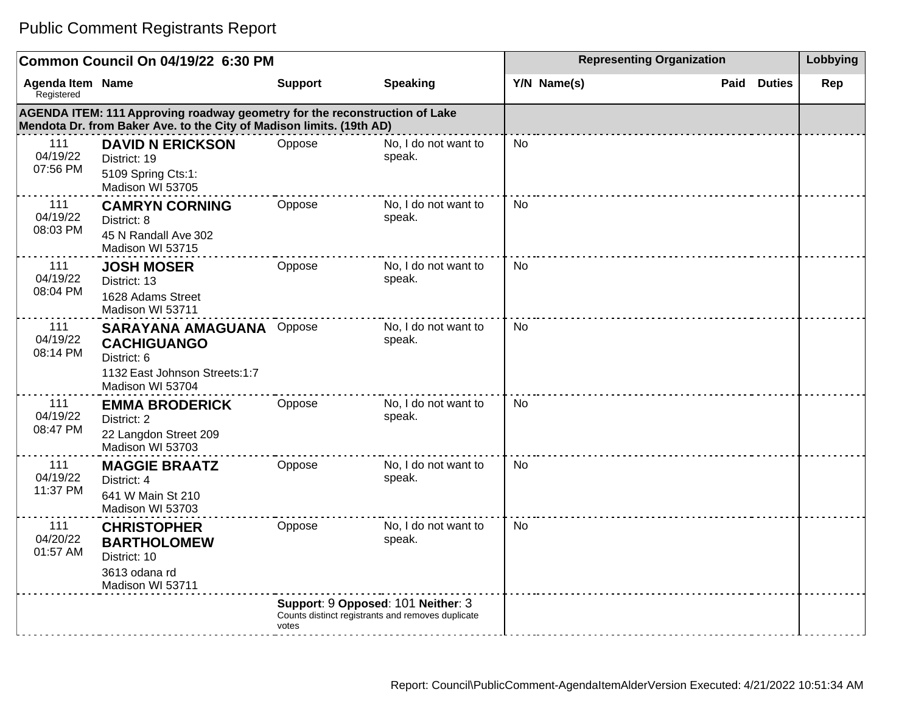# Public Comment Registrants Report

| Common Council On 04/19/22 6:30 PM | | | | Representing Organization | | | | Lobbying |
|---|---|---|---|---|---|---|---|---|
| Agenda Item Registered | Name | Support | Speaking | Y/N | Name(s) | Paid | Duties | Rep |
| **AGENDA ITEM: 111 Approving roadway geometry for the reconstruction of Lake Mendota Dr. from Baker Ave. to the City of Madison limits. (19th AD)** | | | | | | | | |
| 111 04/19/22 07:56 PM | **DAVID N ERICKSON** District: 19 5109 Spring Cts:1: Madison WI 53705 | Oppose | No, I do not want to speak. | No | | | | |
| 111 04/19/22 08:03 PM | **CAMRYN CORNING** District: 8 45 N Randall Ave 302 Madison WI 53715 | Oppose | No, I do not want to speak. | No | | | | |
| 111 04/19/22 08:04 PM | **JOSH MOSER** District: 13 1628 Adams Street Madison WI 53711 | Oppose | No, I do not want to speak. | No | | | | |
| 111 04/19/22 08:14 PM | **SARAYANA AMAGUANA CACHIGUANGO** District: 6 1132 East Johnson Streets:1:7 Madison WI 53704 | Oppose | No, I do not want to speak. | No | | | | |
| 111 04/19/22 08:47 PM | **EMMA BRODERICK** District: 2 22 Langdon Street 209 Madison WI 53703 | Oppose | No, I do not want to speak. | No | | | | |
| 111 04/19/22 11:37 PM | **MAGGIE BRAATZ** District: 4 641 W Main St 210 Madison WI 53703 | Oppose | No, I do not want to speak. | No | | | | |
| 111 04/20/22 01:57 AM | **CHRISTOPHER BARTHOLOMEW** District: 10 3613 odana rd Madison WI 53711 | Oppose | No, I do not want to speak. | No | | | | |
| | | **Support**: 9 **Opposed**: 101 **Neither**: 3 Counts distinct registrants and removes duplicate votes | | | | | | |

Report: Council\PublicComment-AgendaItemAlderVersion Executed: 4/21/2022 10:51:34 AM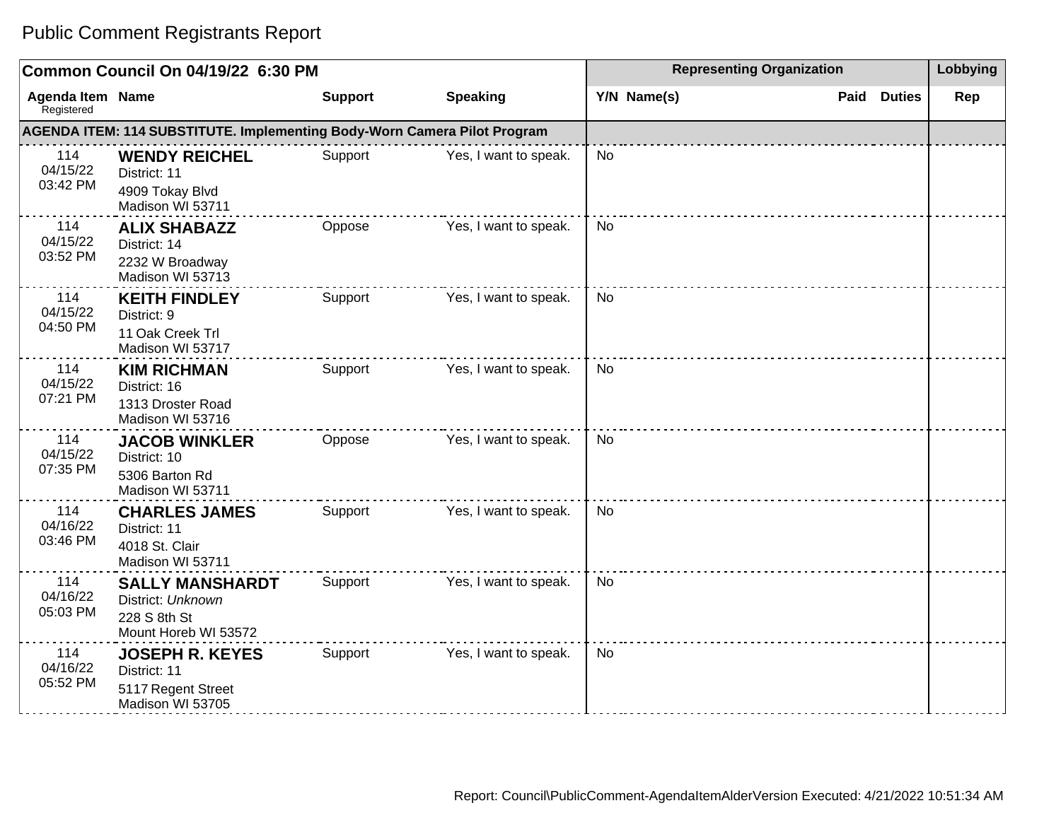# Public Comment Registrants Report

| Common Council On 04/19/22 6:30 PM | | | | Representing Organization | | | | Lobbying |
|---|---|---|---|---|---|---|---|---|
| Agenda Item Registered | Name | Support | Speaking | Y/N | Name(s) | Paid | Duties | Rep |
| **AGENDA ITEM: 114 SUBSTITUTE. Implementing Body-Worn Camera Pilot Program** | | | | | | | | |
| 114 04/15/22 03:42 PM | **WENDY REICHEL** District: 11 4909 Tokay Blvd Madison WI 53711 | Support | Yes, I want to speak. | No | | | | |
| 114 04/15/22 03:52 PM | **ALIX SHABAZZ** District: 14 2232 W Broadway Madison WI 53713 | Oppose | Yes, I want to speak. | No | | | | |
| 114 04/15/22 04:50 PM | **KEITH FINDLEY** District: 9 11 Oak Creek Trl Madison WI 53717 | Support | Yes, I want to speak. | No | | | | |
| 114 04/15/22 07:21 PM | **KIM RICHMAN** District: 16 1313 Droster Road Madison WI 53716 | Support | Yes, I want to speak. | No | | | | |
| 114 04/15/22 07:35 PM | **JACOB WINKLER** District: 10 5306 Barton Rd Madison WI 53711 | Oppose | Yes, I want to speak. | No | | | | |
| 114 04/16/22 03:46 PM | **CHARLES JAMES** District: 11 4018 St. Clair Madison WI 53711 | Support | Yes, I want to speak. | No | | | | |
| 114 04/16/22 05:03 PM | **SALLY MANSHARDT** District: *Unknown* 228 S 8th St Mount Horeb WI 53572 | Support | Yes, I want to speak. | No | | | | |
| 114 04/16/22 05:52 PM | **JOSEPH R. KEYES** District: 11 5117 Regent Street Madison WI 53705 | Support | Yes, I want to speak. | No | | | | |

Report: Council\PublicComment-AgendaItemAlderVersion Executed: 4/21/2022 10:51:34 AM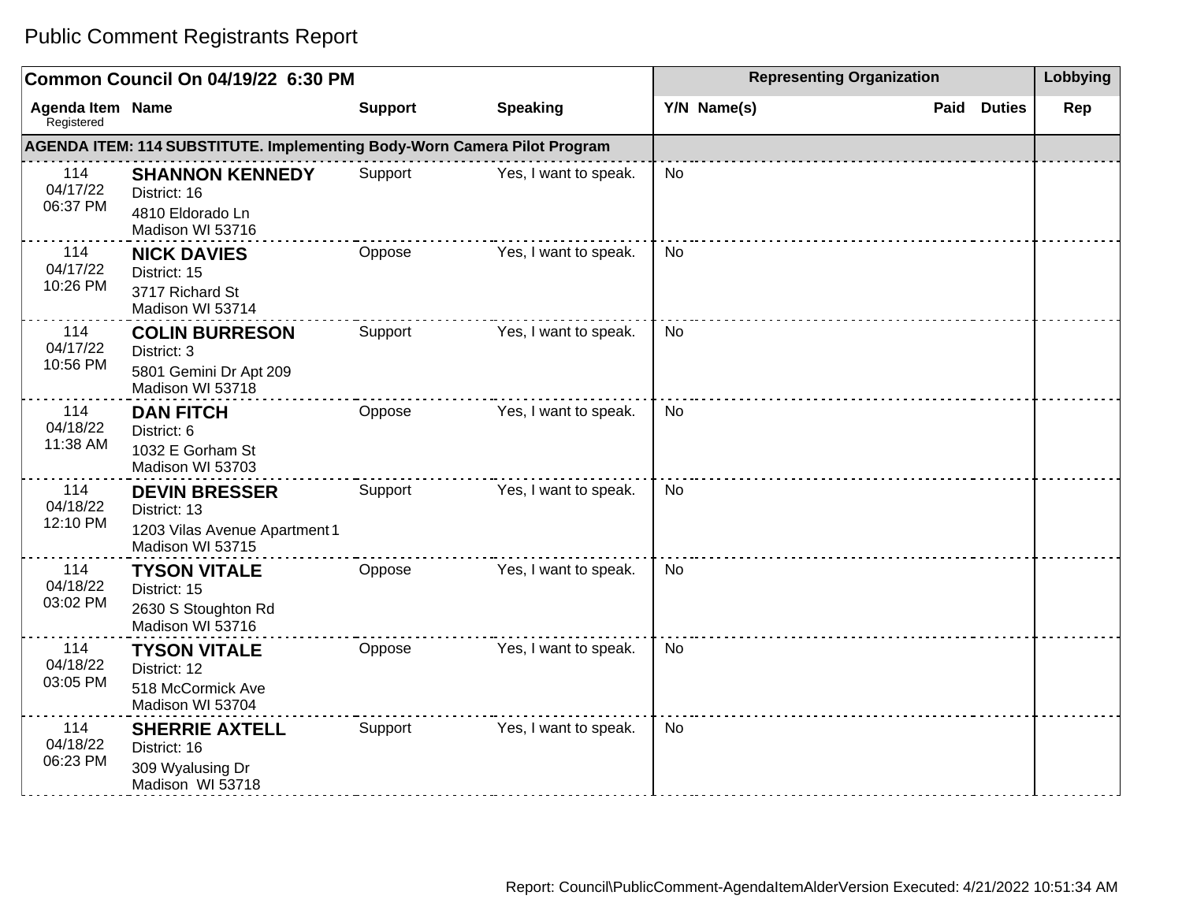# Public Comment Registrants Report

| Common Council On 04/19/22 6:30 PM | | | | Representing Organization | | | | Lobbying |
|---|---|---|---|---|---|---|---|---|
| Agenda Item Registered | Name | Support | Speaking | Y/N | Name(s) | Paid | Duties | Rep |
| **AGENDA ITEM: 114 SUBSTITUTE. Implementing Body-Worn Camera Pilot Program** | | | | | | | | |
| 114 04/17/22 06:37 PM | **SHANNON KENNEDY** District: 16 4810 Eldorado Ln Madison WI 53716 | Support | Yes, I want to speak. | No | | | | |
| 114 04/17/22 10:26 PM | **NICK DAVIES** District: 15 3717 Richard St Madison WI 53714 | Oppose | Yes, I want to speak. | No | | | | |
| 114 04/17/22 10:56 PM | **COLIN BURRESON** District: 3 5801 Gemini Dr Apt 209 Madison WI 53718 | Support | Yes, I want to speak. | No | | | | |
| 114 04/18/22 11:38 AM | **DAN FITCH** District: 6 1032 E Gorham St Madison WI 53703 | Oppose | Yes, I want to speak. | No | | | | |
| 114 04/18/22 12:10 PM | **DEVIN BRESSER** District: 13 1203 Vilas Avenue Apartment 1 Madison WI 53715 | Support | Yes, I want to speak. | No | | | | |
| 114 04/18/22 03:02 PM | **TYSON VITALE** District: 15 2630 S Stoughton Rd Madison WI 53716 | Oppose | Yes, I want to speak. | No | | | | |
| 114 04/18/22 03:05 PM | **TYSON VITALE** District: 12 518 McCormick Ave Madison WI 53704 | Oppose | Yes, I want to speak. | No | | | | |
| 114 04/18/22 06:23 PM | **SHERRIE AXTELL** District: 16 309 Wyalusing Dr Madison WI 53718 | Support | Yes, I want to speak. | No | | | | |

Report: Council\PublicComment-AgendaItemAlderVersion Executed: 4/21/2022 10:51:34 AM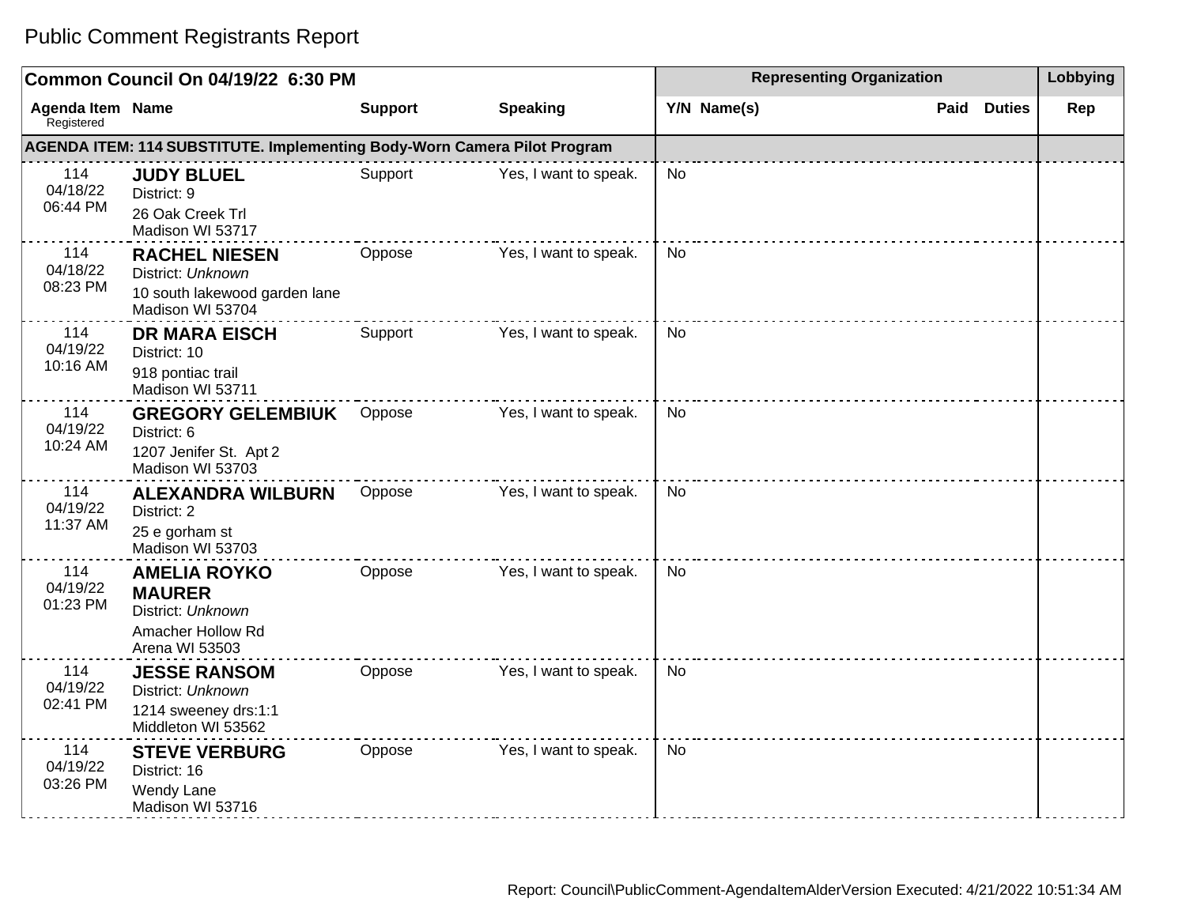# Public Comment Registrants Report

| Common Council On 04/19/22 6:30 PM | | | | Representing Organization | | | | Lobbying |
|---|---|---|---|---|---|---|---|---|
| Agenda Item Registered | Name | Support | Speaking | Y/N | Name(s) | Paid | Duties | Rep |
| **AGENDA ITEM: 114 SUBSTITUTE. Implementing Body-Worn Camera Pilot Program** | | | | | | | | |
| 114 04/18/22 06:44 PM | **JUDY BLUEL** District: 9 26 Oak Creek Trl Madison WI 53717 | Support | Yes, I want to speak. | No | | | | |
| 114 04/18/22 08:23 PM | **RACHEL NIESEN** District: *Unknown* 10 south lakewood garden lane Madison WI 53704 | Oppose | Yes, I want to speak. | No | | | | |
| 114 04/19/22 10:16 AM | **DR MARA EISCH** District: 10 918 pontiac trail Madison WI 53711 | Support | Yes, I want to speak. | No | | | | |
| 114 04/19/22 10:24 AM | **GREGORY GELEMBIUK** District: 6 1207 Jenifer St. Apt 2 Madison WI 53703 | Oppose | Yes, I want to speak. | No | | | | |
| 114 04/19/22 11:37 AM | **ALEXANDRA WILBURN** District: 2 25 e gorham st Madison WI 53703 | Oppose | Yes, I want to speak. | No | | | | |
| 114 04/19/22 01:23 PM | **AMELIA ROYKO MAURER** District: *Unknown* Amacher Hollow Rd Arena WI 53503 | Oppose | Yes, I want to speak. | No | | | | |
| 114 04/19/22 02:41 PM | **JESSE RANSOM** District: *Unknown* 1214 sweeney drs:1:1 Middleton WI 53562 | Oppose | Yes, I want to speak. | No | | | | |
| 114 04/19/22 03:26 PM | **STEVE VERBURG** District: 16 Wendy Lane Madison WI 53716 | Oppose | Yes, I want to speak. | No | | | | |

Report: Council\PublicComment-AgendaItemAlderVersion Executed: 4/21/2022 10:51:34 AM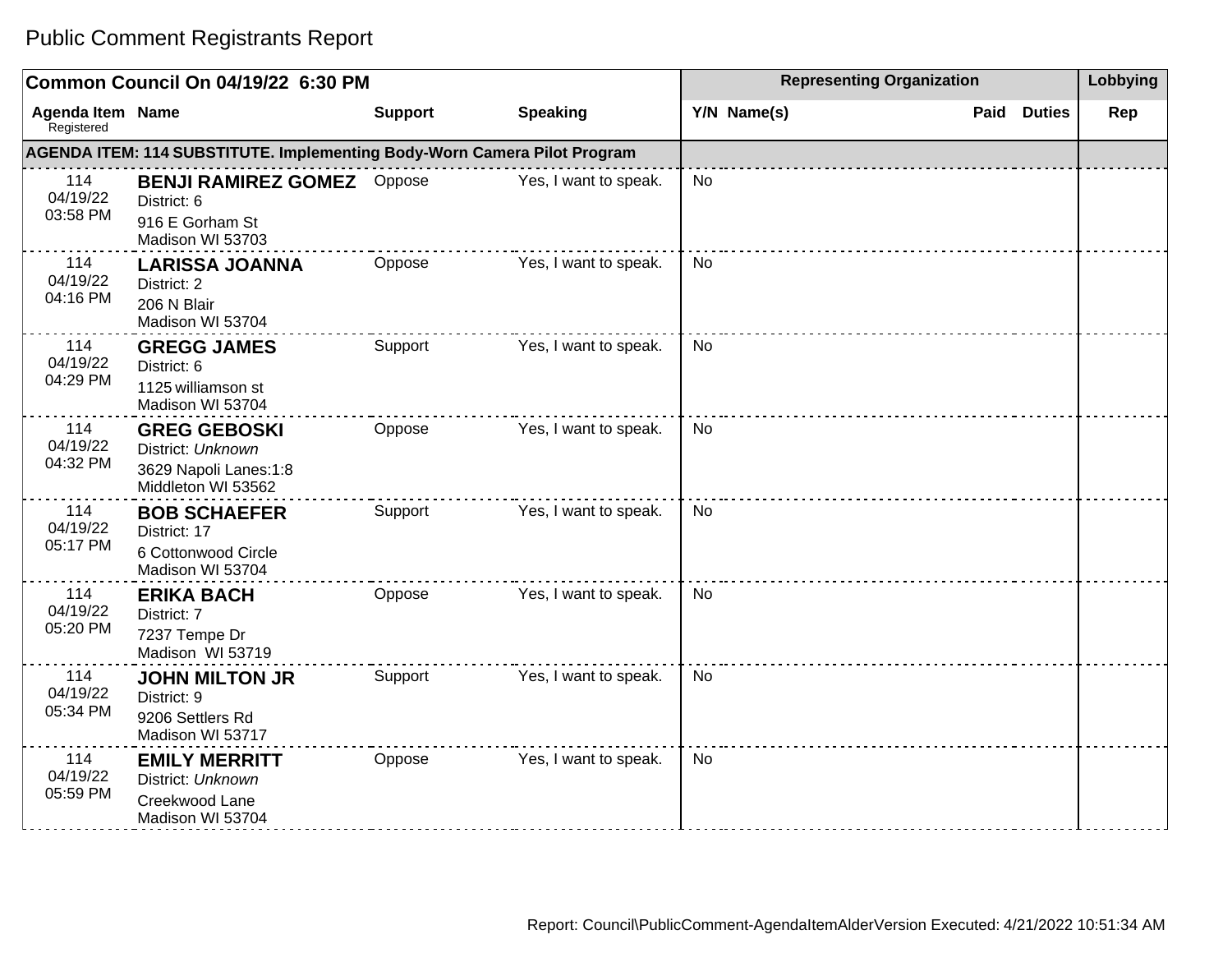# Public Comment Registrants Report

| Common Council On 04/19/22 6:30 PM | | | | Representing Organization | | | Lobbying |
|---|---|---|---|---|---|---|---|
| Agenda Item Registered | Name | Support | Speaking | Y/N Name(s) | Paid | Duties | Rep |
| **AGENDA ITEM: 114 SUBSTITUTE. Implementing Body-Worn Camera Pilot Program** | | | | | | | |
| 114 04/19/22 03:58 PM | **BENJI RAMIREZ GOMEZ** District: 6 916 E Gorham St Madison WI 53703 | Oppose | Yes, I want to speak. | No | | | |
| 114 04/19/22 04:16 PM | **LARISSA JOANNA** District: 2 206 N Blair Madison WI 53704 | Oppose | Yes, I want to speak. | No | | | |
| 114 04/19/22 04:29 PM | **GREGG JAMES** District: 6 1125 williamson st Madison WI 53704 | Support | Yes, I want to speak. | No | | | |
| 114 04/19/22 04:32 PM | **GREG GEBOSKI** District: *Unknown* 3629 Napoli Lanes:1:8 Middleton WI 53562 | Oppose | Yes, I want to speak. | No | | | |
| 114 04/19/22 05:17 PM | **BOB SCHAEFER** District: 17 6 Cottonwood Circle Madison WI 53704 | Support | Yes, I want to speak. | No | | | |
| 114 04/19/22 05:20 PM | **ERIKA BACH** District: 7 7237 Tempe Dr Madison WI 53719 | Oppose | Yes, I want to speak. | No | | | |
| 114 04/19/22 05:34 PM | **JOHN MILTON JR** District: 9 9206 Settlers Rd Madison WI 53717 | Support | Yes, I want to speak. | No | | | |
| 114 04/19/22 05:59 PM | **EMILY MERRITT** District: *Unknown* Creekwood Lane Madison WI 53704 | Oppose | Yes, I want to speak. | No | | | |

Report: Council\PublicComment-AgendaItemAlderVersion Executed: 4/21/2022 10:51:34 AM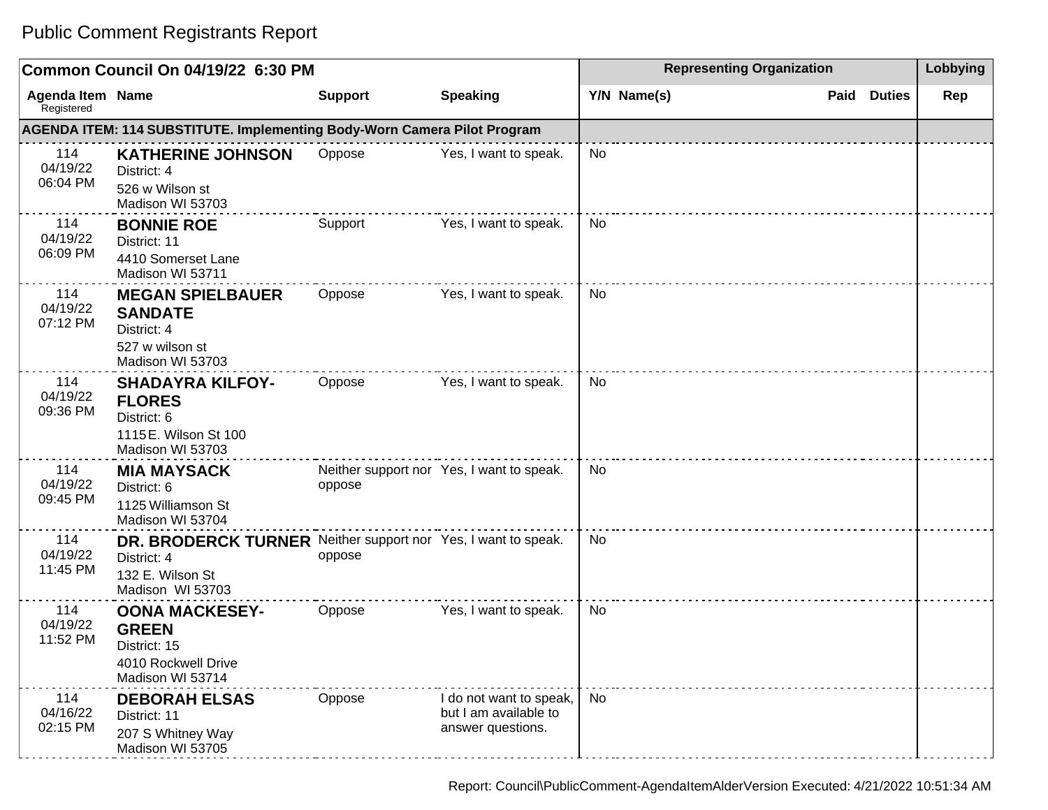# Public Comment Registrants Report

| Common Council On 04/19/22 6:30 PM | | | | Representing Organization | | | | Lobbying |
|---|---|---|---|---|---|---|---|---|
| Agenda Item Registered | Name | Support | Speaking | Y/N | Name(s) | Paid | Duties | Rep |
| **AGENDA ITEM: 114 SUBSTITUTE. Implementing Body-Worn Camera Pilot Program** | | | | | | | | |
| 114 04/19/22 06:04 PM | **KATHERINE JOHNSON** District: 4 526 w Wilson st Madison WI 53703 | Oppose | Yes, I want to speak. | No | | | | |
| 114 04/19/22 06:09 PM | **BONNIE ROE** District: 11 4410 Somerset Lane Madison WI 53711 | Support | Yes, I want to speak. | No | | | | |
| 114 04/19/22 07:12 PM | **MEGAN SPIELBAUER SANDATE** District: 4 527 w wilson st Madison WI 53703 | Oppose | Yes, I want to speak. | No | | | | |
| 114 04/19/22 09:36 PM | **SHADAYRA KILFOY-FLORES** District: 6 1115 E. Wilson St 100 Madison WI 53703 | Oppose | Yes, I want to speak. | No | | | | |
| 114 04/19/22 09:45 PM | **MIA MAYSACK** District: 6 1125 Williamson St Madison WI 53704 | Neither support nor oppose | Yes, I want to speak. | No | | | | |
| 114 04/19/22 11:45 PM | **DR. BRODERCK TURNER** District: 4 132 E. Wilson St Madison WI 53703 | Neither support nor oppose | Yes, I want to speak. | No | | | | |
| 114 04/19/22 11:52 PM | **OONA MACKESEY-GREEN** District: 15 4010 Rockwell Drive Madison WI 53714 | Oppose | Yes, I want to speak. | No | | | | |
| 114 04/16/22 02:15 PM | **DEBORAH ELSAS** District: 11 207 S Whitney Way Madison WI 53705 | Oppose | I do not want to speak, but I am available to answer questions. | No | | | | |

Report: Council\PublicComment-AgendaItemAlderVersion Executed: 4/21/2022 10:51:34 AM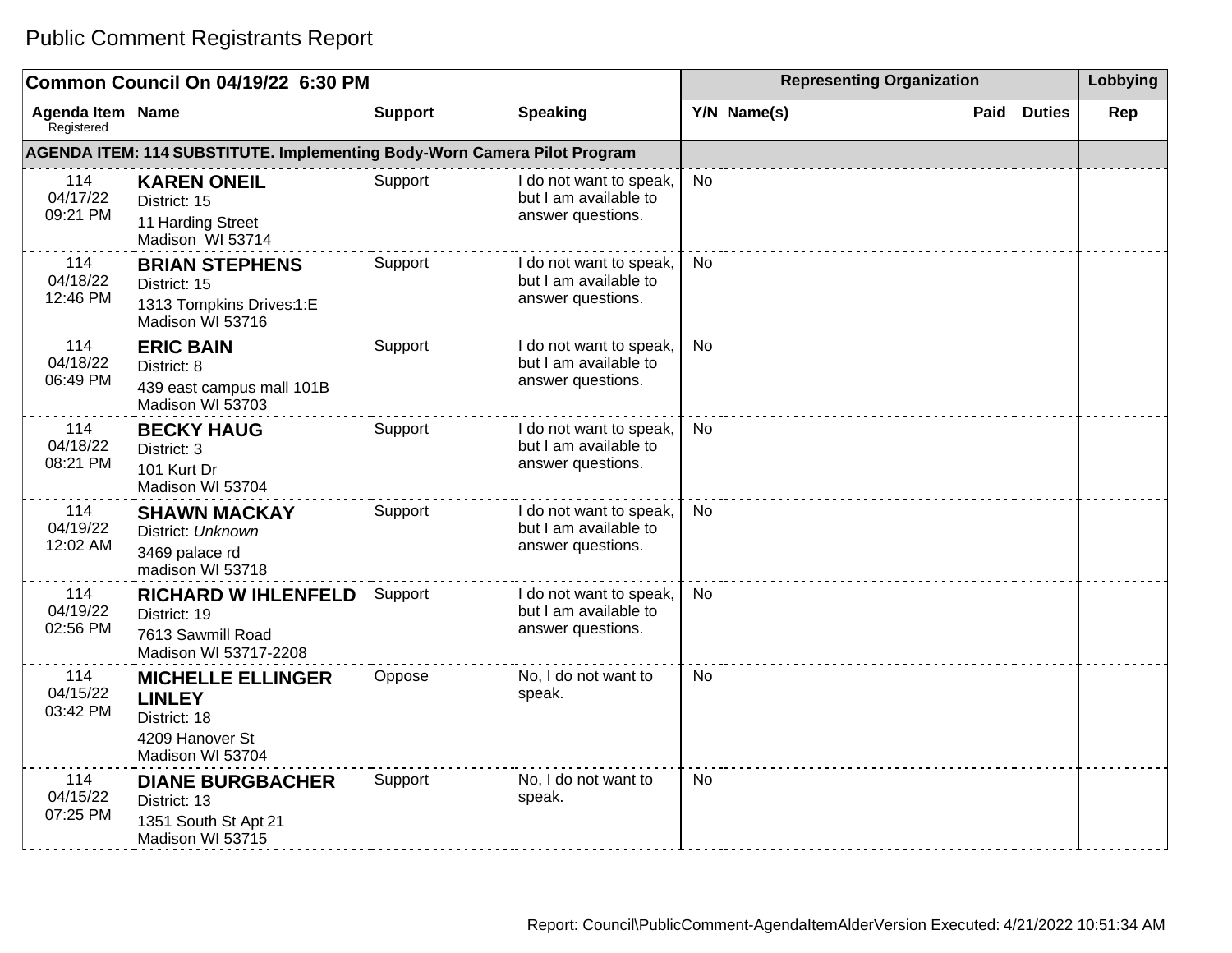# Public Comment Registrants Report

| Common Council On 04/19/22 6:30 PM | | | | Representing Organization | | | | Lobbying |
|---|---|---|---|---|---|---|---|---|
| Agenda Item Registered | Name | Support | Speaking | Y/N | Name(s) | Paid | Duties | Rep |
| **AGENDA ITEM: 114 SUBSTITUTE. Implementing Body-Worn Camera Pilot Program** | | | | | | | | |
| 114 04/17/22 09:21 PM | **KAREN ONEIL** District: 15 11 Harding Street Madison WI 53714 | Support | I do not want to speak, but I am available to answer questions. | No | | | | |
| 114 04/18/22 12:46 PM | **BRIAN STEPHENS** District: 15 1313 Tompkins Drives1:E Madison WI 53716 | Support | I do not want to speak, but I am available to answer questions. | No | | | | |
| 114 04/18/22 06:49 PM | **ERIC BAIN** District: 8 439 east campus mall 101B Madison WI 53703 | Support | I do not want to speak, but I am available to answer questions. | No | | | | |
| 114 04/18/22 08:21 PM | **BECKY HAUG** District: 3 101 Kurt Dr Madison WI 53704 | Support | I do not want to speak, but I am available to answer questions. | No | | | | |
| 114 04/19/22 12:02 AM | **SHAWN MACKAY** District: *Unknown* 3469 palace rd madison WI 53718 | Support | I do not want to speak, but I am available to answer questions. | No | | | | |
| 114 04/19/22 02:56 PM | **RICHARD W IHLENFELD** District: 19 7613 Sawmill Road Madison WI 53717-2208 | Support | I do not want to speak, but I am available to answer questions. | No | | | | |
| 114 04/15/22 03:42 PM | **MICHELLE ELLINGER LINLEY** District: 18 4209 Hanover St Madison WI 53704 | Oppose | No, I do not want to speak. | No | | | | |
| 114 04/15/22 07:25 PM | **DIANE BURGBACHER** District: 13 1351 South St Apt 21 Madison WI 53715 | Support | No, I do not want to speak. | No | | | | |

Report: Council\PublicComment-AgendaItemAlderVersion Executed: 4/21/2022 10:51:34 AM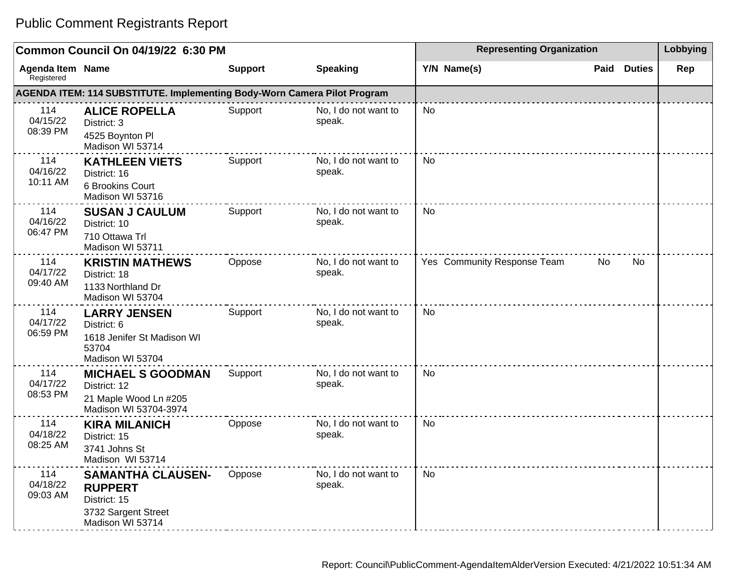# Public Comment Registrants Report

| Common Council On 04/19/22 6:30 PM | | | | Representing Organization | | | | Lobbying |
|---|---|---|---|---|---|---|---|---|
| Agenda Item Registered | Name | Support | Speaking | Y/N | Name(s) | Paid | Duties | Rep |
| **AGENDA ITEM: 114 SUBSTITUTE. Implementing Body-Worn Camera Pilot Program** | | | | | | | | |
| 114 04/15/22 08:39 PM | **ALICE ROPELLA** District: 3 4525 Boynton Pl Madison WI 53714 | Support | No, I do not want to speak. | No | | | | |
| 114 04/16/22 10:11 AM | **KATHLEEN VIETS** District: 16 6 Brookins Court Madison WI 53716 | Support | No, I do not want to speak. | No | | | | |
| 114 04/16/22 06:47 PM | **SUSAN J CAULUM** District: 10 710 Ottawa Trl Madison WI 53711 | Support | No, I do not want to speak. | No | | | | |
| 114 04/17/22 09:40 AM | **KRISTIN MATHEWS** District: 18 1133 Northland Dr Madison WI 53704 | Oppose | No, I do not want to speak. | Yes | Community Response Team | No | No | |
| 114 04/17/22 06:59 PM | **LARRY JENSEN** District: 6 1618 Jenifer St Madison WI 53704 Madison WI 53704 | Support | No, I do not want to speak. | No | | | | |
| 114 04/17/22 08:53 PM | **MICHAEL S GOODMAN** District: 12 21 Maple Wood Ln #205 Madison WI 53704-3974 | Support | No, I do not want to speak. | No | | | | |
| 114 04/18/22 08:25 AM | **KIRA MILANICH** District: 15 3741 Johns St Madison WI 53714 | Oppose | No, I do not want to speak. | No | | | | |
| 114 04/18/22 09:03 AM | **SAMANTHA CLAUSEN-RUPPERT** District: 15 3732 Sargent Street Madison WI 53714 | Oppose | No, I do not want to speak. | No | | | | |

Report: Council\PublicComment-AgendaItemAlderVersion Executed: 4/21/2022 10:51:34 AM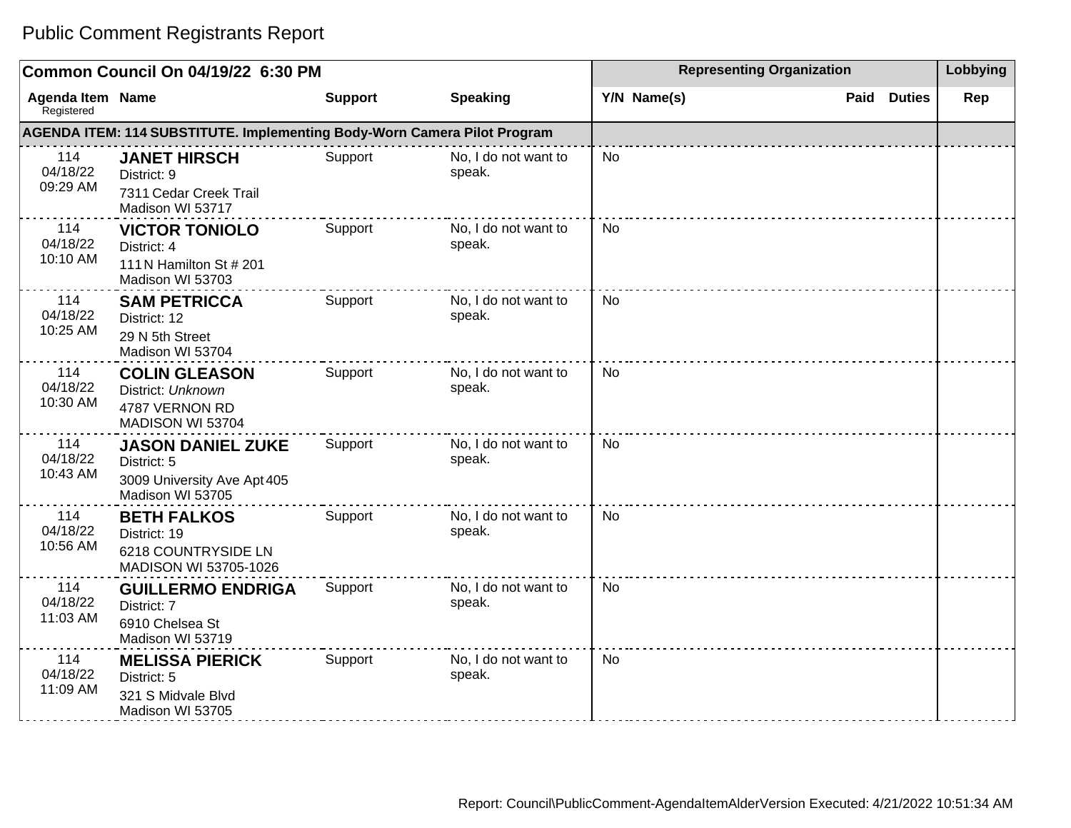# Public Comment Registrants Report

| Common Council On 04/19/22 6:30 PM | | | | Representing Organization | | | | Lobbying |
|---|---|---|---|---|---|---|---|---|
| Agenda Item Registered | Name | Support | Speaking | Y/N | Name(s) | Paid | Duties | Rep |
| **AGENDA ITEM: 114 SUBSTITUTE. Implementing Body-Worn Camera Pilot Program** | | | | | | | | |
| 114 04/18/22 09:29 AM | **JANET HIRSCH** District: 9 7311 Cedar Creek Trail Madison WI 53717 | Support | No, I do not want to speak. | No | | | | |
| 114 04/18/22 10:10 AM | **VICTOR TONIOLO** District: 4 111 N Hamilton St # 201 Madison WI 53703 | Support | No, I do not want to speak. | No | | | | |
| 114 04/18/22 10:25 AM | **SAM PETRICCA** District: 12 29 N 5th Street Madison WI 53704 | Support | No, I do not want to speak. | No | | | | |
| 114 04/18/22 10:30 AM | **COLIN GLEASON** District: *Unknown* 4787 VERNON RD MADISON WI 53704 | Support | No, I do not want to speak. | No | | | | |
| 114 04/18/22 10:43 AM | **JASON DANIEL ZUKE** District: 5 3009 University Ave Apt 405 Madison WI 53705 | Support | No, I do not want to speak. | No | | | | |
| 114 04/18/22 10:56 AM | **BETH FALKOS** District: 19 6218 COUNTRYSIDE LN MADISON WI 53705-1026 | Support | No, I do not want to speak. | No | | | | |
| 114 04/18/22 11:03 AM | **GUILLERMO ENDRIGA** District: 7 6910 Chelsea St Madison WI 53719 | Support | No, I do not want to speak. | No | | | | |
| 114 04/18/22 11:09 AM | **MELISSA PIERICK** District: 5 321 S Midvale Blvd Madison WI 53705 | Support | No, I do not want to speak. | No | | | | |

Report: Council\PublicComment-AgendaItemAlderVersion Executed: 4/21/2022 10:51:34 AM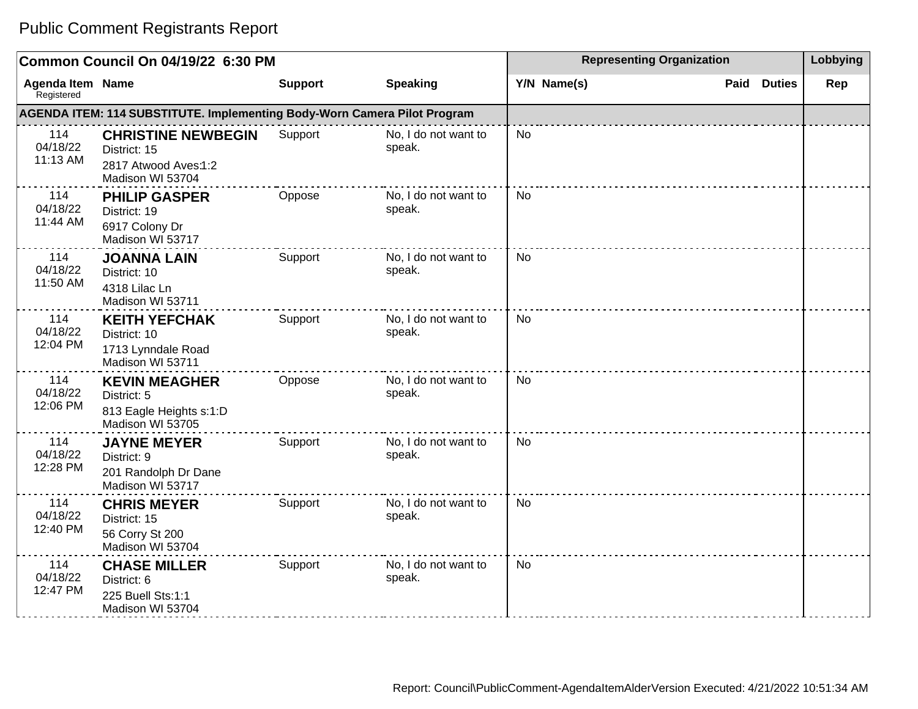# Public Comment Registrants Report

| Common Council On 04/19/22 6:30 PM | | | | Representing Organization | | | | Lobbying |
|---|---|---|---|---|---|---|---|---|
| Agenda Item Registered | Name | Support | Speaking | Y/N | Name(s) | Paid | Duties | Rep |
| **AGENDA ITEM: 114 SUBSTITUTE. Implementing Body-Worn Camera Pilot Program** | | | | | | | | |
| 114 04/18/22 11:13 AM | **CHRISTINE NEWBEGIN** District: 15 2817 Atwood Aves1:2 Madison WI 53704 | Support | No, I do not want to speak. | No | | | | |
| 114 04/18/22 11:44 AM | **PHILIP GASPER** District: 19 6917 Colony Dr Madison WI 53717 | Oppose | No, I do not want to speak. | No | | | | |
| 114 04/18/22 11:50 AM | **JOANNA LAIN** District: 10 4318 Lilac Ln Madison WI 53711 | Support | No, I do not want to speak. | No | | | | |
| 114 04/18/22 12:04 PM | **KEITH YEFCHAK** District: 10 1713 Lynndale Road Madison WI 53711 | Support | No, I do not want to speak. | No | | | | |
| 114 04/18/22 12:06 PM | **KEVIN MEAGHER** District: 5 813 Eagle Heights s:1:D Madison WI 53705 | Oppose | No, I do not want to speak. | No | | | | |
| 114 04/18/22 12:28 PM | **JAYNE MEYER** District: 9 201 Randolph Dr Dane Madison WI 53717 | Support | No, I do not want to speak. | No | | | | |
| 114 04/18/22 12:40 PM | **CHRIS MEYER** District: 15 56 Corry St 200 Madison WI 53704 | Support | No, I do not want to speak. | No | | | | |
| 114 04/18/22 12:47 PM | **CHASE MILLER** District: 6 225 Buell Sts:1:1 Madison WI 53704 | Support | No, I do not want to speak. | No | | | | |

Report: Council\PublicComment-AgendaItemAlderVersion Executed: 4/21/2022 10:51:34 AM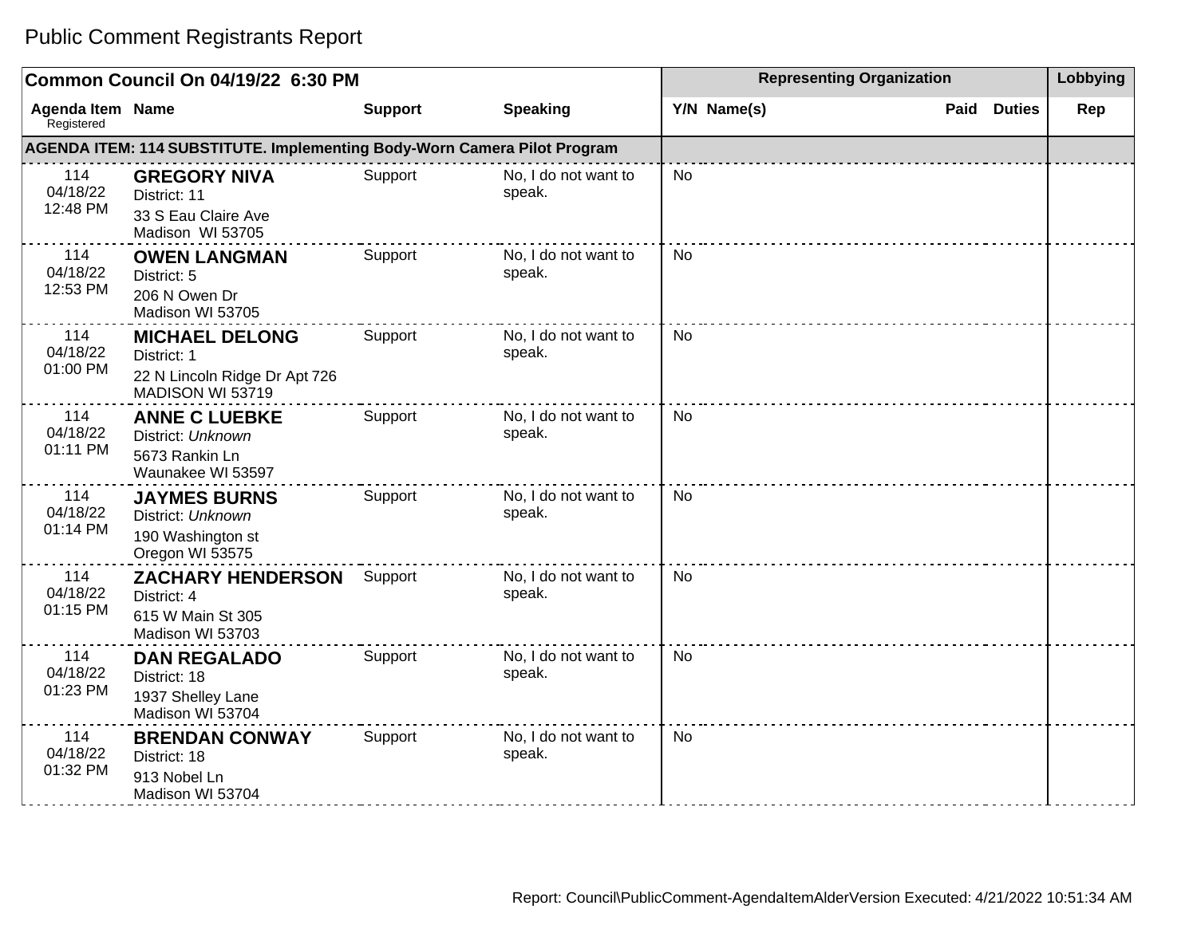# Public Comment Registrants Report

| Common Council On 04/19/22 6:30 PM | | | | Representing Organization | | | | Lobbying |
|---|---|---|---|---|---|---|---|---|
| Agenda Item Registered | Name | Support | Speaking | Y/N | Name(s) | Paid | Duties | Rep |
| **AGENDA ITEM: 114 SUBSTITUTE. Implementing Body-Worn Camera Pilot Program** | | | | | | | | |
| 114 04/18/22 12:48 PM | **GREGORY NIVA** District: 11 33 S Eau Claire Ave Madison WI 53705 | Support | No, I do not want to speak. | No | | | | |
| 114 04/18/22 12:53 PM | **OWEN LANGMAN** District: 5 206 N Owen Dr Madison WI 53705 | Support | No, I do not want to speak. | No | | | | |
| 114 04/18/22 01:00 PM | **MICHAEL DELONG** District: 1 22 N Lincoln Ridge Dr Apt 726 MADISON WI 53719 | Support | No, I do not want to speak. | No | | | | |
| 114 04/18/22 01:11 PM | **ANNE C LUEBKE** District: *Unknown* 5673 Rankin Ln Waunakee WI 53597 | Support | No, I do not want to speak. | No | | | | |
| 114 04/18/22 01:14 PM | **JAYMES BURNS** District: *Unknown* 190 Washington st Oregon WI 53575 | Support | No, I do not want to speak. | No | | | | |
| 114 04/18/22 01:15 PM | **ZACHARY HENDERSON** District: 4 615 W Main St 305 Madison WI 53703 | Support | No, I do not want to speak. | No | | | | |
| 114 04/18/22 01:23 PM | **DAN REGALADO** District: 18 1937 Shelley Lane Madison WI 53704 | Support | No, I do not want to speak. | No | | | | |
| 114 04/18/22 01:32 PM | **BRENDAN CONWAY** District: 18 913 Nobel Ln Madison WI 53704 | Support | No, I do not want to speak. | No | | | | |

Report: Council\PublicComment-AgendaItemAlderVersion Executed: 4/21/2022 10:51:34 AM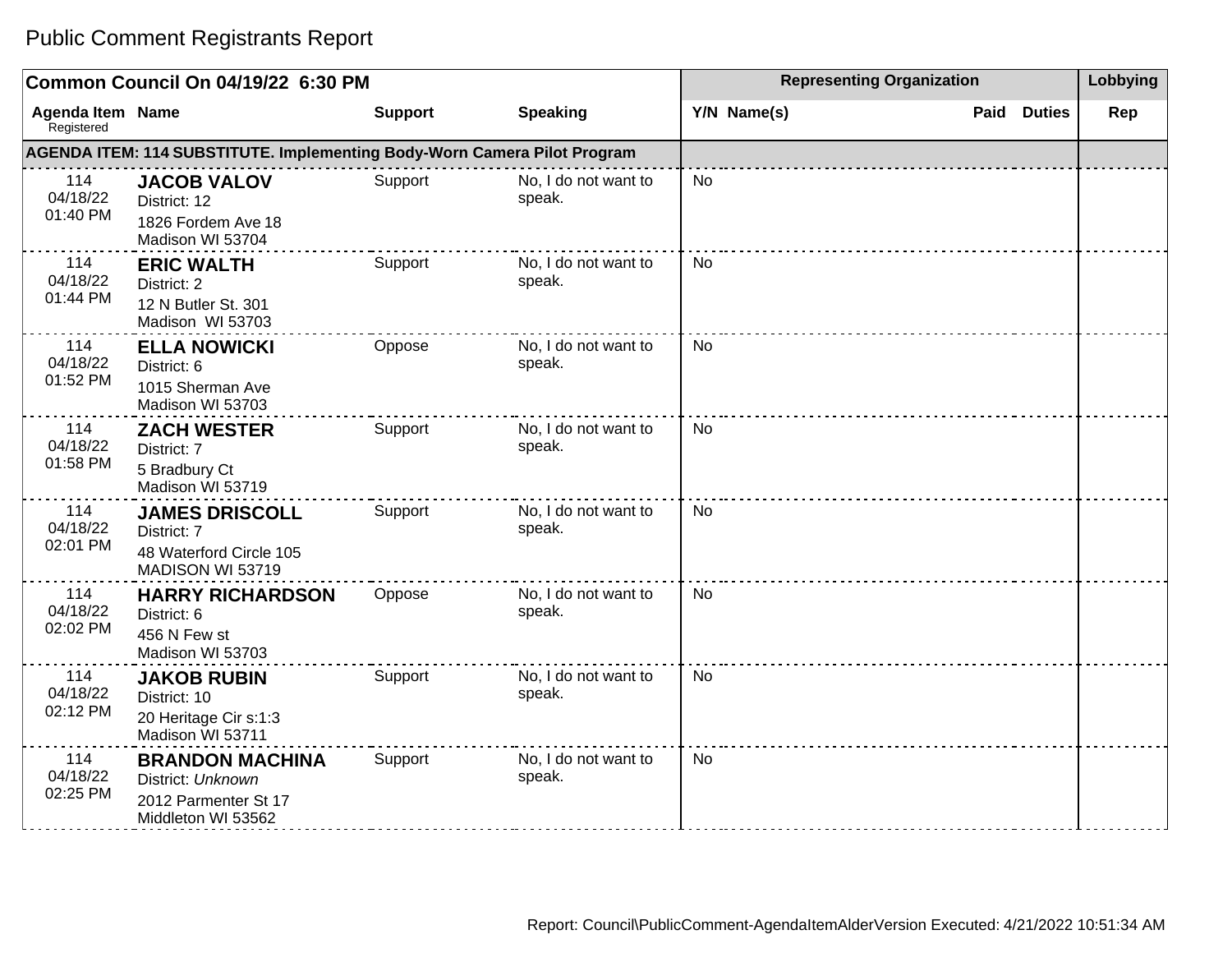# Public Comment Registrants Report

| Common Council On 04/19/22 6:30 PM | | | | Representing Organization | | | | Lobbying |
|---|---|---|---|---|---|---|---|---|
| Agenda Item Registered | Name | Support | Speaking | Y/N | Name(s) | Paid | Duties | Rep |
| **AGENDA ITEM: 114 SUBSTITUTE. Implementing Body-Worn Camera Pilot Program** | | | | | | | | |
| 114 04/18/22 01:40 PM | **JACOB VALOV** District: 12 1826 Fordem Ave 18 Madison WI 53704 | Support | No, I do not want to speak. | No | | | | |
| 114 04/18/22 01:44 PM | **ERIC WALTH** District: 2 12 N Butler St. 301 Madison WI 53703 | Support | No, I do not want to speak. | No | | | | |
| 114 04/18/22 01:52 PM | **ELLA NOWICKI** District: 6 1015 Sherman Ave Madison WI 53703 | Oppose | No, I do not want to speak. | No | | | | |
| 114 04/18/22 01:58 PM | **ZACH WESTER** District: 7 5 Bradbury Ct Madison WI 53719 | Support | No, I do not want to speak. | No | | | | |
| 114 04/18/22 02:01 PM | **JAMES DRISCOLL** District: 7 48 Waterford Circle 105 MADISON WI 53719 | Support | No, I do not want to speak. | No | | | | |
| 114 04/18/22 02:02 PM | **HARRY RICHARDSON** District: 6 456 N Few st Madison WI 53703 | Oppose | No, I do not want to speak. | No | | | | |
| 114 04/18/22 02:12 PM | **JAKOB RUBIN** District: 10 20 Heritage Cir s:1:3 Madison WI 53711 | Support | No, I do not want to speak. | No | | | | |
| 114 04/18/22 02:25 PM | **BRANDON MACHINA** District: *Unknown* 2012 Parmenter St 17 Middleton WI 53562 | Support | No, I do not want to speak. | No | | | | |

Report: Council\PublicComment-AgendaItemAlderVersion Executed: 4/21/2022 10:51:34 AM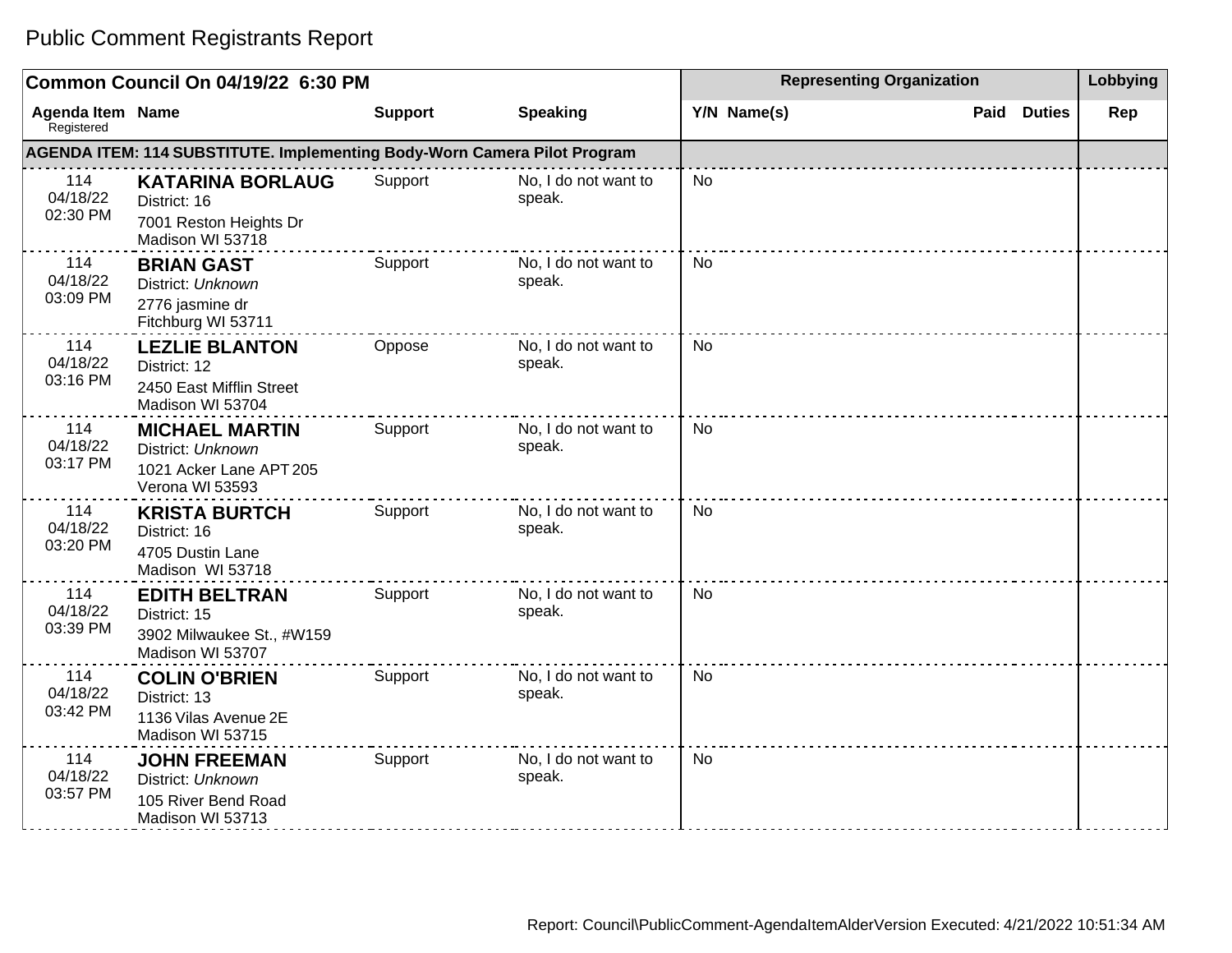# Public Comment Registrants Report

| Common Council On 04/19/22 6:30 PM | | | | Representing Organization | | | Lobbying |
|---|---|---|---|---|---|---|---|
| Agenda Item Registered | Name | Support | Speaking | Y/N Name(s) | Paid | Duties | Rep |
| **AGENDA ITEM: 114 SUBSTITUTE. Implementing Body-Worn Camera Pilot Program** | | | | | | | |
| 114 04/18/22 02:30 PM | **KATARINA BORLAUG** District: 16 7001 Reston Heights Dr Madison WI 53718 | Support | No, I do not want to speak. | No | | | |
| 114 04/18/22 03:09 PM | **BRIAN GAST** District: *Unknown* 2776 jasmine dr Fitchburg WI 53711 | Support | No, I do not want to speak. | No | | | |
| 114 04/18/22 03:16 PM | **LEZLIE BLANTON** District: 12 2450 East Mifflin Street Madison WI 53704 | Oppose | No, I do not want to speak. | No | | | |
| 114 04/18/22 03:17 PM | **MICHAEL MARTIN** District: *Unknown* 1021 Acker Lane APT 205 Verona WI 53593 | Support | No, I do not want to speak. | No | | | |
| 114 04/18/22 03:20 PM | **KRISTA BURTCH** District: 16 4705 Dustin Lane Madison WI 53718 | Support | No, I do not want to speak. | No | | | |
| 114 04/18/22 03:39 PM | **EDITH BELTRAN** District: 15 3902 Milwaukee St., #W159 Madison WI 53707 | Support | No, I do not want to speak. | No | | | |
| 114 04/18/22 03:42 PM | **COLIN O'BRIEN** District: 13 1136 Vilas Avenue 2E Madison WI 53715 | Support | No, I do not want to speak. | No | | | |
| 114 04/18/22 03:57 PM | **JOHN FREEMAN** District: *Unknown* 105 River Bend Road Madison WI 53713 | Support | No, I do not want to speak. | No | | | |

Report: Council\PublicComment-AgendaItemAlderVersion Executed: 4/21/2022 10:51:34 AM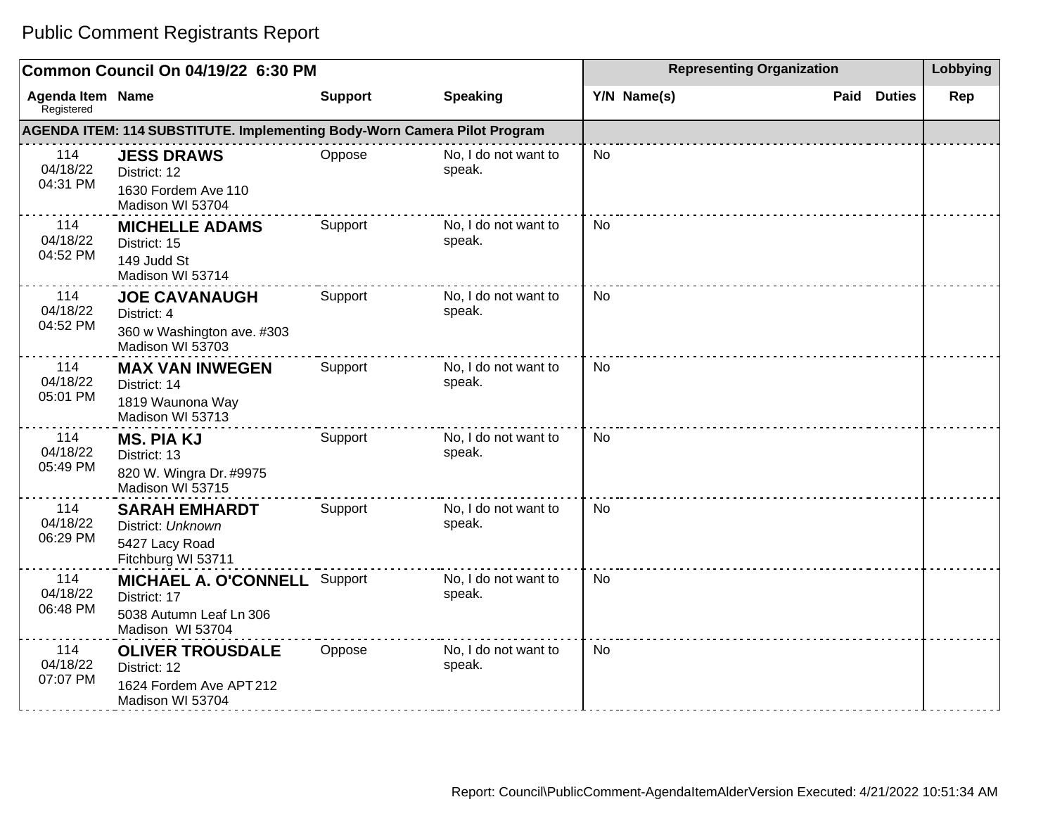# Public Comment Registrants Report

| Common Council On 04/19/22 6:30 PM | | | | Representing Organization | | | | Lobbying |
|---|---|---|---|---|---|---|---|---|
| Agenda Item Registered | Name | Support | Speaking | Y/N | Name(s) | Paid | Duties | Rep |
| **AGENDA ITEM: 114 SUBSTITUTE. Implementing Body-Worn Camera Pilot Program** | | | | | | | | |
| 114 04/18/22 04:31 PM | **JESS DRAWS** District: 12 1630 Fordem Ave 110 Madison WI 53704 | Oppose | No, I do not want to speak. | No | | | | |
| 114 04/18/22 04:52 PM | **MICHELLE ADAMS** District: 15 149 Judd St Madison WI 53714 | Support | No, I do not want to speak. | No | | | | |
| 114 04/18/22 04:52 PM | **JOE CAVANAUGH** District: 4 360 w Washington ave. #303 Madison WI 53703 | Support | No, I do not want to speak. | No | | | | |
| 114 04/18/22 05:01 PM | **MAX VAN INWEGEN** District: 14 1819 Waunona Way Madison WI 53713 | Support | No, I do not want to speak. | No | | | | |
| 114 04/18/22 05:49 PM | **MS. PIA KJ** District: 13 820 W. Wingra Dr. #9975 Madison WI 53715 | Support | No, I do not want to speak. | No | | | | |
| 114 04/18/22 06:29 PM | **SARAH EMHARDT** District: *Unknown* 5427 Lacy Road Fitchburg WI 53711 | Support | No, I do not want to speak. | No | | | | |
| 114 04/18/22 06:48 PM | **MICHAEL A. O'CONNELL** District: 17 5038 Autumn Leaf Ln 306 Madison WI 53704 | Support | No, I do not want to speak. | No | | | | |
| 114 04/18/22 07:07 PM | **OLIVER TROUSDALE** District: 12 1624 Fordem Ave APT 212 Madison WI 53704 | Oppose | No, I do not want to speak. | No | | | | |

Report: Council\PublicComment-AgendaItemAlderVersion Executed: 4/21/2022 10:51:34 AM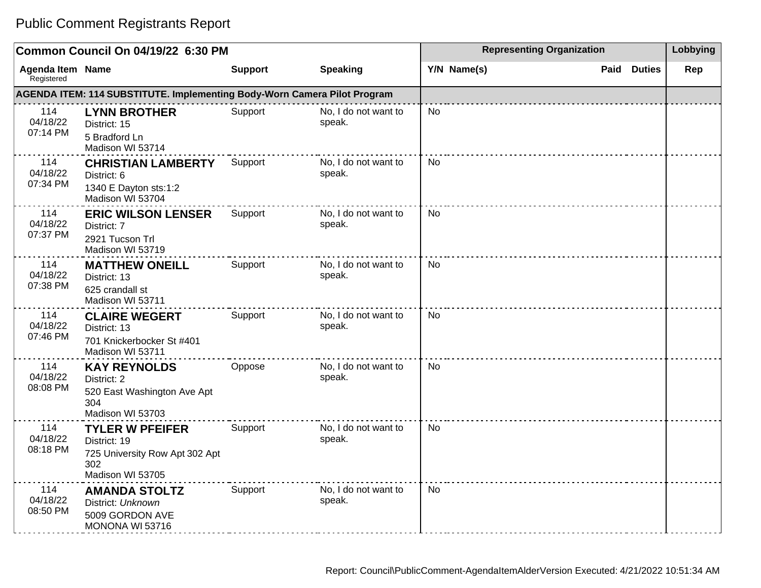# Public Comment Registrants Report

| Common Council On 04/19/22 6:30 PM | | | | Representing Organization | | | | Lobbying |
|---|---|---|---|---|---|---|---|---|
| Agenda Item Registered | Name | Support | Speaking | Y/N | Name(s) | Paid | Duties | Rep |
| **AGENDA ITEM: 114 SUBSTITUTE. Implementing Body-Worn Camera Pilot Program** | | | | | | | | |
| 114 04/18/22 07:14 PM | **LYNN BROTHER** District: 15 5 Bradford Ln Madison WI 53714 | Support | No, I do not want to speak. | No | | | | |
| 114 04/18/22 07:34 PM | **CHRISTIAN LAMBERTY** District: 6 1340 E Dayton sts:1:2 Madison WI 53704 | Support | No, I do not want to speak. | No | | | | |
| 114 04/18/22 07:37 PM | **ERIC WILSON LENSER** District: 7 2921 Tucson Trl Madison WI 53719 | Support | No, I do not want to speak. | No | | | | |
| 114 04/18/22 07:38 PM | **MATTHEW ONEILL** District: 13 625 crandall st Madison WI 53711 | Support | No, I do not want to speak. | No | | | | |
| 114 04/18/22 07:46 PM | **CLAIRE WEGERT** District: 13 701 Knickerbocker St #401 Madison WI 53711 | Support | No, I do not want to speak. | No | | | | |
| 114 04/18/22 08:08 PM | **KAY REYNOLDS** District: 2 520 East Washington Ave Apt 304 Madison WI 53703 | Oppose | No, I do not want to speak. | No | | | | |
| 114 04/18/22 08:18 PM | **TYLER W PFEIFER** District: 19 725 University Row Apt 302 Apt 302 Madison WI 53705 | Support | No, I do not want to speak. | No | | | | |
| 114 04/18/22 08:50 PM | **AMANDA STOLTZ** District: *Unknown* 5009 GORDON AVE MONONA WI 53716 | Support | No, I do not want to speak. | No | | | | |

Report: Council\PublicComment-AgendaItemAlderVersion Executed: 4/21/2022 10:51:34 AM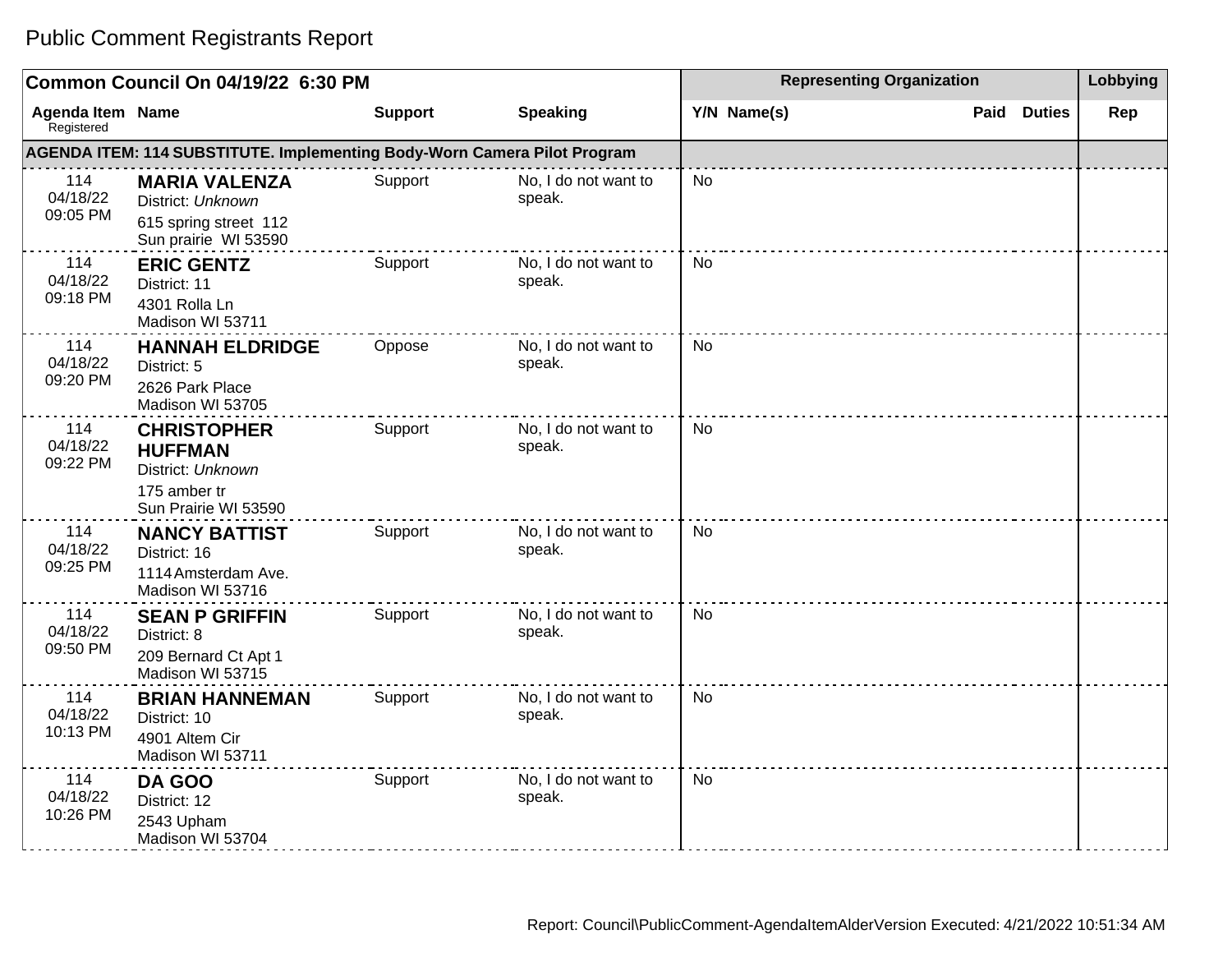# Public Comment Registrants Report

| Common Council On 04/19/22 6:30 PM | | | | Representing Organization | | | | Lobbying |
|---|---|---|---|---|---|---|---|---|
| Agenda Item Registered | Name | Support | Speaking | Y/N | Name(s) | Paid | Duties | Rep |
| **AGENDA ITEM: 114 SUBSTITUTE. Implementing Body-Worn Camera Pilot Program** | | | | | | | | |
| 114 04/18/22 09:05 PM | **MARIA VALENZA** District: *Unknown* 615 spring street 112 Sun prairie WI 53590 | Support | No, I do not want to speak. | No | | | | |
| 114 04/18/22 09:18 PM | **ERIC GENTZ** District: 11 4301 Rolla Ln Madison WI 53711 | Support | No, I do not want to speak. | No | | | | |
| 114 04/18/22 09:20 PM | **HANNAH ELDRIDGE** District: 5 2626 Park Place Madison WI 53705 | Oppose | No, I do not want to speak. | No | | | | |
| 114 04/18/22 09:22 PM | **CHRISTOPHER HUFFMAN** District: *Unknown* 175 amber tr Sun Prairie WI 53590 | Support | No, I do not want to speak. | No | | | | |
| 114 04/18/22 09:25 PM | **NANCY BATTIST** District: 16 1114 Amsterdam Ave. Madison WI 53716 | Support | No, I do not want to speak. | No | | | | |
| 114 04/18/22 09:50 PM | **SEAN P GRIFFIN** District: 8 209 Bernard Ct Apt 1 Madison WI 53715 | Support | No, I do not want to speak. | No | | | | |
| 114 04/18/22 10:13 PM | **BRIAN HANNEMAN** District: 10 4901 Altem Cir Madison WI 53711 | Support | No, I do not want to speak. | No | | | | |
| 114 04/18/22 10:26 PM | **DA GOO** District: 12 2543 Upham Madison WI 53704 | Support | No, I do not want to speak. | No | | | | |

Report: Council\PublicComment-AgendaItemAlderVersion Executed: 4/21/2022 10:51:34 AM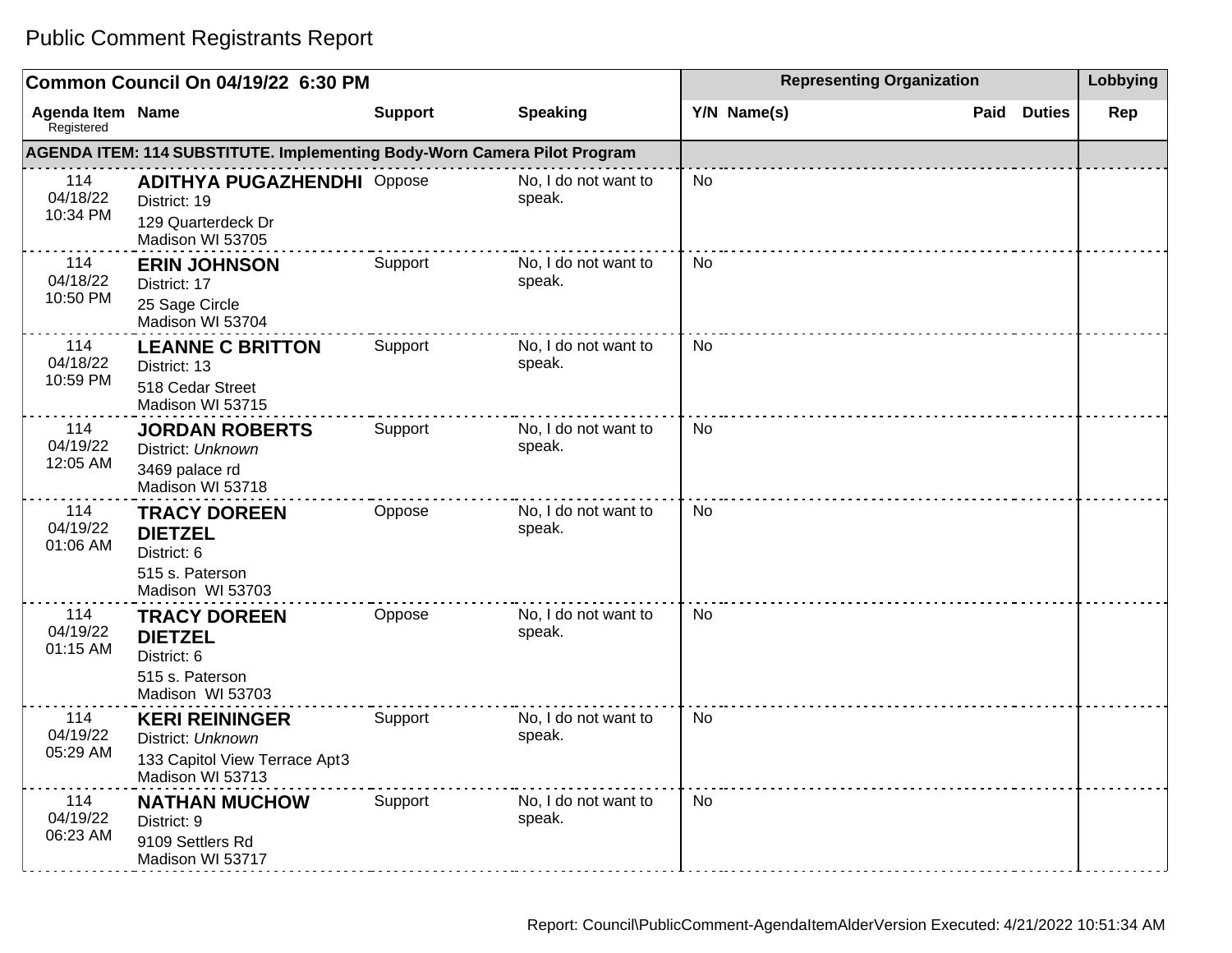# Public Comment Registrants Report

| Common Council On 04/19/22 6:30 PM | | | | Representing Organization | | | | Lobbying |
|---|---|---|---|---|---|---|---|---|
| Agenda Item Registered | Name | Support | Speaking | Y/N | Name(s) | Paid | Duties | Rep |
| **AGENDA ITEM: 114 SUBSTITUTE. Implementing Body-Worn Camera Pilot Program** | | | | | | | | |
| 114 04/18/22 10:34 PM | **ADITHYA PUGAZHENDHI** District: 19 129 Quarterdeck Dr Madison WI 53705 | Oppose | No, I do not want to speak. | No | | | | |
| 114 04/18/22 10:50 PM | **ERIN JOHNSON** District: 17 25 Sage Circle Madison WI 53704 | Support | No, I do not want to speak. | No | | | | |
| 114 04/18/22 10:59 PM | **LEANNE C BRITTON** District: 13 518 Cedar Street Madison WI 53715 | Support | No, I do not want to speak. | No | | | | |
| 114 04/19/22 12:05 AM | **JORDAN ROBERTS** District: *Unknown* 3469 palace rd Madison WI 53718 | Support | No, I do not want to speak. | No | | | | |
| 114 04/19/22 01:06 AM | **TRACY DOREEN DIETZEL** District: 6 515 s. Paterson Madison WI 53703 | Oppose | No, I do not want to speak. | No | | | | |
| 114 04/19/22 01:15 AM | **TRACY DOREEN DIETZEL** District: 6 515 s. Paterson Madison WI 53703 | Oppose | No, I do not want to speak. | No | | | | |
| 114 04/19/22 05:29 AM | **KERI REININGER** District: *Unknown* 133 Capitol View Terrace Apt3 Madison WI 53713 | Support | No, I do not want to speak. | No | | | | |
| 114 04/19/22 06:23 AM | **NATHAN MUCHOW** District: 9 9109 Settlers Rd Madison WI 53717 | Support | No, I do not want to speak. | No | | | | |

Report: Council\PublicComment-AgendaItemAlderVersion Executed: 4/21/2022 10:51:34 AM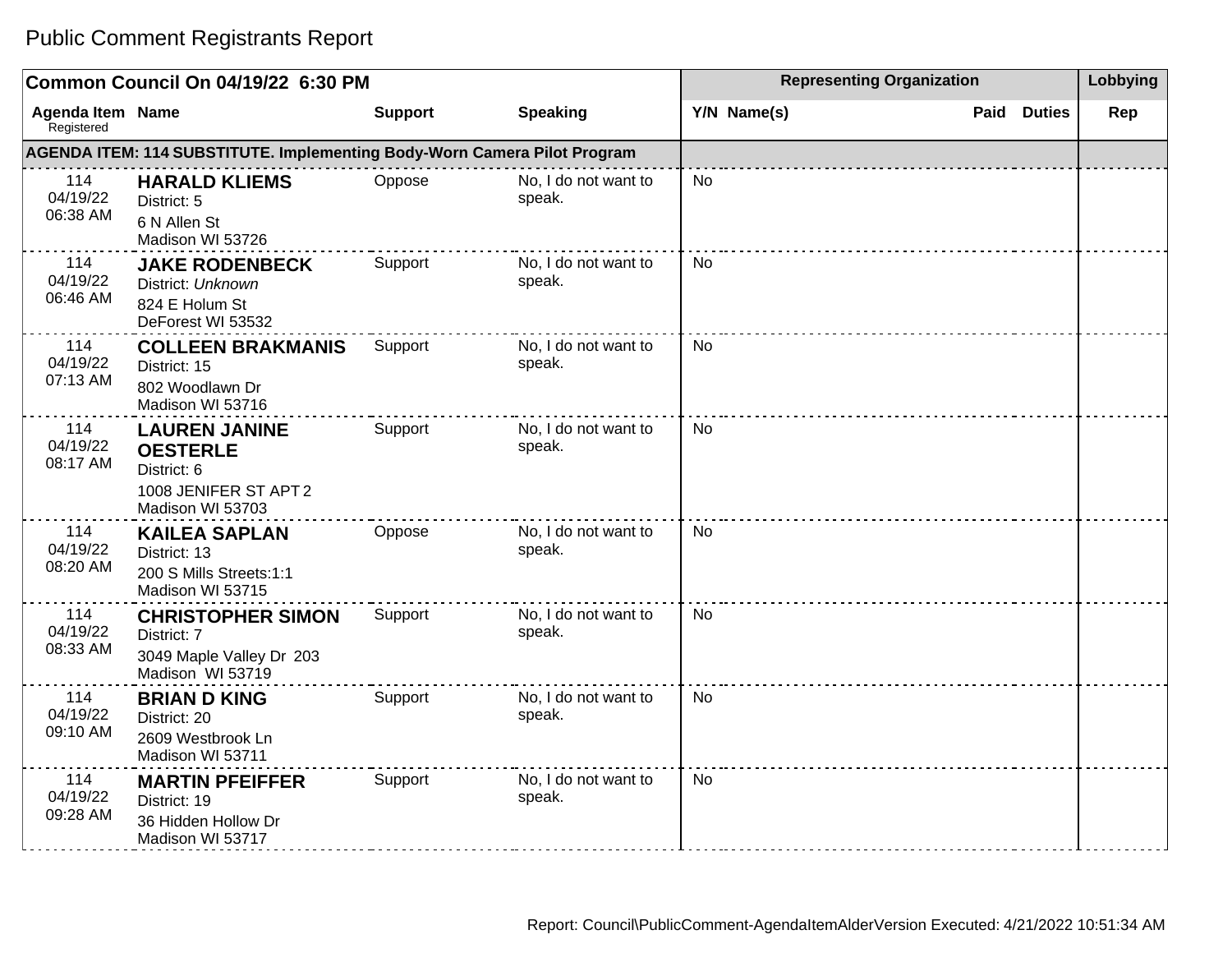# Public Comment Registrants Report

| Common Council On 04/19/22 6:30 PM | | | | Representing Organization | | | | Lobbying |
|---|---|---|---|---|---|---|---|---|
| Agenda Item Registered | Name | Support | Speaking | Y/N | Name(s) | Paid | Duties | Rep |
| **AGENDA ITEM: 114 SUBSTITUTE. Implementing Body-Worn Camera Pilot Program** | | | | | | | | |
| 114 04/19/22 06:38 AM | **HARALD KLIEMS** District: 5 6 N Allen St Madison WI 53726 | Oppose | No, I do not want to speak. | No | | | | |
| 114 04/19/22 06:46 AM | **JAKE RODENBECK** District: *Unknown* 824 E Holum St DeForest WI 53532 | Support | No, I do not want to speak. | No | | | | |
| 114 04/19/22 07:13 AM | **COLLEEN BRAKMANIS** District: 15 802 Woodlawn Dr Madison WI 53716 | Support | No, I do not want to speak. | No | | | | |
| 114 04/19/22 08:17 AM | **LAUREN JANINE OESTERLE** District: 6 1008 JENIFER ST APT 2 Madison WI 53703 | Support | No, I do not want to speak. | No | | | | |
| 114 04/19/22 08:20 AM | **KAILEA SAPLAN** District: 13 200 S Mills Streets:1:1 Madison WI 53715 | Oppose | No, I do not want to speak. | No | | | | |
| 114 04/19/22 08:33 AM | **CHRISTOPHER SIMON** District: 7 3049 Maple Valley Dr 203 Madison WI 53719 | Support | No, I do not want to speak. | No | | | | |
| 114 04/19/22 09:10 AM | **BRIAN D KING** District: 20 2609 Westbrook Ln Madison WI 53711 | Support | No, I do not want to speak. | No | | | | |
| 114 04/19/22 09:28 AM | **MARTIN PFEIFFER** District: 19 36 Hidden Hollow Dr Madison WI 53717 | Support | No, I do not want to speak. | No | | | | |

Report: Council\PublicComment-AgendaItemAlderVersion Executed: 4/21/2022 10:51:34 AM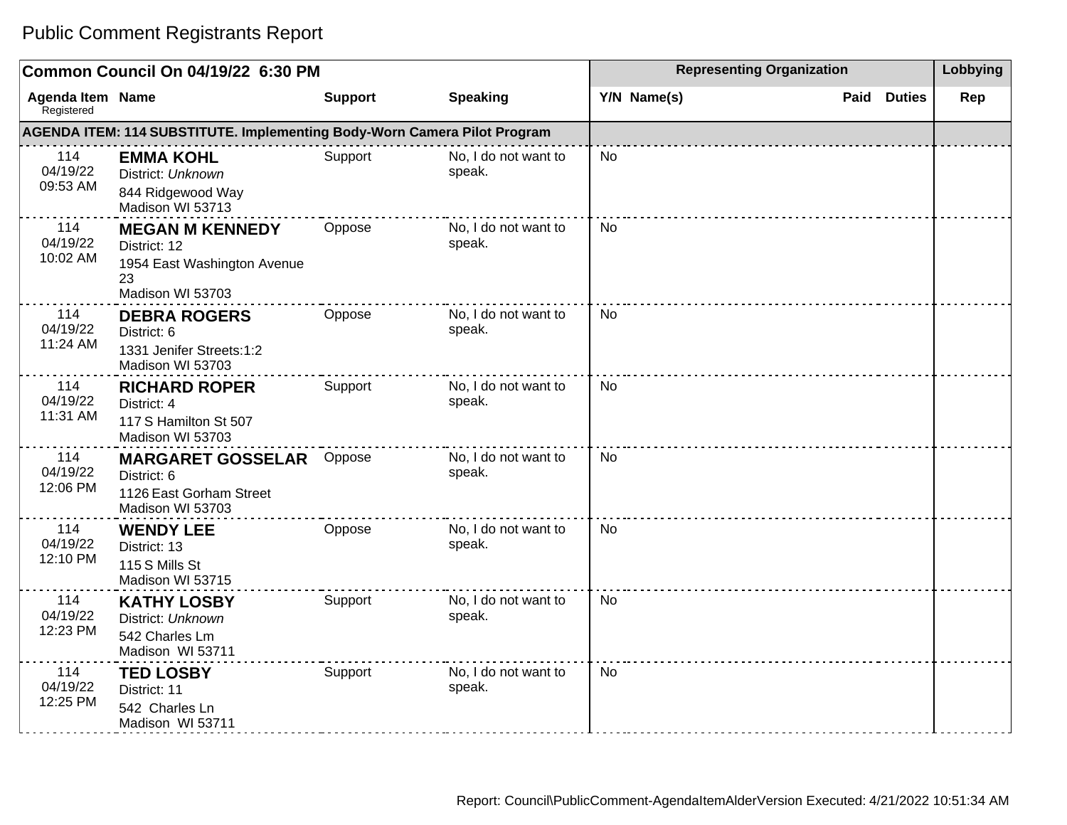# Public Comment Registrants Report

| Common Council On 04/19/22 6:30 PM | | | | Representing Organization | | | | Lobbying |
|---|---|---|---|---|---|---|---|---|
| Agenda Item Registered | Name | Support | Speaking | Y/N | Name(s) | Paid | Duties | Rep |
| **AGENDA ITEM: 114 SUBSTITUTE. Implementing Body-Worn Camera Pilot Program** | | | | | | | | |
| 114 04/19/22 09:53 AM | **EMMA KOHL** District: *Unknown* 844 Ridgewood Way Madison WI 53713 | Support | No, I do not want to speak. | No | | | | |
| 114 04/19/22 10:02 AM | **MEGAN M KENNEDY** District: 12 1954 East Washington Avenue 23 Madison WI 53703 | Oppose | No, I do not want to speak. | No | | | | |
| 114 04/19/22 11:24 AM | **DEBRA ROGERS** District: 6 1331 Jenifer Streets:1:2 Madison WI 53703 | Oppose | No, I do not want to speak. | No | | | | |
| 114 04/19/22 11:31 AM | **RICHARD ROPER** District: 4 117 S Hamilton St 507 Madison WI 53703 | Support | No, I do not want to speak. | No | | | | |
| 114 04/19/22 12:06 PM | **MARGARET GOSSELAR** District: 6 1126 East Gorham Street Madison WI 53703 | Oppose | No, I do not want to speak. | No | | | | |
| 114 04/19/22 12:10 PM | **WENDY LEE** District: 13 115 S Mills St Madison WI 53715 | Oppose | No, I do not want to speak. | No | | | | |
| 114 04/19/22 12:23 PM | **KATHY LOSBY** District: *Unknown* 542 Charles Lm Madison WI 53711 | Support | No, I do not want to speak. | No | | | | |
| 114 04/19/22 12:25 PM | **TED LOSBY** District: 11 542 Charles Ln Madison WI 53711 | Support | No, I do not want to speak. | No | | | | |

Report: Council\PublicComment-AgendaItemAlderVersion Executed: 4/21/2022 10:51:34 AM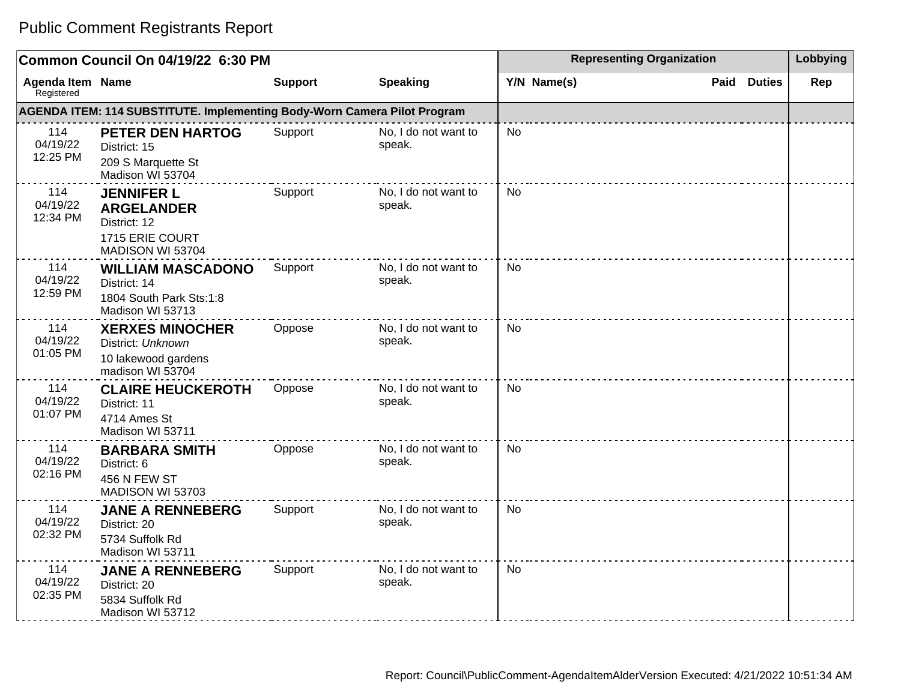# Public Comment Registrants Report

| Common Council On 04/19/22 6:30 PM | | | | Representing Organization | | | Lobbying |
|---|---|---|---|---|---|---|---|
| **Agenda Item** Registered | **Name** | **Support** | **Speaking** | **Y/N Name(s)** | **Paid** | **Duties** | **Rep** |
| **AGENDA ITEM: 114 SUBSTITUTE. Implementing Body-Worn Camera Pilot Program** | | | | | | | |
| 114 04/19/22 12:25 PM | **PETER DEN HARTOG** District: 15 209 S Marquette St Madison WI 53704 | Support | No, I do not want to speak. | No | | | |
| 114 04/19/22 12:34 PM | **JENNIFER L ARGELANDER** District: 12 1715 ERIE COURT MADISON WI 53704 | Support | No, I do not want to speak. | No | | | |
| 114 04/19/22 12:59 PM | **WILLIAM MASCADONO** District: 14 1804 South Park Sts:1:8 Madison WI 53713 | Support | No, I do not want to speak. | No | | | |
| 114 04/19/22 01:05 PM | **XERXES MINOCHER** District: *Unknown* 10 lakewood gardens madison WI 53704 | Oppose | No, I do not want to speak. | No | | | |
| 114 04/19/22 01:07 PM | **CLAIRE HEUCKEROTH** District: 11 4714 Ames St Madison WI 53711 | Oppose | No, I do not want to speak. | No | | | |
| 114 04/19/22 02:16 PM | **BARBARA SMITH** District: 6 456 N FEW ST MADISON WI 53703 | Oppose | No, I do not want to speak. | No | | | |
| 114 04/19/22 02:32 PM | **JANE A RENNEBERG** District: 20 5734 Suffolk Rd Madison WI 53711 | Support | No, I do not want to speak. | No | | | |
| 114 04/19/22 02:35 PM | **JANE A RENNEBERG** District: 20 5834 Suffolk Rd Madison WI 53712 | Support | No, I do not want to speak. | No | | | |

Report: Council\PublicComment-AgendaItemAlderVersion Executed: 4/21/2022 10:51:34 AM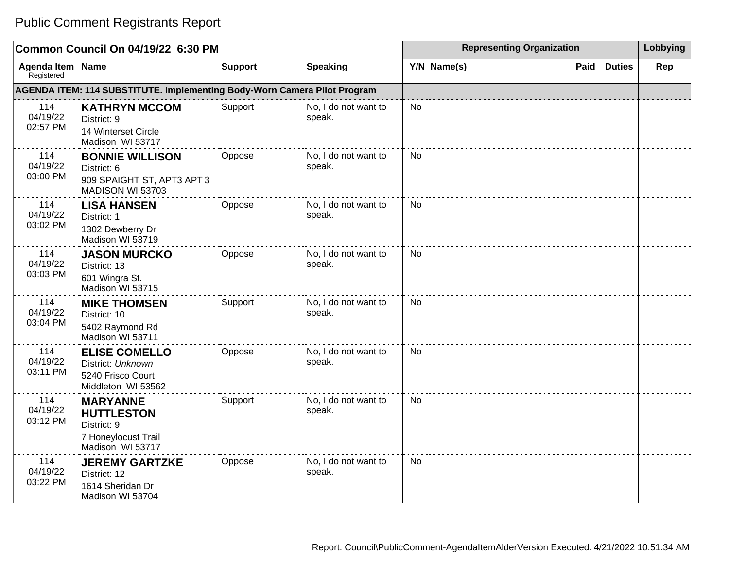# Public Comment Registrants Report

| Common Council On 04/19/22 6:30 PM | | | | Representing Organization | | | | Lobbying |
|---|---|---|---|---|---|---|---|---|
| Agenda Item Registered | Name | Support | Speaking | Y/N | Name(s) | Paid | Duties | Rep |
| **AGENDA ITEM: 114 SUBSTITUTE. Implementing Body-Worn Camera Pilot Program** | | | | | | | | |
| 114 04/19/22 02:57 PM | **KATHRYN MCCOM** District: 9 14 Winterset Circle Madison WI 53717 | Support | No, I do not want to speak. | No | | | | |
| 114 04/19/22 03:00 PM | **BONNIE WILLISON** District: 6 909 SPAIGHT ST, APT3 APT 3 MADISON WI 53703 | Oppose | No, I do not want to speak. | No | | | | |
| 114 04/19/22 03:02 PM | **LISA HANSEN** District: 1 1302 Dewberry Dr Madison WI 53719 | Oppose | No, I do not want to speak. | No | | | | |
| 114 04/19/22 03:03 PM | **JASON MURCKO** District: 13 601 Wingra St. Madison WI 53715 | Oppose | No, I do not want to speak. | No | | | | |
| 114 04/19/22 03:04 PM | **MIKE THOMSEN** District: 10 5402 Raymond Rd Madison WI 53711 | Support | No, I do not want to speak. | No | | | | |
| 114 04/19/22 03:11 PM | **ELISE COMELLO** District: *Unknown* 5240 Frisco Court Middleton WI 53562 | Oppose | No, I do not want to speak. | No | | | | |
| 114 04/19/22 03:12 PM | **MARYANNE HUTTLESTON** District: 9 7 Honeylocust Trail Madison WI 53717 | Support | No, I do not want to speak. | No | | | | |
| 114 04/19/22 03:22 PM | **JEREMY GARTZKE** District: 12 1614 Sheridan Dr Madison WI 53704 | Oppose | No, I do not want to speak. | No | | | | |

Report: Council\PublicComment-AgendaItemAlderVersion Executed: 4/21/2022 10:51:34 AM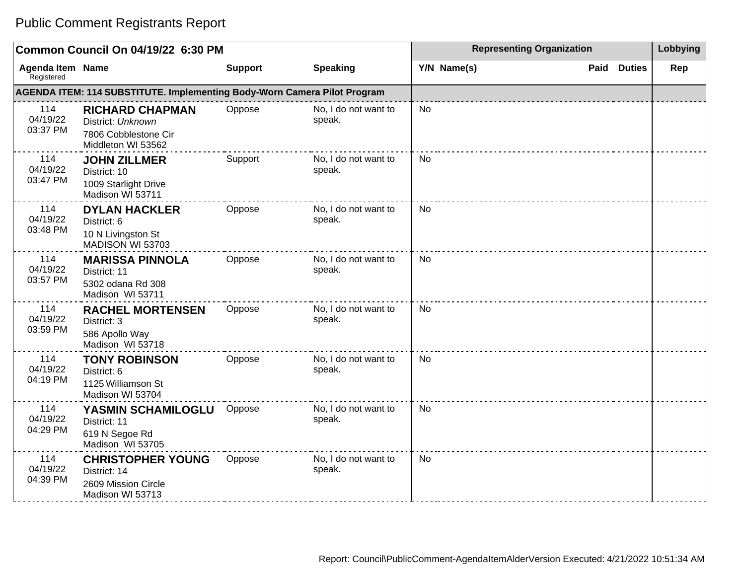# Public Comment Registrants Report

| Common Council On 04/19/22 6:30 PM | | | | Representing Organization | | | Lobbying |
|---|---|---|---|---|---|---|---|
| Agenda Item Registered | Name | Support | Speaking | Y/N Name(s) | Paid | Duties | Rep |
| **AGENDA ITEM: 114 SUBSTITUTE. Implementing Body-Worn Camera Pilot Program** | | | | | | | |
| 114 04/19/22 03:37 PM | **RICHARD CHAPMAN** District: *Unknown* 7806 Cobblestone Cir Middleton WI 53562 | Oppose | No, I do not want to speak. | No | | | |
| 114 04/19/22 03:47 PM | **JOHN ZILLMER** District: 10 1009 Starlight Drive Madison WI 53711 | Support | No, I do not want to speak. | No | | | |
| 114 04/19/22 03:48 PM | **DYLAN HACKLER** District: 6 10 N Livingston St MADISON WI 53703 | Oppose | No, I do not want to speak. | No | | | |
| 114 04/19/22 03:57 PM | **MARISSA PINNOLA** District: 11 5302 odana Rd 308 Madison WI 53711 | Oppose | No, I do not want to speak. | No | | | |
| 114 04/19/22 03:59 PM | **RACHEL MORTENSEN** District: 3 586 Apollo Way Madison WI 53718 | Oppose | No, I do not want to speak. | No | | | |
| 114 04/19/22 04:19 PM | **TONY ROBINSON** District: 6 1125 Williamson St Madison WI 53704 | Oppose | No, I do not want to speak. | No | | | |
| 114 04/19/22 04:29 PM | **YASMIN SCHAMILOGLU** District: 11 619 N Segoe Rd Madison WI 53705 | Oppose | No, I do not want to speak. | No | | | |
| 114 04/19/22 04:39 PM | **CHRISTOPHER YOUNG** District: 14 2609 Mission Circle Madison WI 53713 | Oppose | No, I do not want to speak. | No | | | |

Report: Council\PublicComment-AgendaItemAlderVersion Executed: 4/21/2022 10:51:34 AM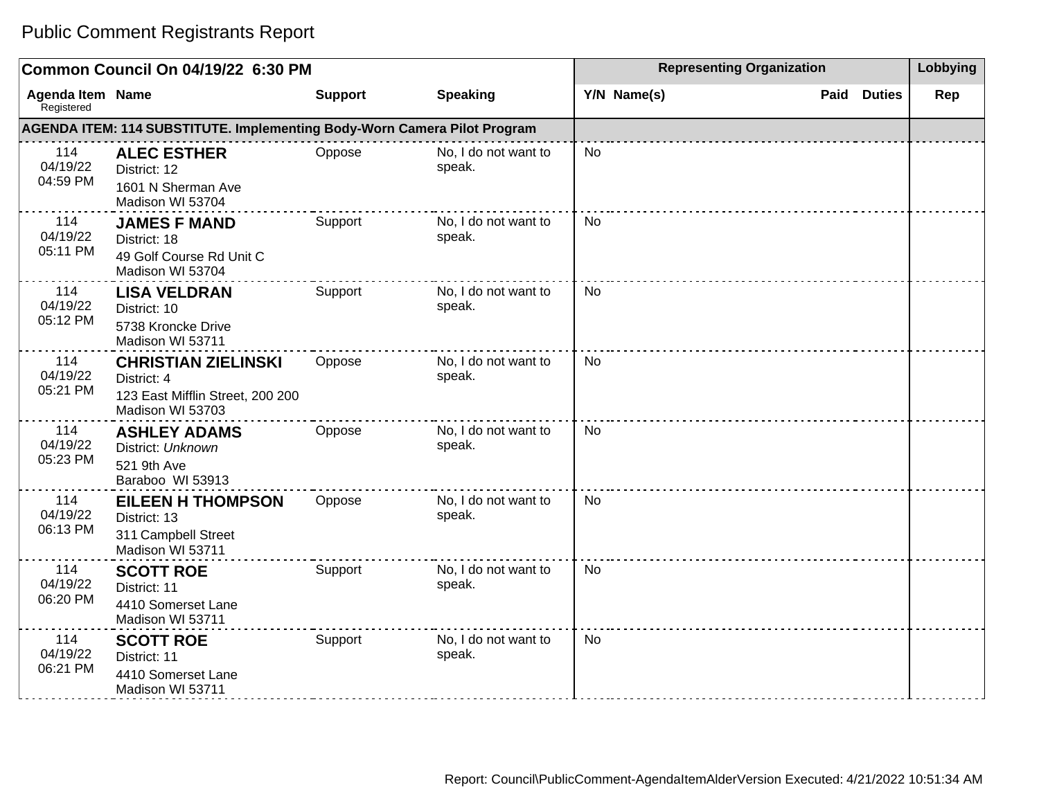# Public Comment Registrants Report

| Common Council On 04/19/22 6:30 PM | | | | Representing Organization | | | | Lobbying |
|---|---|---|---|---|---|---|---|---|
| Agenda Item Registered | Name | Support | Speaking | Y/N | Name(s) | Paid | Duties | Rep |
| **AGENDA ITEM: 114 SUBSTITUTE. Implementing Body-Worn Camera Pilot Program** | | | | | | | | |
| 114 04/19/22 04:59 PM | **ALEC ESTHER** District: 12 1601 N Sherman Ave Madison WI 53704 | Oppose | No, I do not want to speak. | No | | | | |
| 114 04/19/22 05:11 PM | **JAMES F MAND** District: 18 49 Golf Course Rd Unit C Madison WI 53704 | Support | No, I do not want to speak. | No | | | | |
| 114 04/19/22 05:12 PM | **LISA VELDRAN** District: 10 5738 Kroncke Drive Madison WI 53711 | Support | No, I do not want to speak. | No | | | | |
| 114 04/19/22 05:21 PM | **CHRISTIAN ZIELINSKI** District: 4 123 East Mifflin Street, 200 200 Madison WI 53703 | Oppose | No, I do not want to speak. | No | | | | |
| 114 04/19/22 05:23 PM | **ASHLEY ADAMS** District: *Unknown* 521 9th Ave Baraboo WI 53913 | Oppose | No, I do not want to speak. | No | | | | |
| 114 04/19/22 06:13 PM | **EILEEN H THOMPSON** District: 13 311 Campbell Street Madison WI 53711 | Oppose | No, I do not want to speak. | No | | | | |
| 114 04/19/22 06:20 PM | **SCOTT ROE** District: 11 4410 Somerset Lane Madison WI 53711 | Support | No, I do not want to speak. | No | | | | |
| 114 04/19/22 06:21 PM | **SCOTT ROE** District: 11 4410 Somerset Lane Madison WI 53711 | Support | No, I do not want to speak. | No | | | | |

Report: Council\PublicComment-AgendaItemAlderVersion Executed: 4/21/2022 10:51:34 AM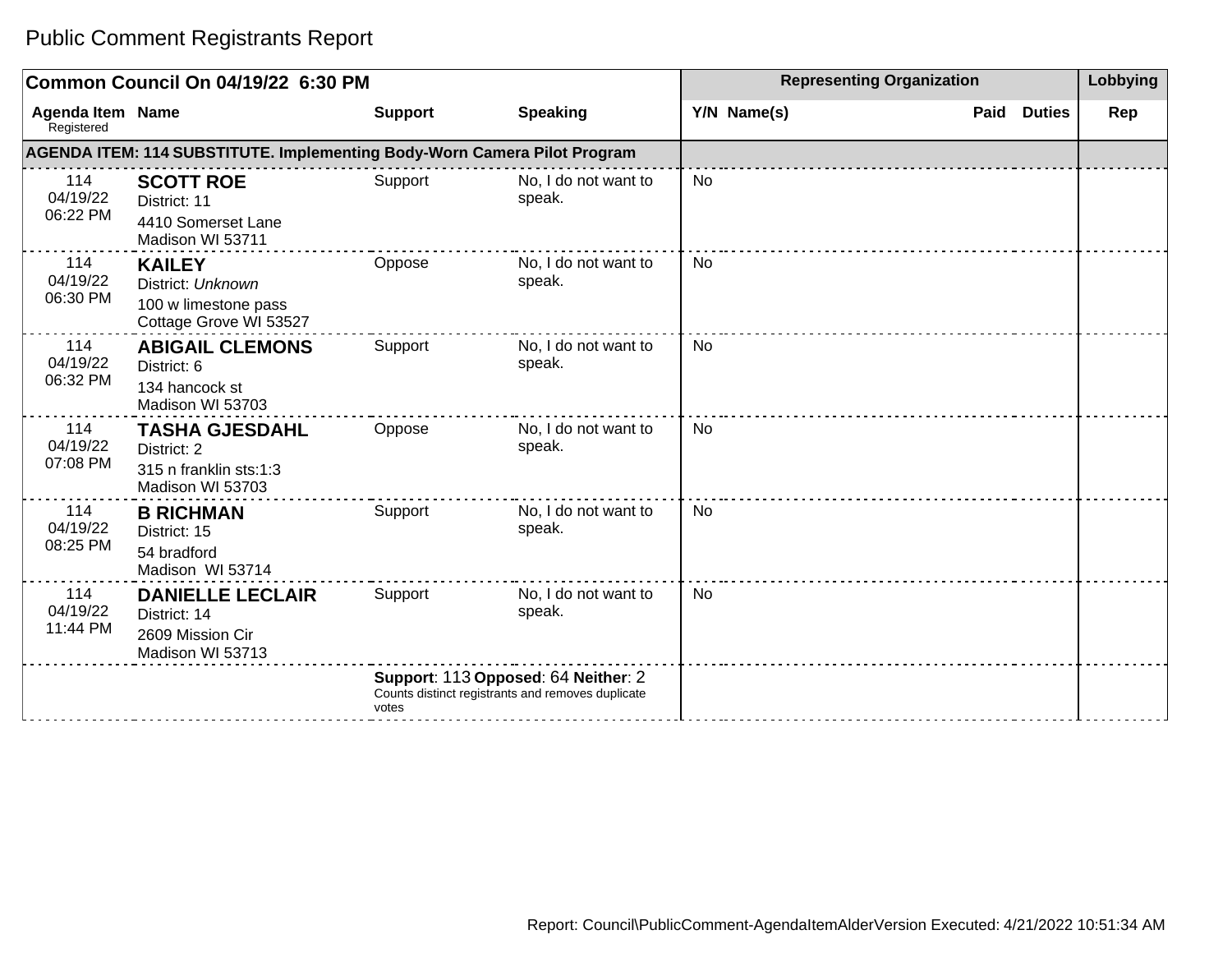# Public Comment Registrants Report

| Common Council On 04/19/22 6:30 PM | | | | Representing Organization | | | | Lobbying |
|---|---|---|---|---|---|---|---|---|
| Agenda Item Registered | Name | Support | Speaking | Y/N | Name(s) | Paid | Duties | Rep |
| **AGENDA ITEM: 114 SUBSTITUTE. Implementing Body-Worn Camera Pilot Program** | | | | | | | | |
| 114 04/19/22 06:22 PM | **SCOTT ROE** District: 11 4410 Somerset Lane Madison WI 53711 | Support | No, I do not want to speak. | No | | | | |
| 114 04/19/22 06:30 PM | **KAILEY** District: *Unknown* 100 w limestone pass Cottage Grove WI 53527 | Oppose | No, I do not want to speak. | No | | | | |
| 114 04/19/22 06:32 PM | **ABIGAIL CLEMONS** District: 6 134 hancock st Madison WI 53703 | Support | No, I do not want to speak. | No | | | | |
| 114 04/19/22 07:08 PM | **TASHA GJESDAHL** District: 2 315 n franklin sts:1:3 Madison WI 53703 | Oppose | No, I do not want to speak. | No | | | | |
| 114 04/19/22 08:25 PM | **B RICHMAN** District: 15 54 bradford Madison WI 53714 | Support | No, I do not want to speak. | No | | | | |
| 114 04/19/22 11:44 PM | **DANIELLE LECLAIR** District: 14 2609 Mission Cir Madison WI 53713 | Support | No, I do not want to speak. | No | | | | |
| | | **Support**: 113 **Opposed**: 64 **Neither**: 2 Counts distinct registrants and removes duplicate votes | | | | | | |

Report: Council\PublicComment-AgendaItemAlderVersion Executed: 4/21/2022 10:51:34 AM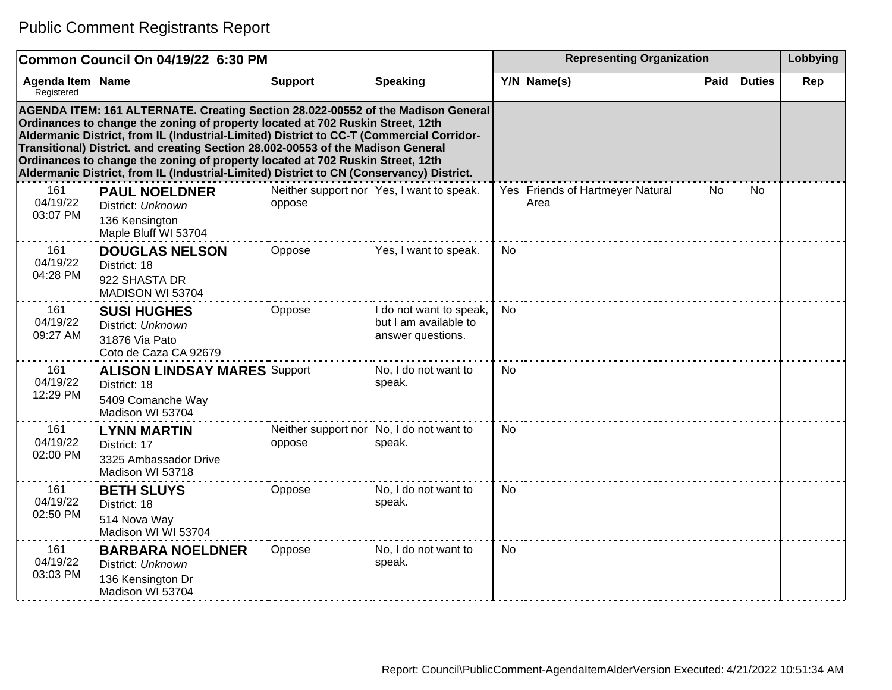# Public Comment Registrants Report

| Common Council On 04/19/22 6:30 PM | | | | Representing Organization | | | | Lobbying |
|---|---|---|---|---|---|---|---|---|
| Agenda Item Registered | Name | Support | Speaking | Y/N | Name(s) | Paid | Duties | Rep |
| **AGENDA ITEM: 161 ALTERNATE. Creating Section 28.022-00552 of the Madison General Ordinances to change the zoning of property located at 702 Ruskin Street, 12th Aldermanic District, from IL (Industrial-Limited) District to CC-T (Commercial Corridor-Transitional) District. and creating Section 28.002-00553 of the Madison General Ordinances to change the zoning of property located at 702 Ruskin Street, 12th Aldermanic District, from IL (Industrial-Limited) District to CN (Conservancy) District.** | | | | | | | | |
| 161 04/19/22 03:07 PM | **PAUL NOELDNER** District: *Unknown* 136 Kensington Maple Bluff WI 53704 | Neither support nor oppose | Yes, I want to speak. | Yes | Friends of Hartmeyer Natural Area | No | No | |
| 161 04/19/22 04:28 PM | **DOUGLAS NELSON** District: 18 922 SHASTA DR MADISON WI 53704 | Oppose | Yes, I want to speak. | No | | | | |
| 161 04/19/22 09:27 AM | **SUSI HUGHES** District: *Unknown* 31876 Via Pato Coto de Caza CA 92679 | Oppose | I do not want to speak, but I am available to answer questions. | No | | | | |
| 161 04/19/22 12:29 PM | **ALISON LINDSAY MARES** District: 18 5409 Comanche Way Madison WI 53704 | Support | No, I do not want to speak. | No | | | | |
| 161 04/19/22 02:00 PM | **LYNN MARTIN** District: 17 3325 Ambassador Drive Madison WI 53718 | Neither support nor oppose | No, I do not want to speak. | No | | | | |
| 161 04/19/22 02:50 PM | **BETH SLUYS** District: 18 514 Nova Way Madison WI WI 53704 | Oppose | No, I do not want to speak. | No | | | | |
| 161 04/19/22 03:03 PM | **BARBARA NOELDNER** District: *Unknown* 136 Kensington Dr Madison WI 53704 | Oppose | No, I do not want to speak. | No | | | | |

Report: Council\PublicComment-AgendaItemAlderVersion Executed: 4/21/2022 10:51:34 AM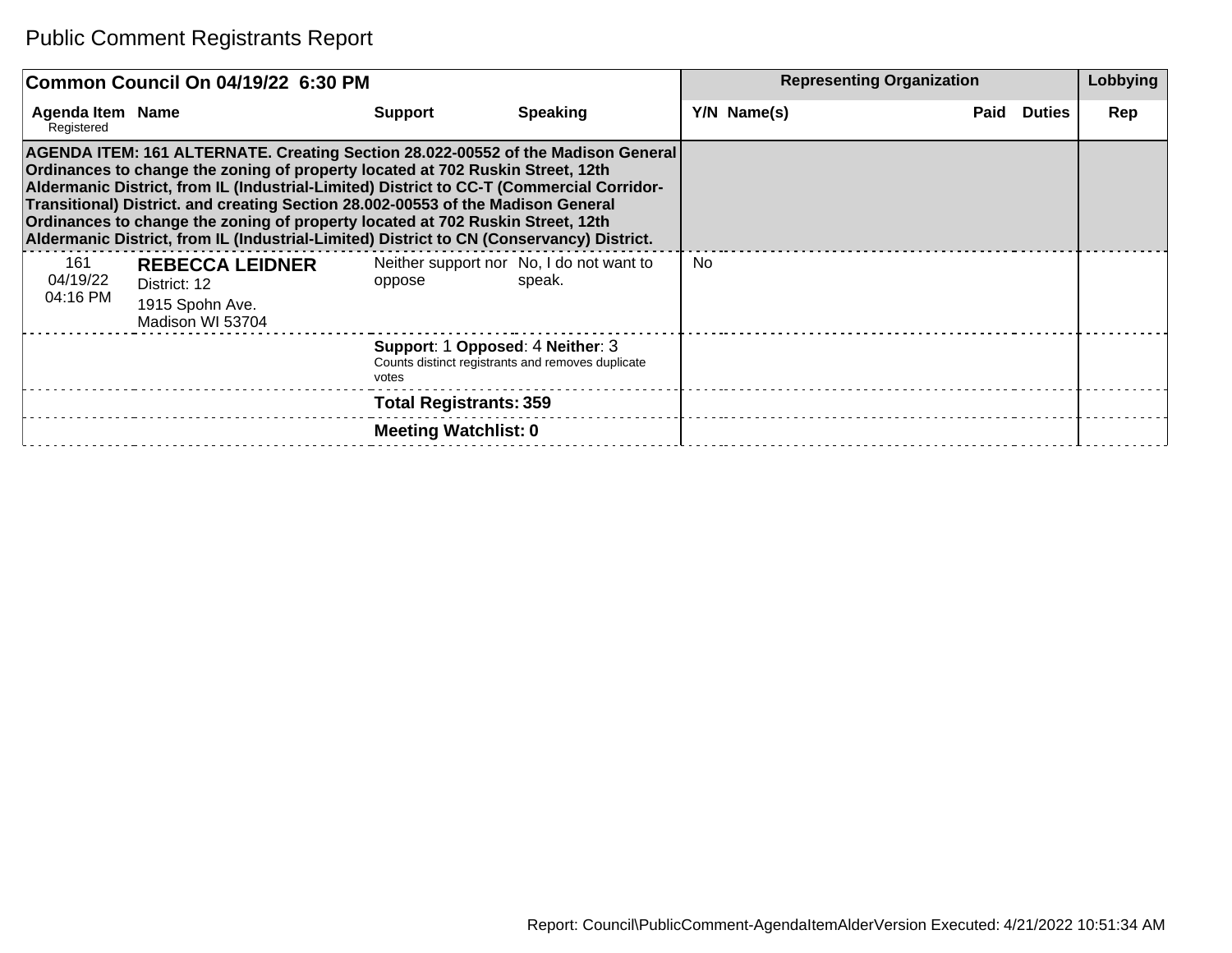# Public Comment Registrants Report

| Common Council On 04/19/22 6:30 PM | | | | Representing Organization | | | | Lobbying |
|---|---|---|---|---|---|---|---|---|
| Agenda Item Registered | Name | Support | Speaking | Y/N | Name(s) | Paid | Duties | Rep |
| **AGENDA ITEM: 161 ALTERNATE. Creating Section 28.022-00552 of the Madison General Ordinances to change the zoning of property located at 702 Ruskin Street, 12th Aldermanic District, from IL (Industrial-Limited) District to CC-T (Commercial Corridor-Transitional) District. and creating Section 28.002-00553 of the Madison General Ordinances to change the zoning of property located at 702 Ruskin Street, 12th Aldermanic District, from IL (Industrial-Limited) District to CN (Conservancy) District.** | | | | | | | | |
| 161 04/19/22 04:16 PM | **REBECCA LEIDNER** District: 12 1915 Spohn Ave. Madison WI 53704 | Neither support nor oppose | No, I do not want to speak. | No | | | | |
| | | **Support**: 1 **Opposed**: 4 **Neither**: 3 Counts distinct registrants and removes duplicate votes | | | | | | |
| | | **Total Registrants: 359** | | | | | | |
| | | **Meeting Watchlist: 0** | | | | | | |

Report: Council\PublicComment-AgendaItemAlderVersion Executed: 4/21/2022 10:51:34 AM